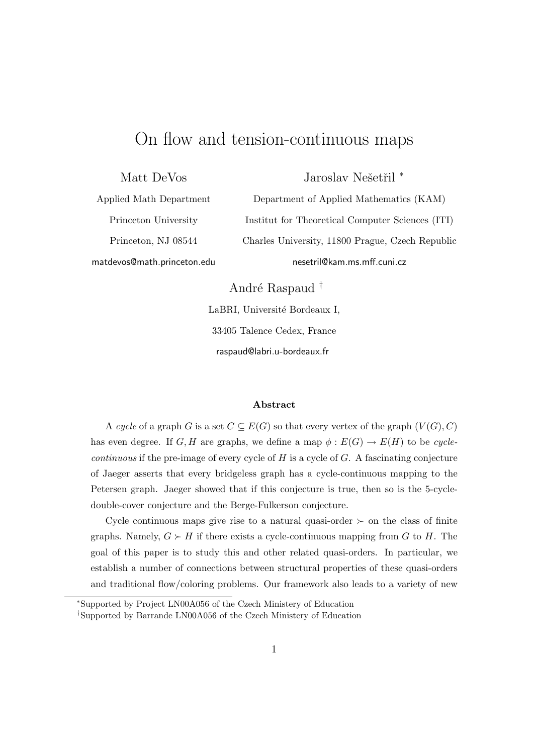# On flow and tension-continuous maps

Matt DeVos

Applied Math Department

Princeton University

Princeton, NJ 08544

matdevos@math.princeton.edu

Jaroslav Nešetřil [*]

Department of Applied Mathematics (KAM)

Institut for Theoretical Computer Sciences (ITI)

Charles University, 11800 Prague, Czech Republic

nesetril@kam.ms.mff.cuni.cz

André Raspaud [†]

LaBRI, Université Bordeaux I,

33405 Talence Cedex, France

raspaud@labri.u-bordeaux.fr

**Abstract**

A *cycle* of a graph $G$ is a set $C \subseteq E(G)$ so that every vertex of the graph $(V(G), C)$ has even degree. If $G, H$ are graphs, we define a map $\phi : E(G) \to E(H)$ to be *cycle-continuous* if the pre-image of every cycle of $H$ is a cycle of $G$. A fascinating conjecture of Jaeger asserts that every bridgeless graph has a cycle-continuous mapping to the Petersen graph. Jaeger showed that if this conjecture is true, then so is the 5-cycle-double-cover conjecture and the Berge-Fulkerson conjecture.

Cycle continuous maps give rise to a natural quasi-order $\succ$ on the class of finite graphs. Namely, $G \succ H$ if there exists a cycle-continuous mapping from $G$ to $H$. The goal of this paper is to study this and other related quasi-orders. In particular, we establish a number of connections between structural properties of these quasi-orders and traditional flow/coloring problems. Our framework also leads to a variety of new

[*] Supported by Project LN00A056 of the Czech Ministery of Education

[†] Supported by Barrande LN00A056 of the Czech Ministery of Education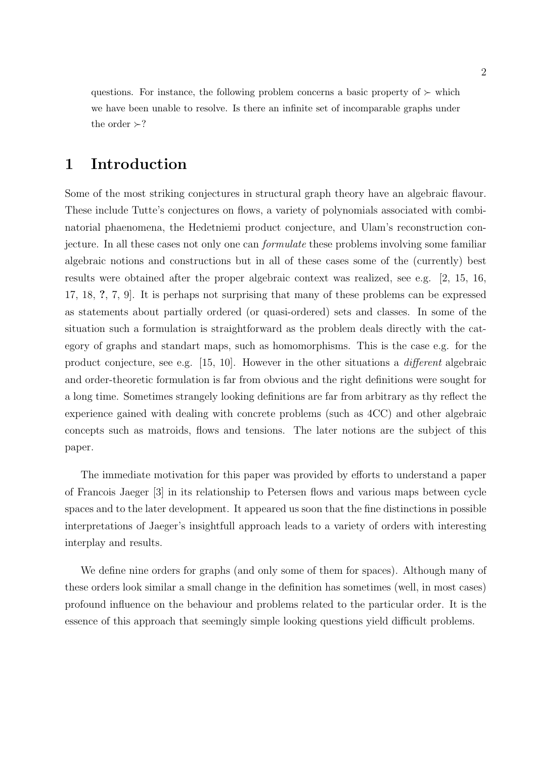questions. For instance, the following problem concerns a basic property of $\succ$ which we have been unable to resolve. Is there an infinite set of incomparable graphs under the order $\succ$?

# 1 Introduction

Some of the most striking conjectures in structural graph theory have an algebraic flavour. These include Tutte's conjectures on flows, a variety of polynomials associated with combinatorial phaenomena, the Hedetniemi product conjecture, and Ulam's reconstruction conjecture. In all these cases not only one can *formulate* these problems involving some familiar algebraic notions and constructions but in all of these cases some of the (currently) best results were obtained after the proper algebraic context was realized, see e.g. [2, 15, 16, 17, 18, **?**, 7, 9]. It is perhaps not surprising that many of these problems can be expressed as statements about partially ordered (or quasi-ordered) sets and classes. In some of the situation such a formulation is straightforward as the problem deals directly with the category of graphs and standart maps, such as homomorphisms. This is the case e.g. for the product conjecture, see e.g. [15, 10]. However in the other situations a *different* algebraic and order-theoretic formulation is far from obvious and the right definitions were sought for a long time. Sometimes strangely looking definitions are far from arbitrary as thy reflect the experience gained with dealing with concrete problems (such as 4CC) and other algebraic concepts such as matroids, flows and tensions. The later notions are the subject of this paper.

The immediate motivation for this paper was provided by efforts to understand a paper of Francois Jaeger [3] in its relationship to Petersen flows and various maps between cycle spaces and to the later development. It appeared us soon that the fine distinctions in possible interpretations of Jaeger's insightfull approach leads to a variety of orders with interesting interplay and results.

We define nine orders for graphs (and only some of them for spaces). Although many of these orders look similar a small change in the definition has sometimes (well, in most cases) profound influence on the behaviour and problems related to the particular order. It is the essence of this approach that seemingly simple looking questions yield difficult problems.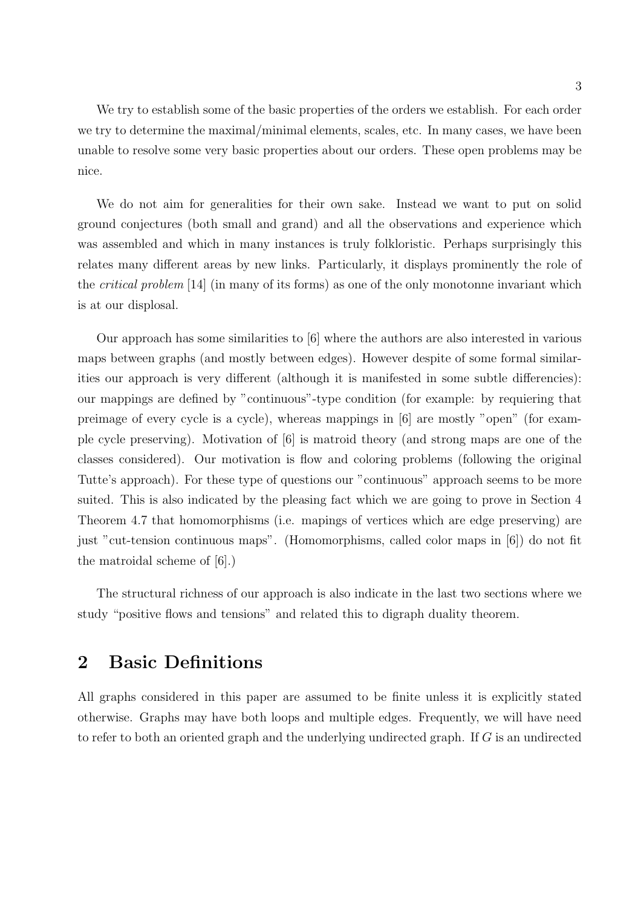We try to establish some of the basic properties of the orders we establish. For each order we try to determine the maximal/minimal elements, scales, etc. In many cases, we have been unable to resolve some very basic properties about our orders. These open problems may be nice.

We do not aim for generalities for their own sake. Instead we want to put on solid ground conjectures (both small and grand) and all the observations and experience which was assembled and which in many instances is truly folkloristic. Perhaps surprisingly this relates many different areas by new links. Particularly, it displays prominently the role of the *critical problem* [14] (in many of its forms) as one of the only monotonne invariant which is at our displosal.

Our approach has some similarities to [6] where the authors are also interested in various maps between graphs (and mostly between edges). However despite of some formal similarities our approach is very different (although it is manifested in some subtle differencies): our mappings are defined by "continuous"-type condition (for example: by requiering that preimage of every cycle is a cycle), whereas mappings in [6] are mostly "open" (for example cycle preserving). Motivation of [6] is matroid theory (and strong maps are one of the classes considered). Our motivation is flow and coloring problems (following the original Tutte's approach). For these type of questions our "continuous" approach seems to be more suited. This is also indicated by the pleasing fact which we are going to prove in Section 4 Theorem 4.7 that homomorphisms (i.e. mapings of vertices which are edge preserving) are just "cut-tension continuous maps". (Homomorphisms, called color maps in [6]) do not fit the matroidal scheme of [6].)

The structural richness of our approach is also indicate in the last two sections where we study "positive flows and tensions" and related this to digraph duality theorem.

## 2 Basic Definitions

All graphs considered in this paper are assumed to be finite unless it is explicitly stated otherwise. Graphs may have both loops and multiple edges. Frequently, we will have need to refer to both an oriented graph and the underlying undirected graph. If $G$ is an undirected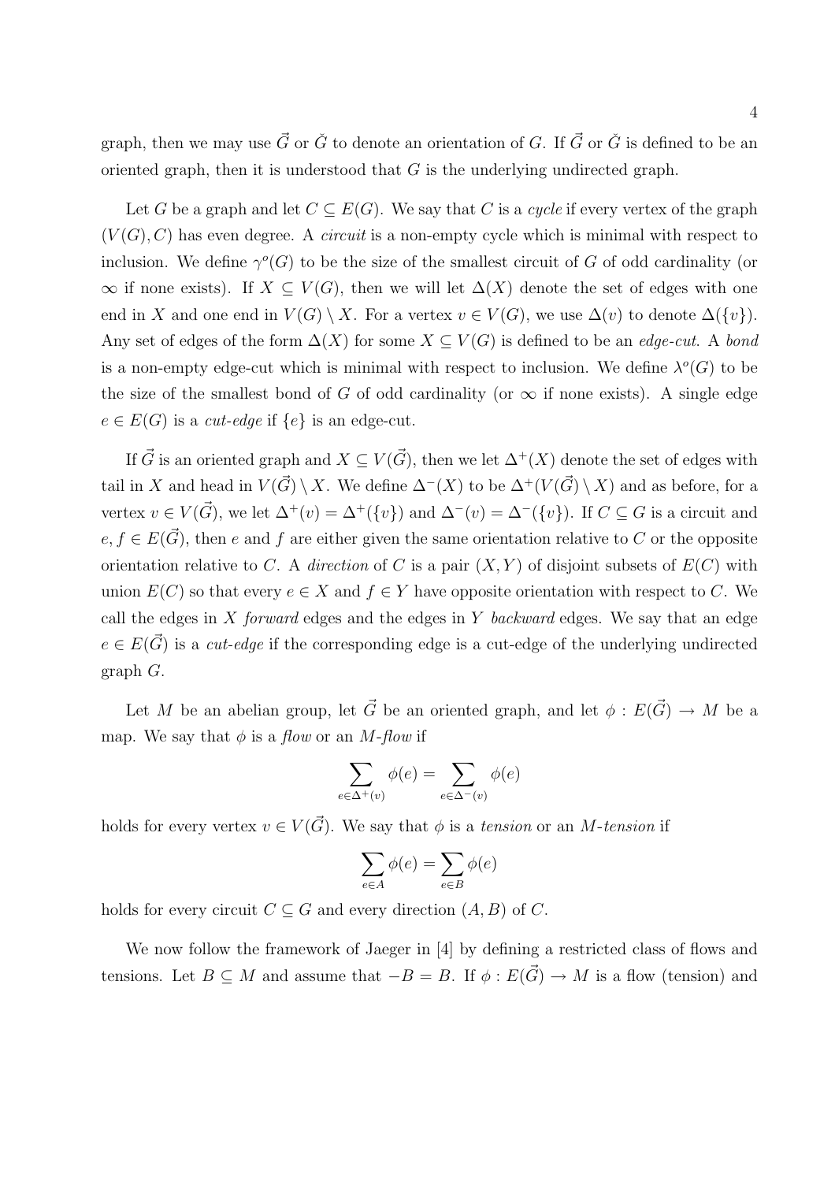graph, then we may use $\vec{G}$ or $\check{G}$ to denote an orientation of $G$. If $\vec{G}$ or $\check{G}$ is defined to be an oriented graph, then it is understood that $G$ is the underlying undirected graph.

Let $G$ be a graph and let $C \subseteq E(G)$. We say that $C$ is a *cycle* if every vertex of the graph $(V(G), C)$ has even degree. A *circuit* is a non-empty cycle which is minimal with respect to inclusion. We define $\gamma^o(G)$ to be the size of the smallest circuit of $G$ of odd cardinality (or $\infty$ if none exists). If $X \subseteq V(G)$, then we will let $\Delta(X)$ denote the set of edges with one end in $X$ and one end in $V(G) \setminus X$. For a vertex $v \in V(G)$, we use $\Delta(v)$ to denote $\Delta(\{v\})$. Any set of edges of the form $\Delta(X)$ for some $X \subseteq V(G)$ is defined to be an *edge-cut*. A *bond* is a non-empty edge-cut which is minimal with respect to inclusion. We define $\lambda^o(G)$ to be the size of the smallest bond of $G$ of odd cardinality (or $\infty$ if none exists). A single edge $e \in E(G)$ is a *cut-edge* if $\{e\}$ is an edge-cut.

If $\vec{G}$ is an oriented graph and $X \subseteq V(\vec{G})$, then we let $\Delta^+(X)$ denote the set of edges with tail in $X$ and head in $V(\vec{G}) \setminus X$. We define $\Delta^-(X)$ to be $\Delta^+(V(\vec{G}) \setminus X)$ and as before, for a vertex $v \in V(\vec{G})$, we let $\Delta^+(v) = \Delta^+(\{v\})$ and $\Delta^-(v) = \Delta^-(\{v\})$. If $C \subseteq G$ is a circuit and $e, f \in E(\vec{G})$, then $e$ and $f$ are either given the same orientation relative to $C$ or the opposite orientation relative to $C$. A *direction* of $C$ is a pair $(X, Y)$ of disjoint subsets of $E(C)$ with union $E(C)$ so that every $e \in X$ and $f \in Y$ have opposite orientation with respect to $C$. We call the edges in $X$ *forward* edges and the edges in $Y$ *backward* edges. We say that an edge $e \in E(\vec{G})$ is a *cut-edge* if the corresponding edge is a cut-edge of the underlying undirected graph $G$.

Let $M$ be an abelian group, let $\vec{G}$ be an oriented graph, and let $\phi : E(\vec{G}) \to M$ be a map. We say that $\phi$ is a *flow* or an *$M$-flow* if

$$\sum_{e \in \Delta^+(v)} \phi(e) = \sum_{e \in \Delta^-(v)} \phi(e)$$

holds for every vertex $v \in V(\vec{G})$. We say that $\phi$ is a *tension* or an *$M$-tension* if

$$\sum_{e \in A} \phi(e) = \sum_{e \in B} \phi(e)$$

holds for every circuit $C \subseteq G$ and every direction $(A, B)$ of $C$.

We now follow the framework of Jaeger in [4] by defining a restricted class of flows and tensions. Let $B \subseteq M$ and assume that $-B = B$. If $\phi : E(\vec{G}) \to M$ is a flow (tension) and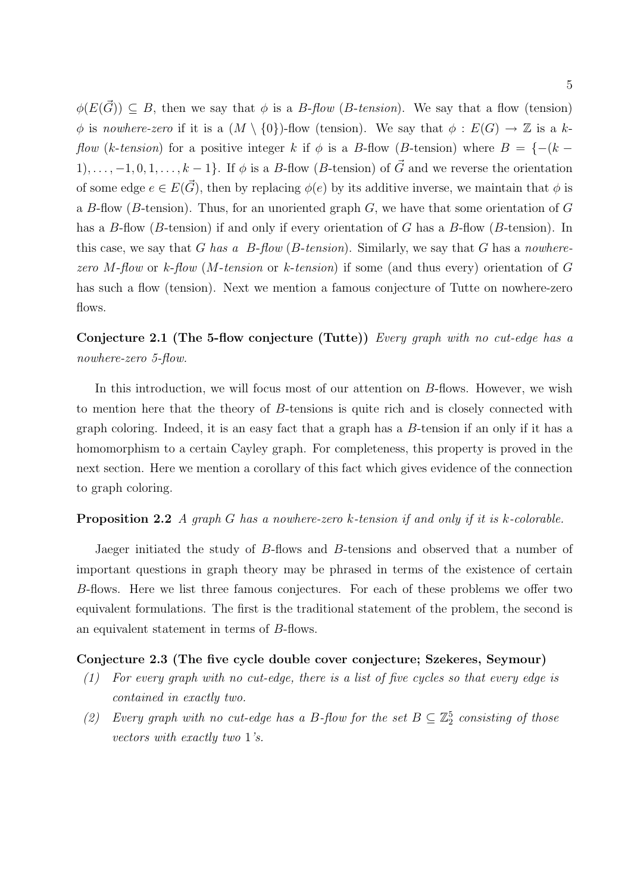$\phi(E(\vec{G})) \subseteq B$, then we say that $\phi$ is a *B-flow* (*B-tension*). We say that a flow (tension) $\phi$ is *nowhere-zero* if it is a $(M \setminus \{0\})$-flow (tension). We say that $\phi : E(G) \to \mathbb{Z}$ is a *k-flow* (*k-tension*) for a positive integer $k$ if $\phi$ is a $B$-flow ($B$-tension) where $B = \{-(k-1), \ldots, -1, 0, 1, \ldots, k-1\}$. If $\phi$ is a $B$-flow ($B$-tension) of $\vec{G}$ and we reverse the orientation of some edge $e \in E(\vec{G})$, then by replacing $\phi(e)$ by its additive inverse, we maintain that $\phi$ is a $B$-flow ($B$-tension). Thus, for an unoriented graph $G$, we have that some orientation of $G$ has a $B$-flow ($B$-tension) if and only if every orientation of $G$ has a $B$-flow ($B$-tension). In this case, we say that $G$ *has a B-flow* (*B-tension*). Similarly, we say that $G$ has a *nowhere-zero M-flow* or *k-flow* (*M-tension* or *k-tension*) if some (and thus every) orientation of $G$ has such a flow (tension). Next we mention a famous conjecture of Tutte on nowhere-zero flows.

**Conjecture 2.1 (The 5-flow conjecture (Tutte))** *Every graph with no cut-edge has a nowhere-zero 5-flow.*

In this introduction, we will focus most of our attention on $B$-flows. However, we wish to mention here that the theory of $B$-tensions is quite rich and is closely connected with graph coloring. Indeed, it is an easy fact that a graph has a $B$-tension if an only if it has a homomorphism to a certain Cayley graph. For completeness, this property is proved in the next section. Here we mention a corollary of this fact which gives evidence of the connection to graph coloring.

**Proposition 2.2** *A graph $G$ has a nowhere-zero $k$-tension if and only if it is $k$-colorable.*

Jaeger initiated the study of $B$-flows and $B$-tensions and observed that a number of important questions in graph theory may be phrased in terms of the existence of certain $B$-flows. Here we list three famous conjectures. For each of these problems we offer two equivalent formulations. The first is the traditional statement of the problem, the second is an equivalent statement in terms of $B$-flows.

**Conjecture 2.3 (The five cycle double cover conjecture; Szekeres, Seymour)**

(1) *For every graph with no cut-edge, there is a list of five cycles so that every edge is contained in exactly two.*

(2) *Every graph with no cut-edge has a $B$-flow for the set $B \subseteq \mathbb{Z}_2^5$ consisting of those vectors with exactly two 1's.*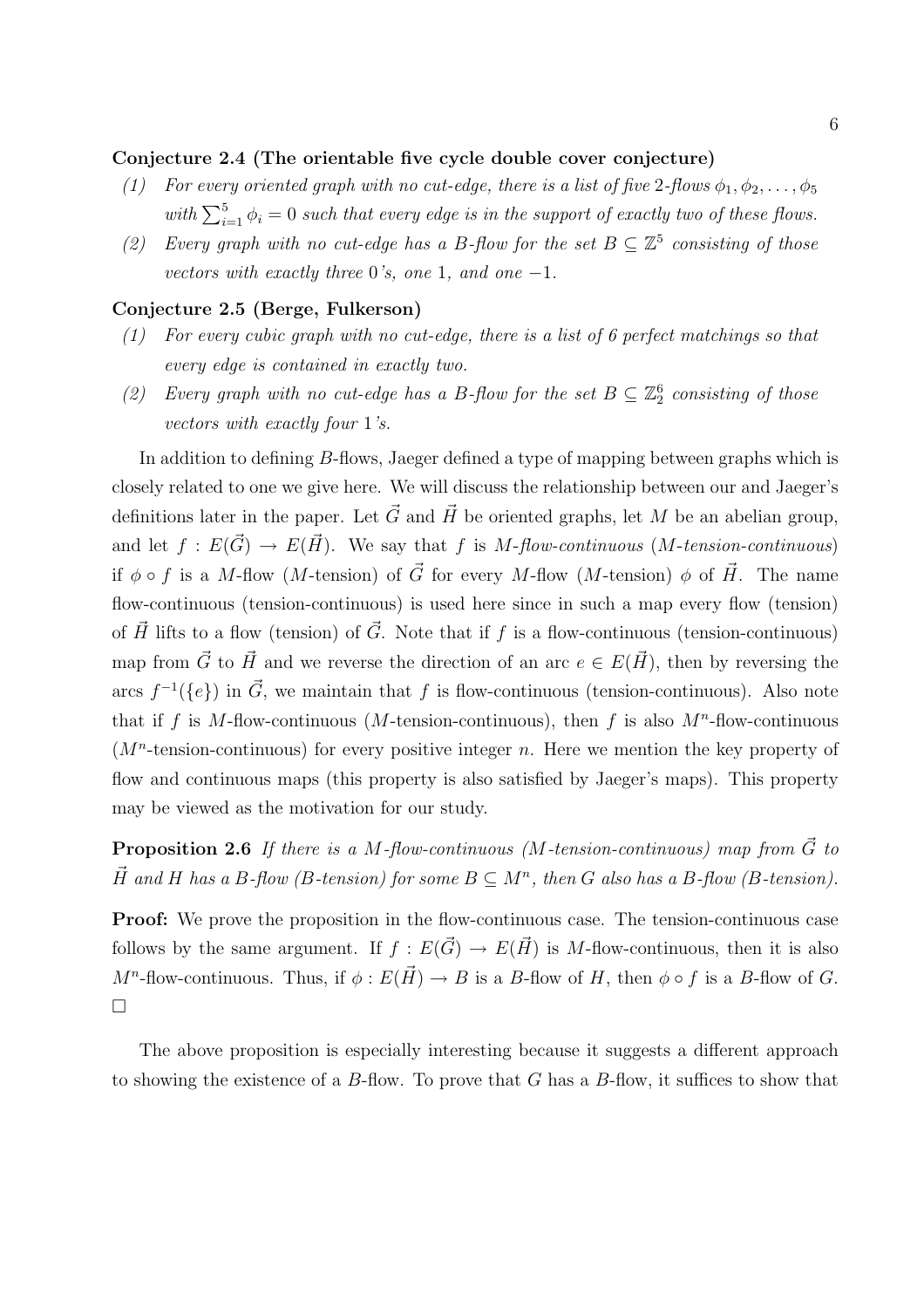**Conjecture 2.4 (The orientable five cycle double cover conjecture)**

(1) *For every oriented graph with no cut-edge, there is a list of five 2-flows $\phi_1, \phi_2, \ldots, \phi_5$ with $\sum_{i=1}^{5} \phi_i = 0$ such that every edge is in the support of exactly two of these flows.*

(2) *Every graph with no cut-edge has a $B$-flow for the set $B \subseteq \mathbb{Z}^5$ consisting of those vectors with exactly three 0's, one 1, and one $-1$.*

**Conjecture 2.5 (Berge, Fulkerson)**

(1) *For every cubic graph with no cut-edge, there is a list of 6 perfect matchings so that every edge is contained in exactly two.*

(2) *Every graph with no cut-edge has a $B$-flow for the set $B \subseteq \mathbb{Z}_2^6$ consisting of those vectors with exactly four 1's.*

In addition to defining $B$-flows, Jaeger defined a type of mapping between graphs which is closely related to one we give here. We will discuss the relationship between our and Jaeger's definitions later in the paper. Let $\vec{G}$ and $\vec{H}$ be oriented graphs, let $M$ be an abelian group, and let $f : E(\vec{G}) \to E(\vec{H})$. We say that $f$ is *$M$-flow-continuous* (*$M$-tension-continuous*) if $\phi \circ f$ is a $M$-flow ($M$-tension) of $\vec{G}$ for every $M$-flow ($M$-tension) $\phi$ of $\vec{H}$. The name flow-continuous (tension-continuous) is used here since in such a map every flow (tension) of $\vec{H}$ lifts to a flow (tension) of $\vec{G}$. Note that if $f$ is a flow-continuous (tension-continuous) map from $\vec{G}$ to $\vec{H}$ and we reverse the direction of an arc $e \in E(\vec{H})$, then by reversing the arcs $f^{-1}(\{e\})$ in $\vec{G}$, we maintain that $f$ is flow-continuous (tension-continuous). Also note that if $f$ is $M$-flow-continuous ($M$-tension-continuous), then $f$ is also $M^n$-flow-continuous ($M^n$-tension-continuous) for every positive integer $n$. Here we mention the key property of flow and continuous maps (this property is also satisfied by Jaeger's maps). This property may be viewed as the motivation for our study.

**Proposition 2.6** *If there is a $M$-flow-continuous ($M$-tension-continuous) map from $\vec{G}$ to $\vec{H}$ and $H$ has a $B$-flow ($B$-tension) for some $B \subseteq M^n$, then $G$ also has a $B$-flow ($B$-tension).*

**Proof:** We prove the proposition in the flow-continuous case. The tension-continuous case follows by the same argument. If $f : E(\vec{G}) \to E(\vec{H})$ is $M$-flow-continuous, then it is also $M^n$-flow-continuous. Thus, if $\phi : E(\vec{H}) \to B$ is a $B$-flow of $H$, then $\phi \circ f$ is a $B$-flow of $G$. $\square$

The above proposition is especially interesting because it suggests a different approach to showing the existence of a $B$-flow. To prove that $G$ has a $B$-flow, it suffices to show that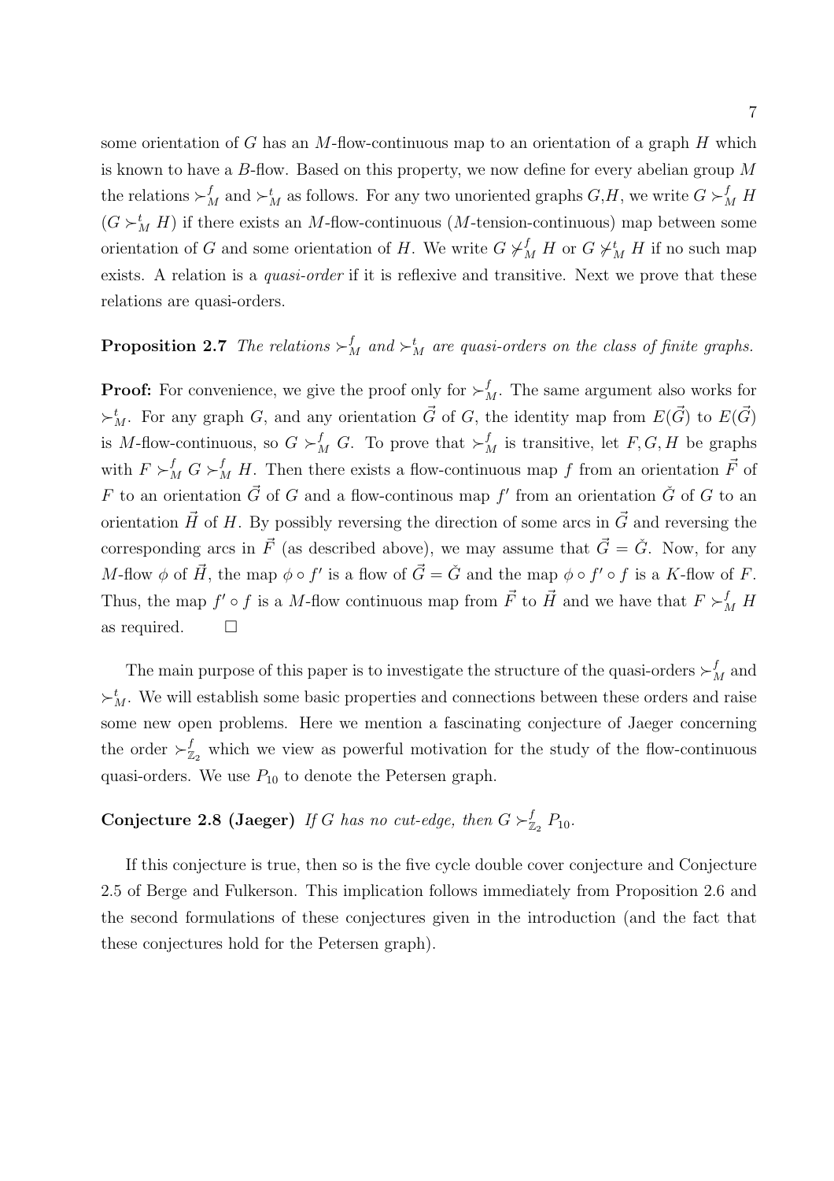some orientation of $G$ has an $M$-flow-continuous map to an orientation of a graph $H$ which is known to have a $B$-flow. Based on this property, we now define for every abelian group $M$ the relations $\succ_M^f$ and $\succ_M^t$ as follows. For any two unoriented graphs $G$,$H$, we write $G \succ_M^f H$ ($G \succ_M^t H$) if there exists an $M$-flow-continuous ($M$-tension-continuous) map between some orientation of $G$ and some orientation of $H$. We write $G \not\succ_M^f H$ or $G \not\succ_M^t H$ if no such map exists. A relation is a *quasi-order* if it is reflexive and transitive. Next we prove that these relations are quasi-orders.

**Proposition 2.7** *The relations $\succ_M^f$ and $\succ_M^t$ are quasi-orders on the class of finite graphs.*

**Proof:** For convenience, we give the proof only for $\succ_M^f$. The same argument also works for $\succ_M^t$. For any graph $G$, and any orientation $\vec{G}$ of $G$, the identity map from $E(\vec{G})$ to $E(\vec{G})$ is $M$-flow-continuous, so $G \succ_M^f G$. To prove that $\succ_M^f$ is transitive, let $F, G, H$ be graphs with $F \succ_M^f G \succ_M^f H$. Then there exists a flow-continuous map $f$ from an orientation $\vec{F}$ of $F$ to an orientation $\vec{G}$ of $G$ and a flow-continous map $f'$ from an orientation $\check{G}$ of $G$ to an orientation $\vec{H}$ of $H$. By possibly reversing the direction of some arcs in $\vec{G}$ and reversing the corresponding arcs in $\vec{F}$ (as described above), we may assume that $\vec{G} = \check{G}$. Now, for any $M$-flow $\phi$ of $\vec{H}$, the map $\phi \circ f'$ is a flow of $\vec{G} = \check{G}$ and the map $\phi \circ f' \circ f$ is a $K$-flow of $F$. Thus, the map $f' \circ f$ is a $M$-flow continuous map from $\vec{F}$ to $\vec{H}$ and we have that $F \succ_M^f H$ as required. $\square$

The main purpose of this paper is to investigate the structure of the quasi-orders $\succ_M^f$ and $\succ_M^t$. We will establish some basic properties and connections between these orders and raise some new open problems. Here we mention a fascinating conjecture of Jaeger concerning the order $\succ_{\mathbb{Z}_2}^f$ which we view as powerful motivation for the study of the flow-continuous quasi-orders. We use $P_{10}$ to denote the Petersen graph.

**Conjecture 2.8 (Jaeger)** *If $G$ has no cut-edge, then $G \succ_{\mathbb{Z}_2}^f P_{10}$.*

If this conjecture is true, then so is the five cycle double cover conjecture and Conjecture 2.5 of Berge and Fulkerson. This implication follows immediately from Proposition 2.6 and the second formulations of these conjectures given in the introduction (and the fact that these conjectures hold for the Petersen graph).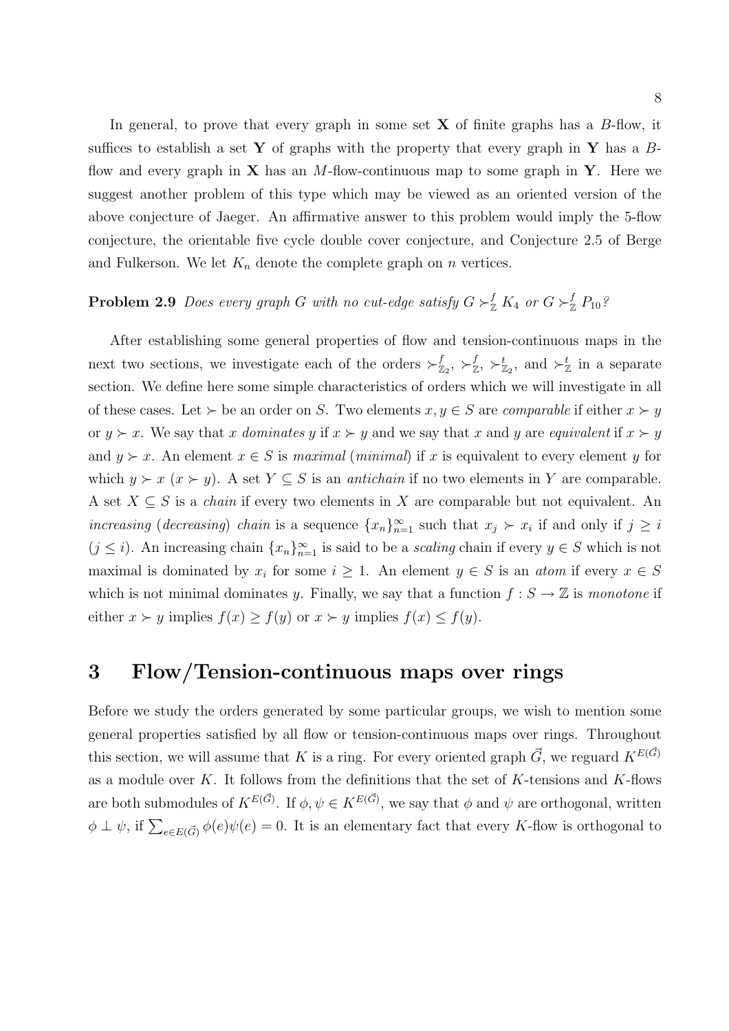In general, to prove that every graph in some set $\mathbf{X}$ of finite graphs has a $B$-flow, it suffices to establish a set $\mathbf{Y}$ of graphs with the property that every graph in $\mathbf{Y}$ has a $B$-flow and every graph in $\mathbf{X}$ has an $M$-flow-continuous map to some graph in $\mathbf{Y}$. Here we suggest another problem of this type which may be viewed as an oriented version of the above conjecture of Jaeger. An affirmative answer to this problem would imply the 5-flow conjecture, the orientable five cycle double cover conjecture, and Conjecture 2.5 of Berge and Fulkerson. We let $K_n$ denote the complete graph on $n$ vertices.

**Problem 2.9** *Does every graph $G$ with no cut-edge satisfy $G \succ^f_{\mathbb{Z}} K_4$ or $G \succ^f_{\mathbb{Z}} P_{10}$?*

After establishing some general properties of flow and tension-continuous maps in the next two sections, we investigate each of the orders $\succ^f_{\mathbb{Z}_2}$, $\succ^f_{\mathbb{Z}}$, $\succ^t_{\mathbb{Z}_2}$, and $\succ^t_{\mathbb{Z}}$ in a separate section. We define here some simple characteristics of orders which we will investigate in all of these cases. Let $\succ$ be an order on $S$. Two elements $x, y \in S$ are *comparable* if either $x \succ y$ or $y \succ x$. We say that $x$ *dominates* $y$ if $x \succ y$ and we say that $x$ and $y$ are *equivalent* if $x \succ y$ and $y \succ x$. An element $x \in S$ is *maximal* (*minimal*) if $x$ is equivalent to every element $y$ for which $y \succ x$ ($x \succ y$). A set $Y \subseteq S$ is an *antichain* if no two elements in $Y$ are comparable. A set $X \subseteq S$ is a *chain* if every two elements in $X$ are comparable but not equivalent. An *increasing* (*decreasing*) *chain* is a sequence $\{x_n\}_{n=1}^{\infty}$ such that $x_j \succ x_i$ if and only if $j \geq i$ ($j \leq i$). An increasing chain $\{x_n\}_{n=1}^{\infty}$ is said to be a *scaling* chain if every $y \in S$ which is not maximal is dominated by $x_i$ for some $i \geq 1$. An element $y \in S$ is an *atom* if every $x \in S$ which is not minimal dominates $y$. Finally, we say that a function $f : S \to \mathbb{Z}$ is *monotone* if either $x \succ y$ implies $f(x) \geq f(y)$ or $x \succ y$ implies $f(x) \leq f(y)$.

# 3 Flow/Tension-continuous maps over rings

Before we study the orders generated by some particular groups, we wish to mention some general properties satisfied by all flow or tension-continuous maps over rings. Throughout this section, we will assume that $K$ is a ring. For every oriented graph $\vec{G}$, we reguard $K^{E(\vec{G})}$ as a module over $K$. It follows from the definitions that the set of $K$-tensions and $K$-flows are both submodules of $K^{E(\vec{G})}$. If $\phi, \psi \in K^{E(\vec{G})}$, we say that $\phi$ and $\psi$ are orthogonal, written $\phi \perp \psi$, if $\sum_{e \in E(\vec{G})} \phi(e)\psi(e) = 0$. It is an elementary fact that every $K$-flow is orthogonal to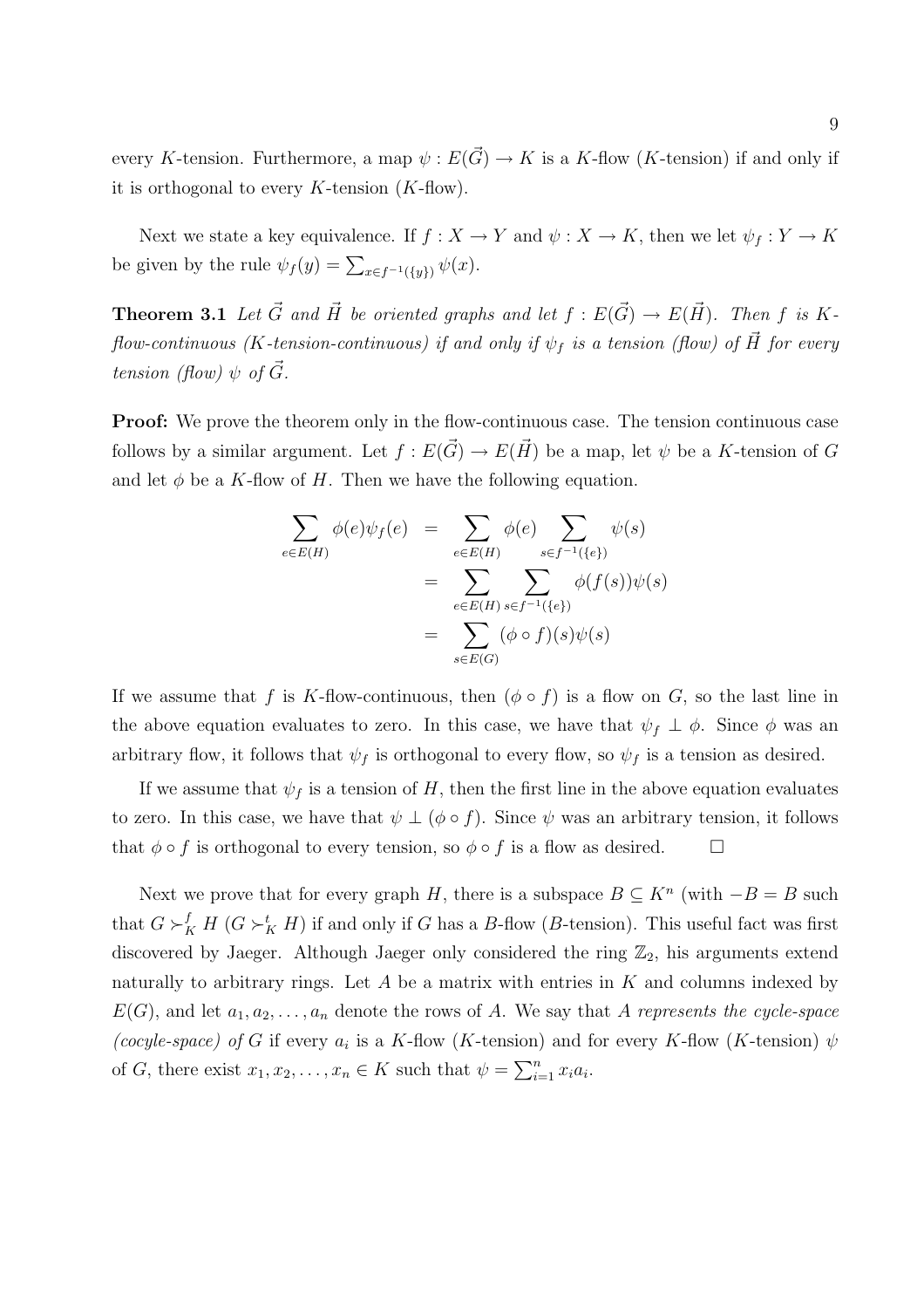every $K$-tension. Furthermore, a map $\psi : E(\vec{G}) \to K$ is a $K$-flow ($K$-tension) if and only if it is orthogonal to every $K$-tension ($K$-flow).

Next we state a key equivalence. If $f : X \to Y$ and $\psi : X \to K$, then we let $\psi_f : Y \to K$ be given by the rule $\psi_f(y) = \sum_{x \in f^{-1}(\{y\})} \psi(x)$.

**Theorem 3.1** *Let $\vec{G}$ and $\vec{H}$ be oriented graphs and let $f : E(\vec{G}) \to E(\vec{H})$. Then $f$ is $K$-flow-continuous ($K$-tension-continuous) if and only if $\psi_f$ is a tension (flow) of $\vec{H}$ for every tension (flow) $\psi$ of $\vec{G}$.*

**Proof:** We prove the theorem only in the flow-continuous case. The tension continuous case follows by a similar argument. Let $f : E(\vec{G}) \to E(\vec{H})$ be a map, let $\psi$ be a $K$-tension of $G$ and let $\phi$ be a $K$-flow of $H$. Then we have the following equation.

$$
\begin{aligned}
\sum_{e \in E(H)} \phi(e)\psi_f(e) &= \sum_{e \in E(H)} \phi(e) \sum_{s \in f^{-1}(\{e\})} \psi(s) \\
&= \sum_{e \in E(H)} \sum_{s \in f^{-1}(\{e\})} \phi(f(s))\psi(s) \\
&= \sum_{s \in E(G)} (\phi \circ f)(s)\psi(s)
\end{aligned}
$$

If we assume that $f$ is $K$-flow-continuous, then $(\phi \circ f)$ is a flow on $G$, so the last line in the above equation evaluates to zero. In this case, we have that $\psi_f \perp \phi$. Since $\phi$ was an arbitrary flow, it follows that $\psi_f$ is orthogonal to every flow, so $\psi_f$ is a tension as desired.

If we assume that $\psi_f$ is a tension of $H$, then the first line in the above equation evaluates to zero. In this case, we have that $\psi \perp (\phi \circ f)$. Since $\psi$ was an arbitrary tension, it follows that $\phi \circ f$ is orthogonal to every tension, so $\phi \circ f$ is a flow as desired. □

Next we prove that for every graph $H$, there is a subspace $B \subseteq K^n$ (with $-B = B$ such that $G \succ_K^f H$ ($G \succ_K^t H$) if and only if $G$ has a $B$-flow ($B$-tension). This useful fact was first discovered by Jaeger. Although Jaeger only considered the ring $\mathbb{Z}_2$, his arguments extend naturally to arbitrary rings. Let $A$ be a matrix with entries in $K$ and columns indexed by $E(G)$, and let $a_1, a_2, \ldots, a_n$ denote the rows of $A$. We say that $A$ *represents the cycle-space (cocyle-space) of* $G$ if every $a_i$ is a $K$-flow ($K$-tension) and for every $K$-flow ($K$-tension) $\psi$ of $G$, there exist $x_1, x_2, \ldots, x_n \in K$ such that $\psi = \sum_{i=1}^{n} x_i a_i$.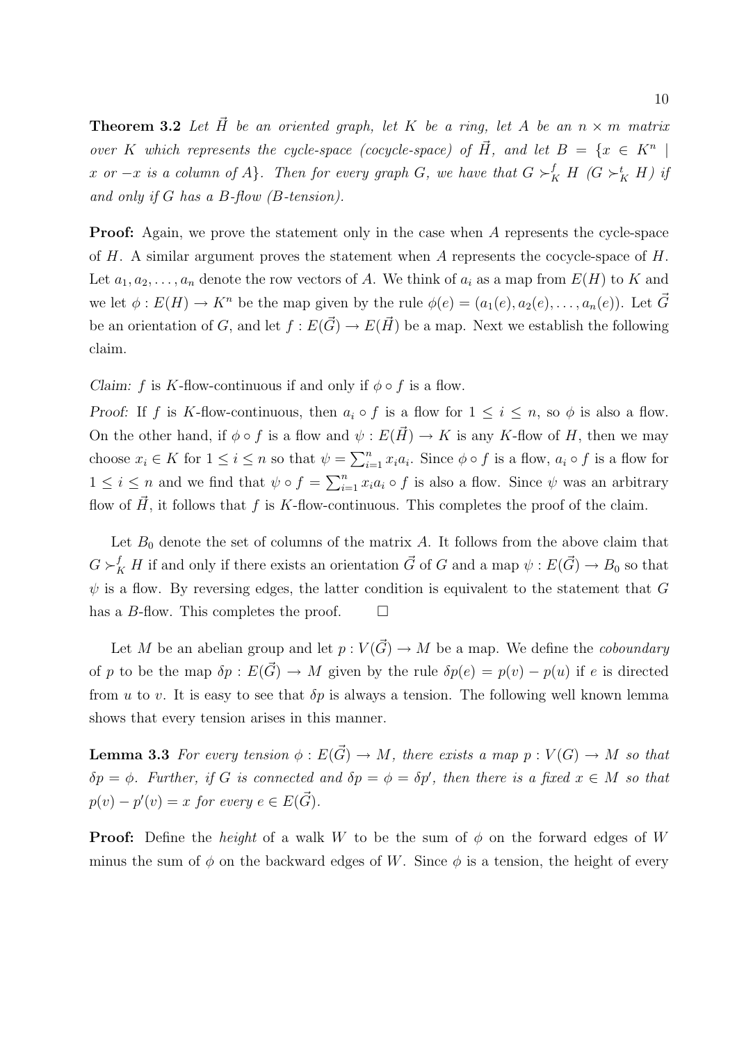**Theorem 3.2** *Let $\vec{H}$ be an oriented graph, let $K$ be a ring, let $A$ be an $n \times m$ matrix over $K$ which represents the cycle-space (cocycle-space) of $\vec{H}$, and let $B = \{x \in K^n \mid x \text{ or } -x \text{ is a column of } A\}$. Then for every graph $G$, we have that $G \succ_K^f H$ ($G \succ_K^t H$) if and only if $G$ has a $B$-flow ($B$-tension).*

**Proof:** Again, we prove the statement only in the case when $A$ represents the cycle-space of $H$. A similar argument proves the statement when $A$ represents the cocycle-space of $H$. Let $a_1, a_2, \ldots, a_n$ denote the row vectors of $A$. We think of $a_i$ as a map from $E(H)$ to $K$ and we let $\phi : E(H) \to K^n$ be the map given by the rule $\phi(e) = (a_1(e), a_2(e), \ldots, a_n(e))$. Let $\vec{G}$ be an orientation of $G$, and let $f : E(\vec{G}) \to E(\vec{H})$ be a map. Next we establish the following claim.

*Claim:* $f$ is $K$-flow-continuous if and only if $\phi \circ f$ is a flow.

*Proof:* If $f$ is $K$-flow-continuous, then $a_i \circ f$ is a flow for $1 \le i \le n$, so $\phi$ is also a flow. On the other hand, if $\phi \circ f$ is a flow and $\psi : E(\vec{H}) \to K$ is any $K$-flow of $H$, then we may choose $x_i \in K$ for $1 \le i \le n$ so that $\psi = \sum_{i=1}^{n} x_i a_i$. Since $\phi \circ f$ is a flow, $a_i \circ f$ is a flow for $1 \le i \le n$ and we find that $\psi \circ f = \sum_{i=1}^{n} x_i a_i \circ f$ is also a flow. Since $\psi$ was an arbitrary flow of $\vec{H}$, it follows that $f$ is $K$-flow-continuous. This completes the proof of the claim.

Let $B_0$ denote the set of columns of the matrix $A$. It follows from the above claim that $G \succ_K^f H$ if and only if there exists an orientation $\vec{G}$ of $G$ and a map $\psi : E(\vec{G}) \to B_0$ so that $\psi$ is a flow. By reversing edges, the latter condition is equivalent to the statement that $G$ has a $B$-flow. This completes the proof. $\square$

Let $M$ be an abelian group and let $p : V(\vec{G}) \to M$ be a map. We define the *coboundary* of $p$ to be the map $\delta p : E(\vec{G}) \to M$ given by the rule $\delta p(e) = p(v) - p(u)$ if $e$ is directed from $u$ to $v$. It is easy to see that $\delta p$ is always a tension. The following well known lemma shows that every tension arises in this manner.

**Lemma 3.3** *For every tension $\phi : E(\vec{G}) \to M$, there exists a map $p : V(G) \to M$ so that $\delta p = \phi$. Further, if $G$ is connected and $\delta p = \phi = \delta p'$, then there is a fixed $x \in M$ so that $p(v) - p'(v) = x$ for every $e \in E(\vec{G})$.*

**Proof:** Define the *height* of a walk $W$ to be the sum of $\phi$ on the forward edges of $W$ minus the sum of $\phi$ on the backward edges of $W$. Since $\phi$ is a tension, the height of every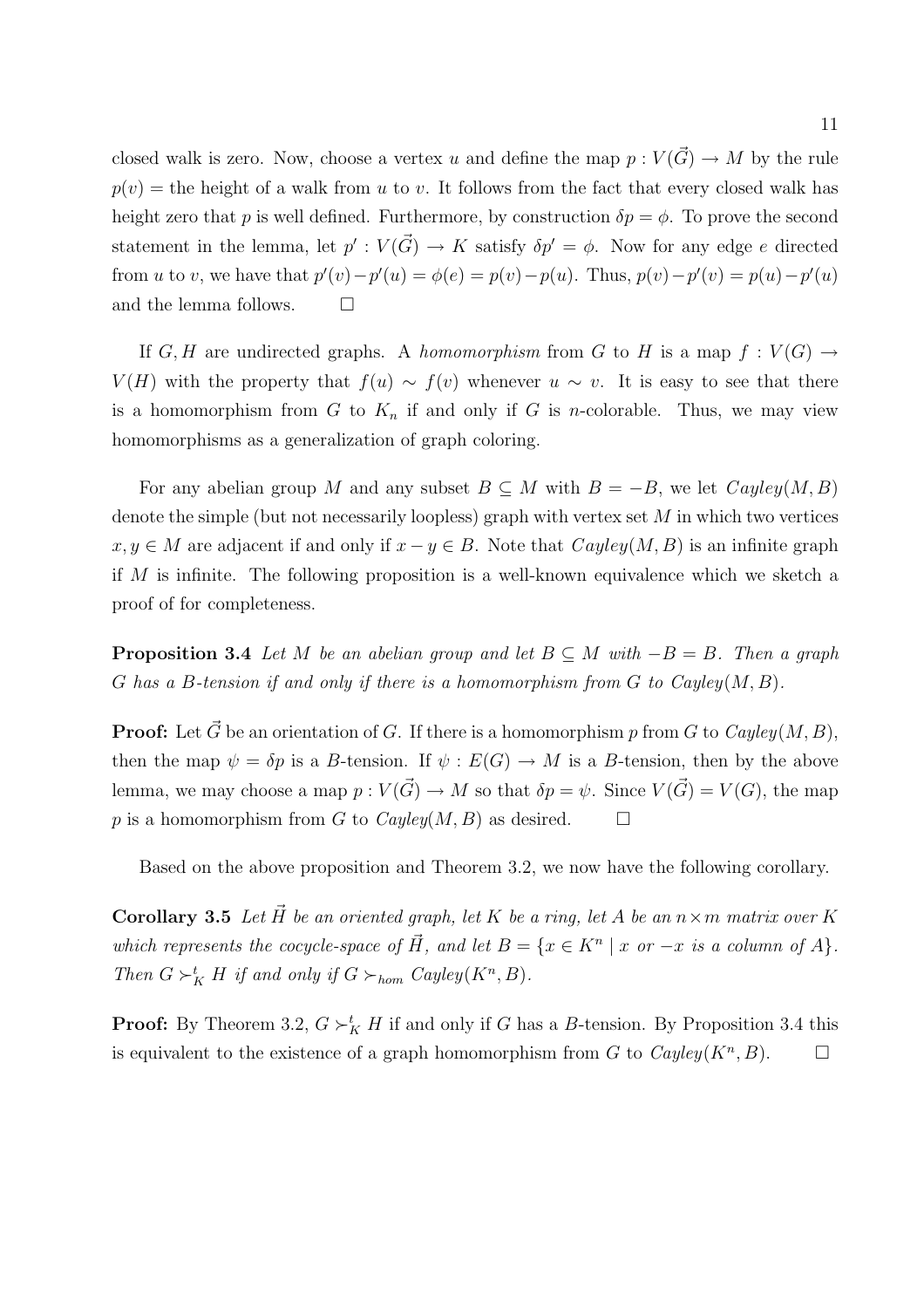closed walk is zero. Now, choose a vertex $u$ and define the map $p : V(\vec{G}) \to M$ by the rule $p(v) =$ the height of a walk from $u$ to $v$. It follows from the fact that every closed walk has height zero that $p$ is well defined. Furthermore, by construction $\delta p = \phi$. To prove the second statement in the lemma, let $p' : V(\vec{G}) \to K$ satisfy $\delta p' = \phi$. Now for any edge $e$ directed from $u$ to $v$, we have that $p'(v) - p'(u) = \phi(e) = p(v) - p(u)$. Thus, $p(v) - p'(v) = p(u) - p'(u)$ and the lemma follows. $\square$

If $G, H$ are undirected graphs. A *homomorphism* from $G$ to $H$ is a map $f : V(G) \to V(H)$ with the property that $f(u) \sim f(v)$ whenever $u \sim v$. It is easy to see that there is a homomorphism from $G$ to $K_n$ if and only if $G$ is $n$-colorable. Thus, we may view homomorphisms as a generalization of graph coloring.

For any abelian group $M$ and any subset $B \subseteq M$ with $B = -B$, we let $Cayley(M, B)$ denote the simple (but not necessarily loopless) graph with vertex set $M$ in which two vertices $x, y \in M$ are adjacent if and only if $x - y \in B$. Note that $Cayley(M, B)$ is an infinite graph if $M$ is infinite. The following proposition is a well-known equivalence which we sketch a proof of for completeness.

**Proposition 3.4** *Let $M$ be an abelian group and let $B \subseteq M$ with $-B = B$. Then a graph $G$ has a $B$-tension if and only if there is a homomorphism from $G$ to $Cayley(M, B)$.*

**Proof:** Let $\vec{G}$ be an orientation of $G$. If there is a homomorphism $p$ from $G$ to $Cayley(M, B)$, then the map $\psi = \delta p$ is a $B$-tension. If $\psi : E(G) \to M$ is a $B$-tension, then by the above lemma, we may choose a map $p : V(\vec{G}) \to M$ so that $\delta p = \psi$. Since $V(\vec{G}) = V(G)$, the map $p$ is a homomorphism from $G$ to $Cayley(M, B)$ as desired. $\square$

Based on the above proposition and Theorem 3.2, we now have the following corollary.

**Corollary 3.5** *Let $\vec{H}$ be an oriented graph, let $K$ be a ring, let $A$ be an $n \times m$ matrix over $K$ which represents the cocycle-space of $\vec{H}$, and let $B = \{x \in K^n \mid x \text{ or } -x \text{ is a column of } A\}$. Then $G \succ^t_K H$ if and only if $G \succ_{hom} Cayley(K^n, B)$.*

**Proof:** By Theorem 3.2, $G \succ^t_K H$ if and only if $G$ has a $B$-tension. By Proposition 3.4 this is equivalent to the existence of a graph homomorphism from $G$ to $Cayley(K^n, B)$. $\square$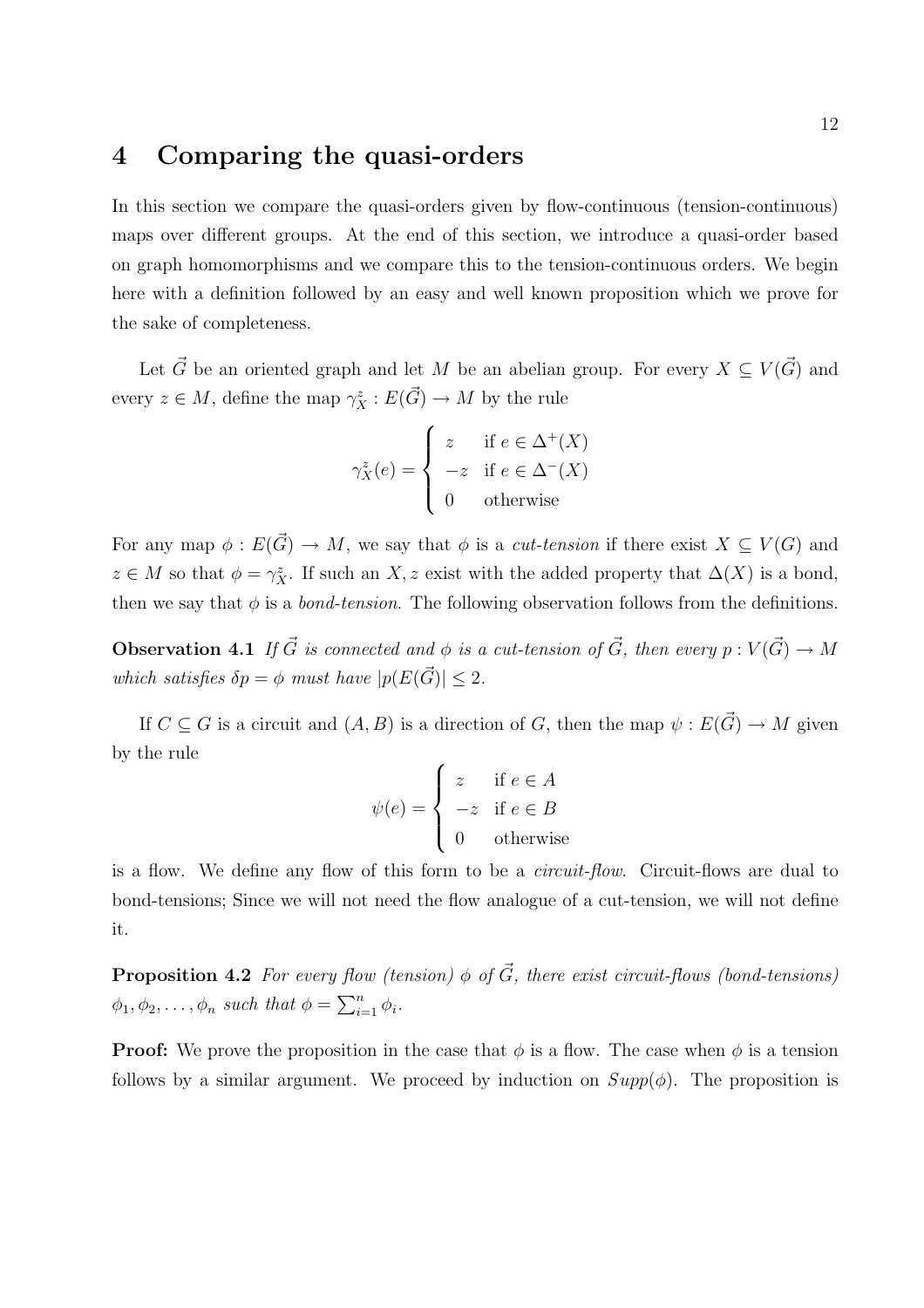# 4 Comparing the quasi-orders

In this section we compare the quasi-orders given by flow-continuous (tension-continuous) maps over different groups. At the end of this section, we introduce a quasi-order based on graph homomorphisms and we compare this to the tension-continuous orders. We begin here with a definition followed by an easy and well known proposition which we prove for the sake of completeness.

Let $\vec{G}$ be an oriented graph and let $M$ be an abelian group. For every $X \subseteq V(\vec{G})$ and every $z \in M$, define the map $\gamma_X^z : E(\vec{G}) \to M$ by the rule

$$\gamma_X^z(e) = \begin{cases} z & \text{if } e \in \Delta^+(X) \\ -z & \text{if } e \in \Delta^-(X) \\ 0 & \text{otherwise} \end{cases}$$

For any map $\phi : E(\vec{G}) \to M$, we say that $\phi$ is a *cut-tension* if there exist $X \subseteq V(G)$ and $z \in M$ so that $\phi = \gamma_X^z$. If such an $X, z$ exist with the added property that $\Delta(X)$ is a bond, then we say that $\phi$ is a *bond-tension*. The following observation follows from the definitions.

**Observation 4.1** *If $\vec{G}$ is connected and $\phi$ is a cut-tension of $\vec{G}$, then every $p : V(\vec{G}) \to M$ which satisfies $\delta p = \phi$ must have $|p(E(\vec{G})| \leq 2$.*

If $C \subseteq G$ is a circuit and $(A, B)$ is a direction of $G$, then the map $\psi : E(\vec{G}) \to M$ given by the rule

$$\psi(e) = \begin{cases} z & \text{if } e \in A \\ -z & \text{if } e \in B \\ 0 & \text{otherwise} \end{cases}$$

is a flow. We define any flow of this form to be a *circuit-flow*. Circuit-flows are dual to bond-tensions; Since we will not need the flow analogue of a cut-tension, we will not define it.

**Proposition 4.2** *For every flow (tension) $\phi$ of $\vec{G}$, there exist circuit-flows (bond-tensions) $\phi_1, \phi_2, \ldots, \phi_n$ such that $\phi = \sum_{i=1}^n \phi_i$.*

**Proof:** We prove the proposition in the case that $\phi$ is a flow. The case when $\phi$ is a tension follows by a similar argument. We proceed by induction on $Supp(\phi)$. The proposition is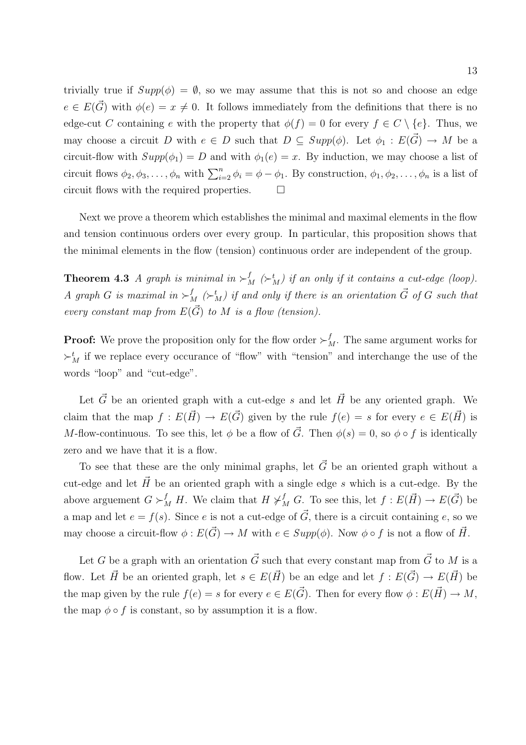trivially true if $Supp(\phi) = \emptyset$, so we may assume that this is not so and choose an edge $e \in E(\vec{G})$ with $\phi(e) = x \neq 0$. It follows immediately from the definitions that there is no edge-cut $C$ containing $e$ with the property that $\phi(f) = 0$ for every $f \in C \setminus \{e\}$. Thus, we may choose a circuit $D$ with $e \in D$ such that $D \subseteq Supp(\phi)$. Let $\phi_1 : E(\vec{G}) \to M$ be a circuit-flow with $Supp(\phi_1) = D$ and with $\phi_1(e) = x$. By induction, we may choose a list of circuit flows $\phi_2, \phi_3, \ldots, \phi_n$ with $\sum_{i=2}^{n} \phi_i = \phi - \phi_1$. By construction, $\phi_1, \phi_2, \ldots, \phi_n$ is a list of circuit flows with the required properties. $\square$

Next we prove a theorem which establishes the minimal and maximal elements in the flow and tension continuous orders over every group. In particular, this proposition shows that the minimal elements in the flow (tension) continuous order are independent of the group.

**Theorem 4.3** *A graph is minimal in $\succ_M^f$ ($\succ_M^t$) if an only if it contains a cut-edge (loop). A graph $G$ is maximal in $\succ_M^f$ ($\succ_M^t$) if and only if there is an orientation $\vec{G}$ of $G$ such that every constant map from $E(\vec{G})$ to $M$ is a flow (tension).*

**Proof:** We prove the proposition only for the flow order $\succ_M^f$. The same argument works for $\succ_M^t$ if we replace every occurance of "flow" with "tension" and interchange the use of the words "loop" and "cut-edge".

Let $\vec{G}$ be an oriented graph with a cut-edge $s$ and let $\vec{H}$ be any oriented graph. We claim that the map $f : E(\vec{H}) \to E(\vec{G})$ given by the rule $f(e) = s$ for every $e \in E(\vec{H})$ is $M$-flow-continuous. To see this, let $\phi$ be a flow of $\vec{G}$. Then $\phi(s) = 0$, so $\phi \circ f$ is identically zero and we have that it is a flow.

To see that these are the only minimal graphs, let $\vec{G}$ be an oriented graph without a cut-edge and let $\vec{H}$ be an oriented graph with a single edge $s$ which is a cut-edge. By the above arguement $G \succ_M^f H$. We claim that $H \not\succ_M^f G$. To see this, let $f : E(\vec{H}) \to E(\vec{G})$ be a map and let $e = f(s)$. Since $e$ is not a cut-edge of $\vec{G}$, there is a circuit containing $e$, so we may choose a circuit-flow $\phi : E(\vec{G}) \to M$ with $e \in Supp(\phi)$. Now $\phi \circ f$ is not a flow of $\vec{H}$.

Let $G$ be a graph with an orientation $\vec{G}$ such that every constant map from $\vec{G}$ to $M$ is a flow. Let $\vec{H}$ be an oriented graph, let $s \in E(\vec{H})$ be an edge and let $f : E(\vec{G}) \to E(\vec{H})$ be the map given by the rule $f(e) = s$ for every $e \in E(\vec{G})$. Then for every flow $\phi : E(\vec{H}) \to M$, the map $\phi \circ f$ is constant, so by assumption it is a flow.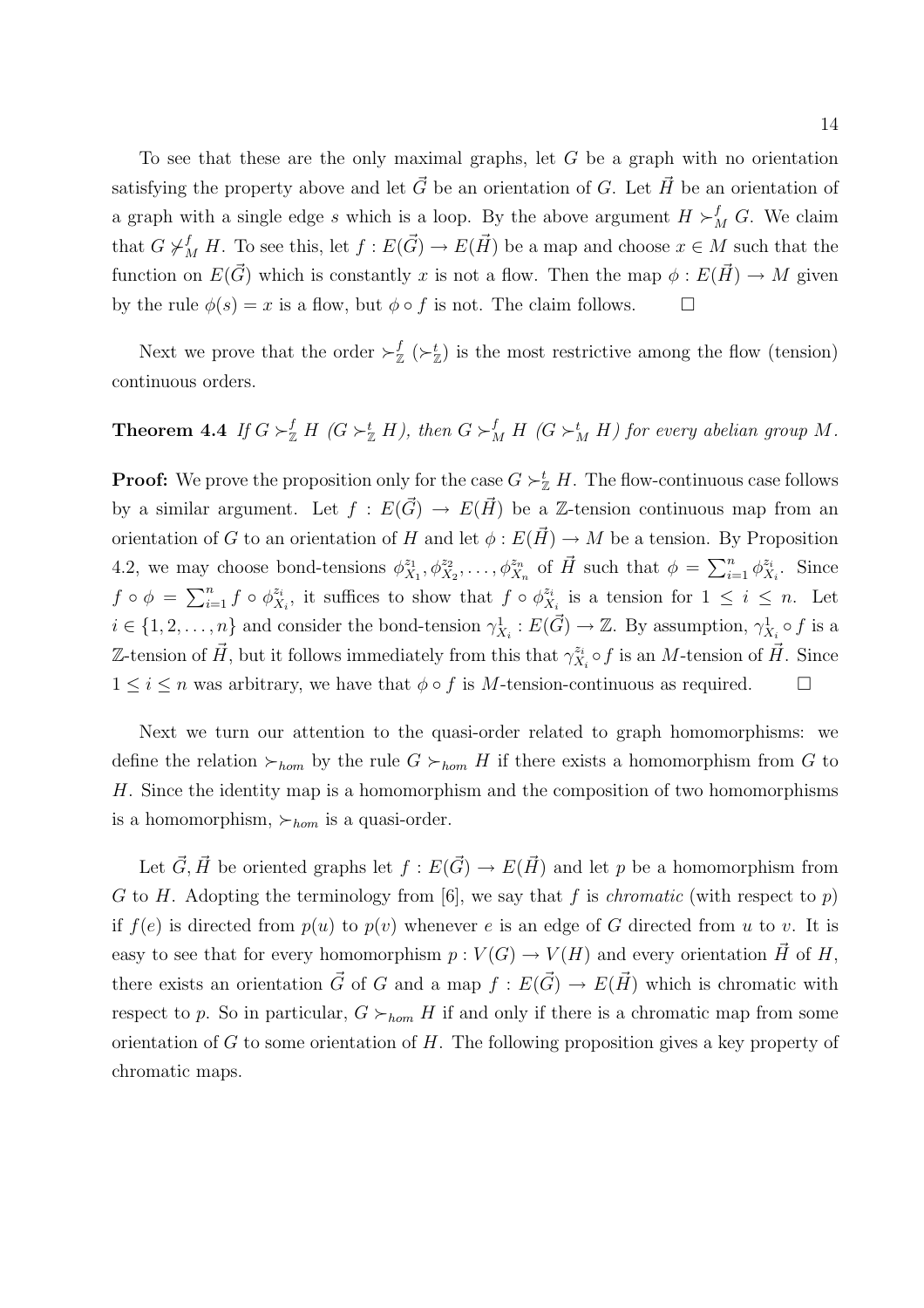To see that these are the only maximal graphs, let $G$ be a graph with no orientation satisfying the property above and let $\vec{G}$ be an orientation of $G$. Let $\vec{H}$ be an orientation of a graph with a single edge $s$ which is a loop. By the above argument $H \succ_M^f G$. We claim that $G \not\succ_M^f H$. To see this, let $f : E(\vec{G}) \to E(\vec{H})$ be a map and choose $x \in M$ such that the function on $E(\vec{G})$ which is constantly $x$ is not a flow. Then the map $\phi : E(\vec{H}) \to M$ given by the rule $\phi(s) = x$ is a flow, but $\phi \circ f$ is not. The claim follows. $\square$

Next we prove that the order $\succ_{\mathbb{Z}}^f$ ($\succ_{\mathbb{Z}}^t$) is the most restrictive among the flow (tension) continuous orders.

**Theorem 4.4** *If $G \succ_{\mathbb{Z}}^f H$ ($G \succ_{\mathbb{Z}}^t H$), then $G \succ_M^f H$ ($G \succ_M^t H$) for every abelian group $M$.*

**Proof:** We prove the proposition only for the case $G \succ_{\mathbb{Z}}^t H$. The flow-continuous case follows by a similar argument. Let $f : E(\vec{G}) \to E(\vec{H})$ be a $\mathbb{Z}$-tension continuous map from an orientation of $G$ to an orientation of $H$ and let $\phi : E(\vec{H}) \to M$ be a tension. By Proposition 4.2, we may choose bond-tensions $\phi_{X_1}^{z_1}, \phi_{X_2}^{z_2}, \ldots, \phi_{X_n}^{z_n}$ of $\vec{H}$ such that $\phi = \sum_{i=1}^{n} \phi_{X_i}^{z_i}$. Since $f \circ \phi = \sum_{i=1}^{n} f \circ \phi_{X_i}^{z_i}$, it suffices to show that $f \circ \phi_{X_i}^{z_i}$ is a tension for $1 \leq i \leq n$. Let $i \in \{1, 2, \ldots, n\}$ and consider the bond-tension $\gamma_{X_i}^1 : E(\vec{G}) \to \mathbb{Z}$. By assumption, $\gamma_{X_i}^1 \circ f$ is a $\mathbb{Z}$-tension of $\vec{H}$, but it follows immediately from this that $\gamma_{X_i}^{z_i} \circ f$ is an $M$-tension of $\vec{H}$. Since $1 \leq i \leq n$ was arbitrary, we have that $\phi \circ f$ is $M$-tension-continuous as required. $\square$

Next we turn our attention to the quasi-order related to graph homomorphisms: we define the relation $\succ_{hom}$ by the rule $G \succ_{hom} H$ if there exists a homomorphism from $G$ to $H$. Since the identity map is a homomorphism and the composition of two homomorphisms is a homomorphism, $\succ_{hom}$ is a quasi-order.

Let $\vec{G}, \vec{H}$ be oriented graphs let $f : E(\vec{G}) \to E(\vec{H})$ and let $p$ be a homomorphism from $G$ to $H$. Adopting the terminology from [6], we say that $f$ is *chromatic* (with respect to $p$) if $f(e)$ is directed from $p(u)$ to $p(v)$ whenever $e$ is an edge of $G$ directed from $u$ to $v$. It is easy to see that for every homomorphism $p : V(G) \to V(H)$ and every orientation $\vec{H}$ of $H$, there exists an orientation $\vec{G}$ of $G$ and a map $f : E(\vec{G}) \to E(\vec{H})$ which is chromatic with respect to $p$. So in particular, $G \succ_{hom} H$ if and only if there is a chromatic map from some orientation of $G$ to some orientation of $H$. The following proposition gives a key property of chromatic maps.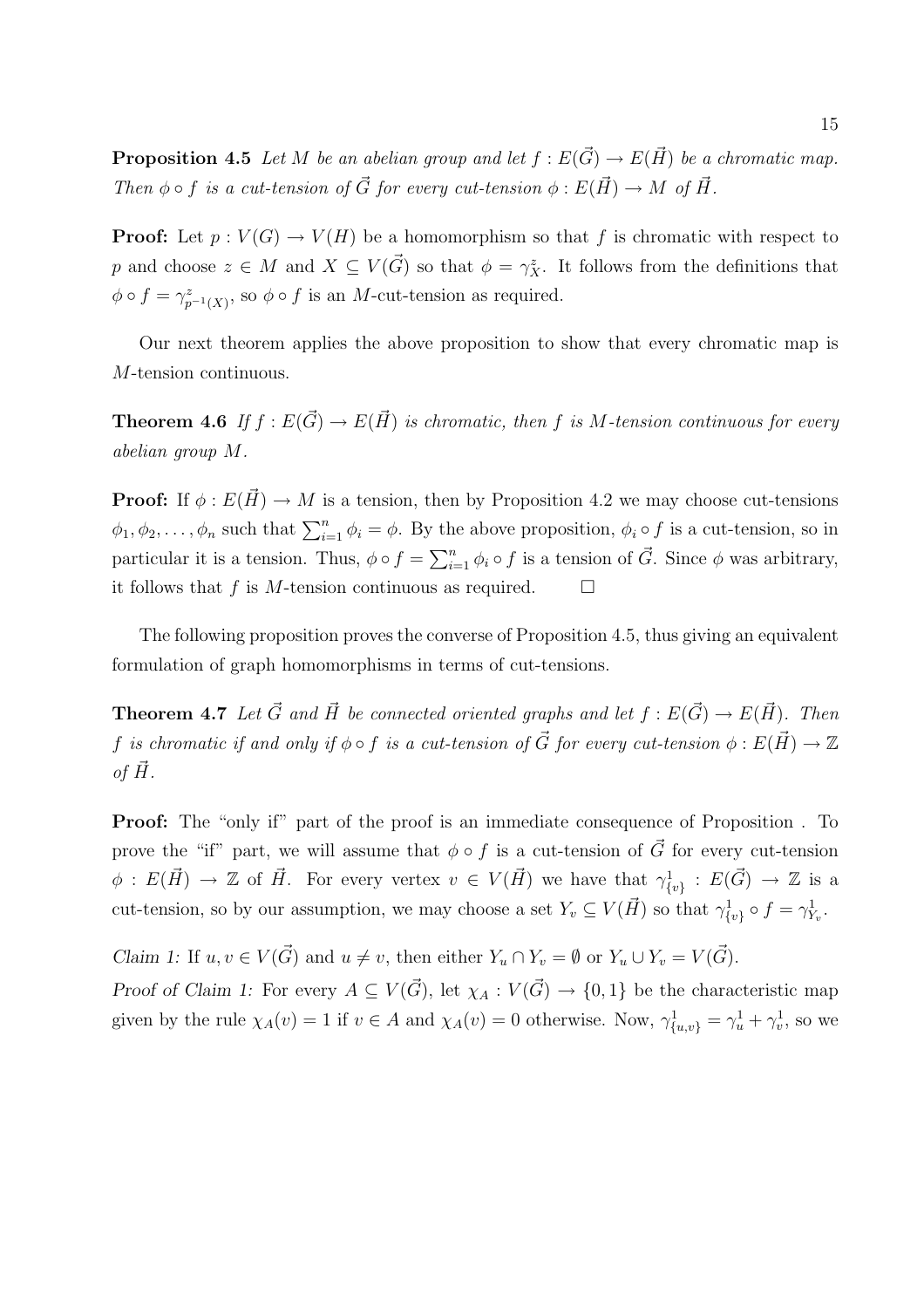**Proposition 4.5** *Let $M$ be an abelian group and let $f : E(\vec{G}) \to E(\vec{H})$ be a chromatic map. Then $\phi \circ f$ is a cut-tension of $\vec{G}$ for every cut-tension $\phi : E(\vec{H}) \to M$ of $\vec{H}$.*

**Proof:** Let $p : V(G) \to V(H)$ be a homomorphism so that $f$ is chromatic with respect to $p$ and choose $z \in M$ and $X \subseteq V(\vec{G})$ so that $\phi = \gamma^z_X$. It follows from the definitions that $\phi \circ f = \gamma^z_{p^{-1}(X)}$, so $\phi \circ f$ is an $M$-cut-tension as required.

Our next theorem applies the above proposition to show that every chromatic map is $M$-tension continuous.

**Theorem 4.6** *If $f : E(\vec{G}) \to E(\vec{H})$ is chromatic, then $f$ is $M$-tension continuous for every abelian group $M$.*

**Proof:** If $\phi : E(\vec{H}) \to M$ is a tension, then by Proposition 4.2 we may choose cut-tensions $\phi_1, \phi_2, \ldots, \phi_n$ such that $\sum_{i=1}^n \phi_i = \phi$. By the above proposition, $\phi_i \circ f$ is a cut-tension, so in particular it is a tension. Thus, $\phi \circ f = \sum_{i=1}^n \phi_i \circ f$ is a tension of $\vec{G}$. Since $\phi$ was arbitrary, it follows that $f$ is $M$-tension continuous as required. $\square$

The following proposition proves the converse of Proposition 4.5, thus giving an equivalent formulation of graph homomorphisms in terms of cut-tensions.

**Theorem 4.7** *Let $\vec{G}$ and $\vec{H}$ be connected oriented graphs and let $f : E(\vec{G}) \to E(\vec{H})$. Then $f$ is chromatic if and only if $\phi \circ f$ is a cut-tension of $\vec{G}$ for every cut-tension $\phi : E(\vec{H}) \to \mathbb{Z}$ of $\vec{H}$.*

**Proof:** The "only if" part of the proof is an immediate consequence of Proposition . To prove the "if" part, we will assume that $\phi \circ f$ is a cut-tension of $\vec{G}$ for every cut-tension $\phi : E(\vec{H}) \to \mathbb{Z}$ of $\vec{H}$. For every vertex $v \in V(\vec{H})$ we have that $\gamma^1_{\{v\}} : E(\vec{G}) \to \mathbb{Z}$ is a cut-tension, so by our assumption, we may choose a set $Y_v \subseteq V(\vec{H})$ so that $\gamma^1_{\{v\}} \circ f = \gamma^1_{Y_v}$.

*Claim 1:* If $u, v \in V(\vec{G})$ and $u \neq v$, then either $Y_u \cap Y_v = \emptyset$ or $Y_u \cup Y_v = V(\vec{G})$.

*Proof of Claim 1:* For every $A \subseteq V(\vec{G})$, let $\chi_A : V(\vec{G}) \to \{0, 1\}$ be the characteristic map given by the rule $\chi_A(v) = 1$ if $v \in A$ and $\chi_A(v) = 0$ otherwise. Now, $\gamma^1_{\{u,v\}} = \gamma^1_u + \gamma^1_v$, so we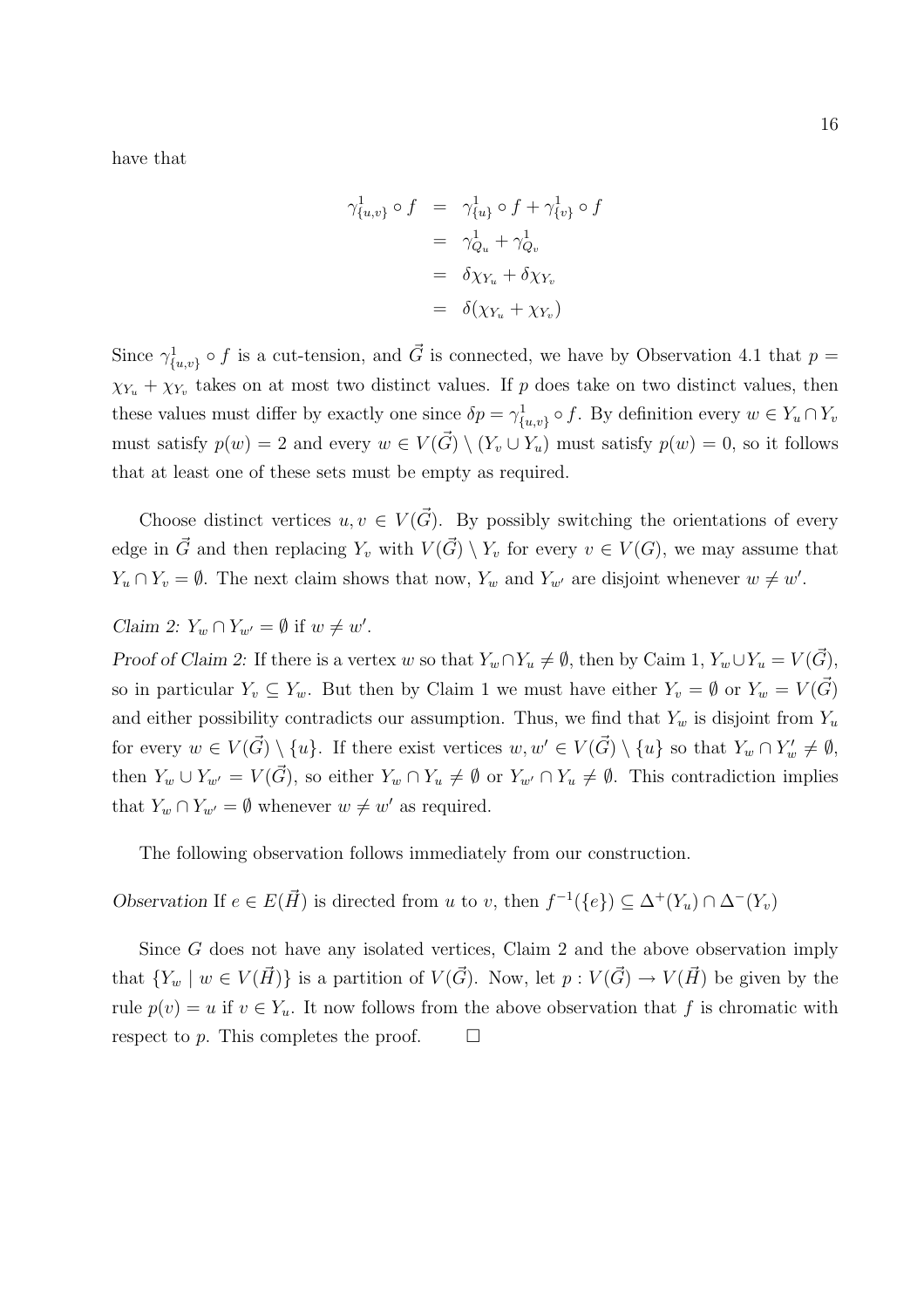have that

$$
\begin{aligned}
\gamma^1_{\{u,v\}} \circ f &= \gamma^1_{\{u\}} \circ f + \gamma^1_{\{v\}} \circ f \\
&= \gamma^1_{Q_u} + \gamma^1_{Q_v} \\
&= \delta\chi_{Y_u} + \delta\chi_{Y_v} \\
&= \delta(\chi_{Y_u} + \chi_{Y_v})
\end{aligned}
$$

Since $\gamma^1_{\{u,v\}} \circ f$ is a cut-tension, and $\vec{G}$ is connected, we have by Observation 4.1 that $p = \chi_{Y_u} + \chi_{Y_v}$ takes on at most two distinct values. If $p$ does take on two distinct values, then these values must differ by exactly one since $\delta p = \gamma^1_{\{u,v\}} \circ f$. By definition every $w \in Y_u \cap Y_v$ must satisfy $p(w) = 2$ and every $w \in V(\vec{G}) \setminus (Y_v \cup Y_u)$ must satisfy $p(w) = 0$, so it follows that at least one of these sets must be empty as required.

Choose distinct vertices $u, v \in V(\vec{G})$. By possibly switching the orientations of every edge in $\vec{G}$ and then replacing $Y_v$ with $V(\vec{G}) \setminus Y_v$ for every $v \in V(G)$, we may assume that $Y_u \cap Y_v = \emptyset$. The next claim shows that now, $Y_w$ and $Y_{w'}$ are disjoint whenever $w \neq w'$.

*Claim 2:* $Y_w \cap Y_{w'} = \emptyset$ if $w \neq w'$.

*Proof of Claim 2:* If there is a vertex $w$ so that $Y_w \cap Y_u \neq \emptyset$, then by Caim 1, $Y_w \cup Y_u = V(\vec{G})$, so in particular $Y_v \subseteq Y_w$. But then by Claim 1 we must have either $Y_v = \emptyset$ or $Y_w = V(\vec{G})$ and either possibility contradicts our assumption. Thus, we find that $Y_w$ is disjoint from $Y_u$ for every $w \in V(\vec{G}) \setminus \{u\}$. If there exist vertices $w, w' \in V(\vec{G}) \setminus \{u\}$ so that $Y_w \cap Y'_w \neq \emptyset$, then $Y_w \cup Y_{w'} = V(\vec{G})$, so either $Y_w \cap Y_u \neq \emptyset$ or $Y_{w'} \cap Y_u \neq \emptyset$. This contradiction implies that $Y_w \cap Y_{w'} = \emptyset$ whenever $w \neq w'$ as required.

The following observation follows immediately from our construction.

*Observation* If $e \in E(\vec{H})$ is directed from $u$ to $v$, then $f^{-1}(\{e\}) \subseteq \Delta^+(Y_u) \cap \Delta^-(Y_v)$

Since $G$ does not have any isolated vertices, Claim 2 and the above observation imply that $\{Y_w \mid w \in V(\vec{H})\}$ is a partition of $V(\vec{G})$. Now, let $p : V(\vec{G}) \to V(\vec{H})$ be given by the rule $p(v) = u$ if $v \in Y_u$. It now follows from the above observation that $f$ is chromatic with respect to $p$. This completes the proof. $\square$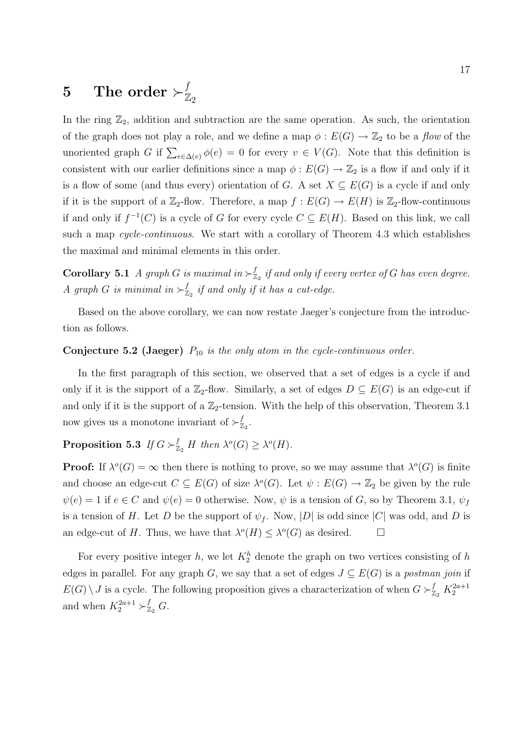# 5 The order $\succ^f_{\mathbb{Z}_2}$

In the ring $\mathbb{Z}_2$, addition and subtraction are the same operation. As such, the orientation of the graph does not play a role, and we define a map $\phi : E(G) \to \mathbb{Z}_2$ to be a *flow* of the unoriented graph $G$ if $\sum_{e \in \Delta(v)} \phi(e) = 0$ for every $v \in V(G)$. Note that this definition is consistent with our earlier definitions since a map $\phi : E(G) \to \mathbb{Z}_2$ is a flow if and only if it is a flow of some (and thus every) orientation of $G$. A set $X \subseteq E(G)$ is a cycle if and only if it is the support of a $\mathbb{Z}_2$-flow. Therefore, a map $f : E(G) \to E(H)$ is $\mathbb{Z}_2$-flow-continuous if and only if $f^{-1}(C)$ is a cycle of $G$ for every cycle $C \subseteq E(H)$. Based on this link, we call such a map *cycle-continuous*. We start with a corollary of Theorem 4.3 which establishes the maximal and minimal elements in this order.

**Corollary 5.1** *A graph $G$ is maximal in $\succ^f_{\mathbb{Z}_2}$ if and only if every vertex of $G$ has even degree. A graph $G$ is minimal in $\succ^f_{\mathbb{Z}_2}$ if and only if it has a cut-edge.*

Based on the above corollary, we can now restate Jaeger's conjecture from the introduction as follows.

**Conjecture 5.2 (Jaeger)** *$P_{10}$ is the only atom in the cycle-continuous order.*

In the first paragraph of this section, we observed that a set of edges is a cycle if and only if it is the support of a $\mathbb{Z}_2$-flow. Similarly, a set of edges $D \subseteq E(G)$ is an edge-cut if and only if it is the support of a $\mathbb{Z}_2$-tension. With the help of this observation, Theorem 3.1 now gives us a monotone invariant of $\succ^f_{\mathbb{Z}_2}$.

**Proposition 5.3** *If $G \succ^f_{\mathbb{Z}_2} H$ then $\lambda^o(G) \geq \lambda^o(H)$.*

**Proof:** If $\lambda^o(G) = \infty$ then there is nothing to prove, so we may assume that $\lambda^o(G)$ is finite and choose an edge-cut $C \subseteq E(G)$ of size $\lambda^o(G)$. Let $\psi : E(G) \to \mathbb{Z}_2$ be given by the rule $\psi(e) = 1$ if $e \in C$ and $\psi(e) = 0$ otherwise. Now, $\psi$ is a tension of $G$, so by Theorem 3.1, $\psi_f$ is a tension of $H$. Let $D$ be the support of $\psi_f$. Now, $|D|$ is odd since $|C|$ was odd, and $D$ is an edge-cut of $H$. Thus, we have that $\lambda^o(H) \leq \lambda^o(G)$ as desired. $\square$

For every positive integer $h$, we let $K_2^h$ denote the graph on two vertices consisting of $h$ edges in parallel. For any graph $G$, we say that a set of edges $J \subseteq E(G)$ is a *postman join* if $E(G) \setminus J$ is a cycle. The following proposition gives a characterization of when $G \succ^f_{\mathbb{Z}_2} K_2^{2a+1}$ and when $K_2^{2a+1} \succ^f_{\mathbb{Z}_2} G$.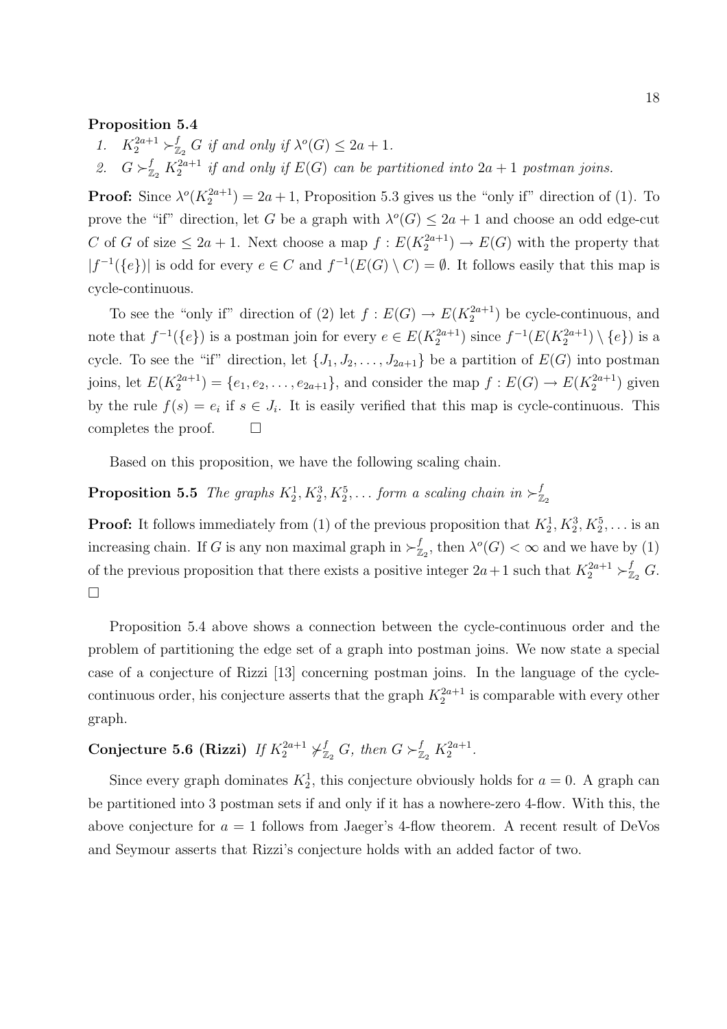**Proposition 5.4**

1. $K_2^{2a+1} \succ^f_{\mathbb{Z}_2} G$ *if and only if* $\lambda^o(G) \leq 2a+1$.
2. $G \succ^f_{\mathbb{Z}_2} K_2^{2a+1}$ *if and only if* $E(G)$ *can be partitioned into* $2a+1$ *postman joins.*

**Proof:** Since $\lambda^o(K_2^{2a+1}) = 2a+1$, Proposition 5.3 gives us the "only if" direction of (1). To prove the "if" direction, let $G$ be a graph with $\lambda^o(G) \leq 2a+1$ and choose an odd edge-cut $C$ of $G$ of size $\leq 2a+1$. Next choose a map $f : E(K_2^{2a+1}) \to E(G)$ with the property that $|f^{-1}(\{e\})|$ is odd for every $e \in C$ and $f^{-1}(E(G) \setminus C) = \emptyset$. It follows easily that this map is cycle-continuous.

To see the "only if" direction of (2) let $f : E(G) \to E(K_2^{2a+1})$ be cycle-continuous, and note that $f^{-1}(\{e\})$ is a postman join for every $e \in E(K_2^{2a+1})$ since $f^{-1}(E(K_2^{2a+1}) \setminus \{e\})$ is a cycle. To see the "if" direction, let $\{J_1, J_2, \ldots, J_{2a+1}\}$ be a partition of $E(G)$ into postman joins, let $E(K_2^{2a+1}) = \{e_1, e_2, \ldots, e_{2a+1}\}$, and consider the map $f : E(G) \to E(K_2^{2a+1})$ given by the rule $f(s) = e_i$ if $s \in J_i$. It is easily verified that this map is cycle-continuous. This completes the proof. $\square$

Based on this proposition, we have the following scaling chain.

**Proposition 5.5** *The graphs* $K_2^1, K_2^3, K_2^5, \ldots$ *form a scaling chain in* $\succ^f_{\mathbb{Z}_2}$

**Proof:** It follows immediately from (1) of the previous proposition that $K_2^1, K_2^3, K_2^5, \ldots$ is an increasing chain. If $G$ is any non maximal graph in $\succ^f_{\mathbb{Z}_2}$, then $\lambda^o(G) < \infty$ and we have by (1) of the previous proposition that there exists a positive integer $2a+1$ such that $K_2^{2a+1} \succ^f_{\mathbb{Z}_2} G$. $\square$

Proposition 5.4 above shows a connection between the cycle-continuous order and the problem of partitioning the edge set of a graph into postman joins. We now state a special case of a conjecture of Rizzi [13] concerning postman joins. In the language of the cycle-continuous order, his conjecture asserts that the graph $K_2^{2a+1}$ is comparable with every other graph.

**Conjecture 5.6 (Rizzi)** *If* $K_2^{2a+1} \not\succ^f_{\mathbb{Z}_2} G$*, then* $G \succ^f_{\mathbb{Z}_2} K_2^{2a+1}$.

Since every graph dominates $K_2^1$, this conjecture obviously holds for $a = 0$. A graph can be partitioned into 3 postman sets if and only if it has a nowhere-zero 4-flow. With this, the above conjecture for $a = 1$ follows from Jaeger's 4-flow theorem. A recent result of DeVos and Seymour asserts that Rizzi's conjecture holds with an added factor of two.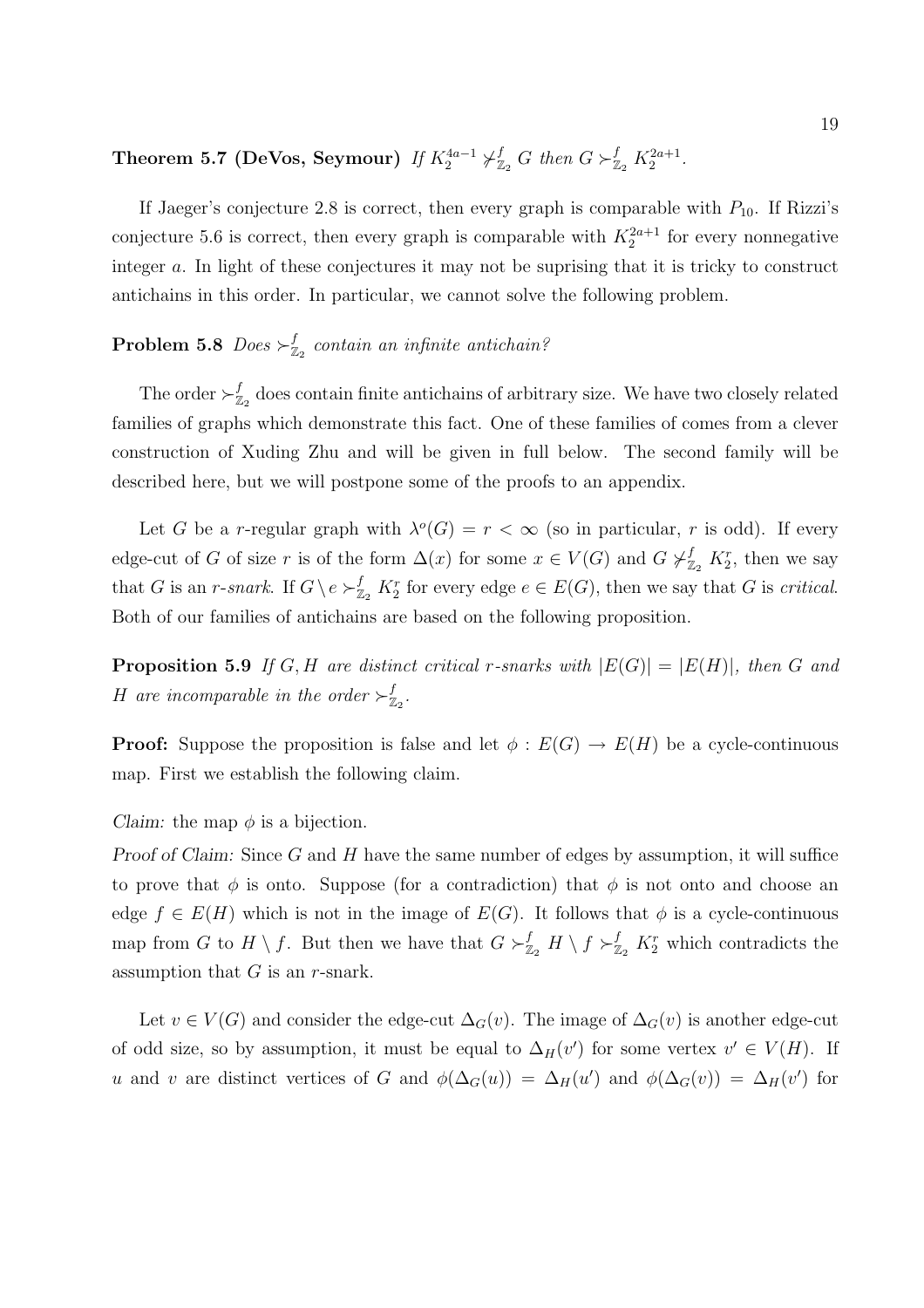**Theorem 5.7 (DeVos, Seymour)** *If $K_2^{4a-1} \not\succ_{\mathbb{Z}_2}^f G$ then $G \succ_{\mathbb{Z}_2}^f K_2^{2a+1}$.*

If Jaeger's conjecture 2.8 is correct, then every graph is comparable with $P_{10}$. If Rizzi's conjecture 5.6 is correct, then every graph is comparable with $K_2^{2a+1}$ for every nonnegative integer $a$. In light of these conjectures it may not be suprising that it is tricky to construct antichains in this order. In particular, we cannot solve the following problem.

**Problem 5.8** *Does $\succ_{\mathbb{Z}_2}^f$ contain an infinite antichain?*

The order $\succ_{\mathbb{Z}_2}^f$ does contain finite antichains of arbitrary size. We have two closely related families of graphs which demonstrate this fact. One of these families of comes from a clever construction of Xuding Zhu and will be given in full below. The second family will be described here, but we will postpone some of the proofs to an appendix.

Let $G$ be a $r$-regular graph with $\lambda^o(G) = r < \infty$ (so in particular, $r$ is odd). If every edge-cut of $G$ of size $r$ is of the form $\Delta(x)$ for some $x \in V(G)$ and $G \not\succ_{\mathbb{Z}_2}^f K_2^r$, then we say that $G$ is an *$r$-snark*. If $G \setminus e \succ_{\mathbb{Z}_2}^f K_2^r$ for every edge $e \in E(G)$, then we say that $G$ is *critical*. Both of our families of antichains are based on the following proposition.

**Proposition 5.9** *If $G, H$ are distinct critical $r$-snarks with $|E(G)| = |E(H)|$, then $G$ and $H$ are incomparable in the order $\succ_{\mathbb{Z}_2}^f$.*

**Proof:** Suppose the proposition is false and let $\phi : E(G) \to E(H)$ be a cycle-continuous map. First we establish the following claim.

*Claim:* the map $\phi$ is a bijection.

*Proof of Claim:* Since $G$ and $H$ have the same number of edges by assumption, it will suffice to prove that $\phi$ is onto. Suppose (for a contradiction) that $\phi$ is not onto and choose an edge $f \in E(H)$ which is not in the image of $E(G)$. It follows that $\phi$ is a cycle-continuous map from $G$ to $H \setminus f$. But then we have that $G \succ_{\mathbb{Z}_2}^f H \setminus f \succ_{\mathbb{Z}_2}^f K_2^r$ which contradicts the assumption that $G$ is an $r$-snark.

Let $v \in V(G)$ and consider the edge-cut $\Delta_G(v)$. The image of $\Delta_G(v)$ is another edge-cut of odd size, so by assumption, it must be equal to $\Delta_H(v')$ for some vertex $v' \in V(H)$. If $u$ and $v$ are distinct vertices of $G$ and $\phi(\Delta_G(u)) = \Delta_H(u')$ and $\phi(\Delta_G(v)) = \Delta_H(v')$ for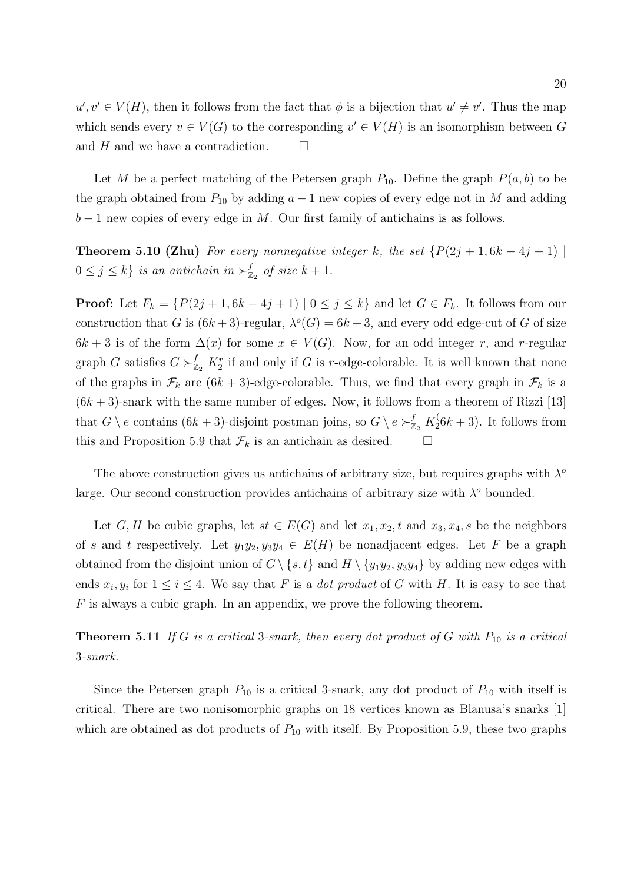$u', v' \in V(H)$, then it follows from the fact that $\phi$ is a bijection that $u' \neq v'$. Thus the map which sends every $v \in V(G)$ to the corresponding $v' \in V(H)$ is an isomorphism between $G$ and $H$ and we have a contradiction. $\square$

Let $M$ be a perfect matching of the Petersen graph $P_{10}$. Define the graph $P(a,b)$ to be the graph obtained from $P_{10}$ by adding $a-1$ new copies of every edge not in $M$ and adding $b-1$ new copies of every edge in $M$. Our first family of antichains is as follows.

**Theorem 5.10 (Zhu)** *For every nonnegative integer $k$, the set $\{P(2j+1, 6k-4j+1) \mid 0 \leq j \leq k\}$ is an antichain in $\succ^f_{\mathbb{Z}_2}$ of size $k+1$.*

**Proof:** Let $F_k = \{P(2j+1, 6k-4j+1) \mid 0 \leq j \leq k\}$ and let $G \in F_k$. It follows from our construction that $G$ is $(6k+3)$-regular, $\lambda^o(G) = 6k+3$, and every odd edge-cut of $G$ of size $6k+3$ is of the form $\Delta(x)$ for some $x \in V(G)$. Now, for an odd integer $r$, and $r$-regular graph $G$ satisfies $G \succ^f_{\mathbb{Z}_2} K_2^r$ if and only if $G$ is $r$-edge-colorable. It is well known that none of the graphs in $\mathcal{F}_k$ are $(6k+3)$-edge-colorable. Thus, we find that every graph in $\mathcal{F}_k$ is a $(6k+3)$-snark with the same number of edges. Now, it follows from a theorem of Rizzi [13] that $G \setminus e$ contains $(6k+3)$-disjoint postman joins, so $G \setminus e \succ^f_{\mathbb{Z}_2} K_2^(6k+3)$. It follows from this and Proposition 5.9 that $\mathcal{F}_k$ is an antichain as desired. $\square$

The above construction gives us antichains of arbitrary size, but requires graphs with $\lambda^o$ large. Our second construction provides antichains of arbitrary size with $\lambda^o$ bounded.

Let $G, H$ be cubic graphs, let $st \in E(G)$ and let $x_1, x_2, t$ and $x_3, x_4, s$ be the neighbors of $s$ and $t$ respectively. Let $y_1y_2, y_3y_4 \in E(H)$ be nonadjacent edges. Let $F$ be a graph obtained from the disjoint union of $G \setminus \{s,t\}$ and $H \setminus \{y_1y_2, y_3y_4\}$ by adding new edges with ends $x_i, y_i$ for $1 \leq i \leq 4$. We say that $F$ is a *dot product* of $G$ with $H$. It is easy to see that $F$ is always a cubic graph. In an appendix, we prove the following theorem.

**Theorem 5.11** *If $G$ is a critical 3-snark, then every dot product of $G$ with $P_{10}$ is a critical 3-snark.*

Since the Petersen graph $P_{10}$ is a critical 3-snark, any dot product of $P_{10}$ with itself is critical. There are two nonisomorphic graphs on 18 vertices known as Blanusa's snarks [1] which are obtained as dot products of $P_{10}$ with itself. By Proposition 5.9, these two graphs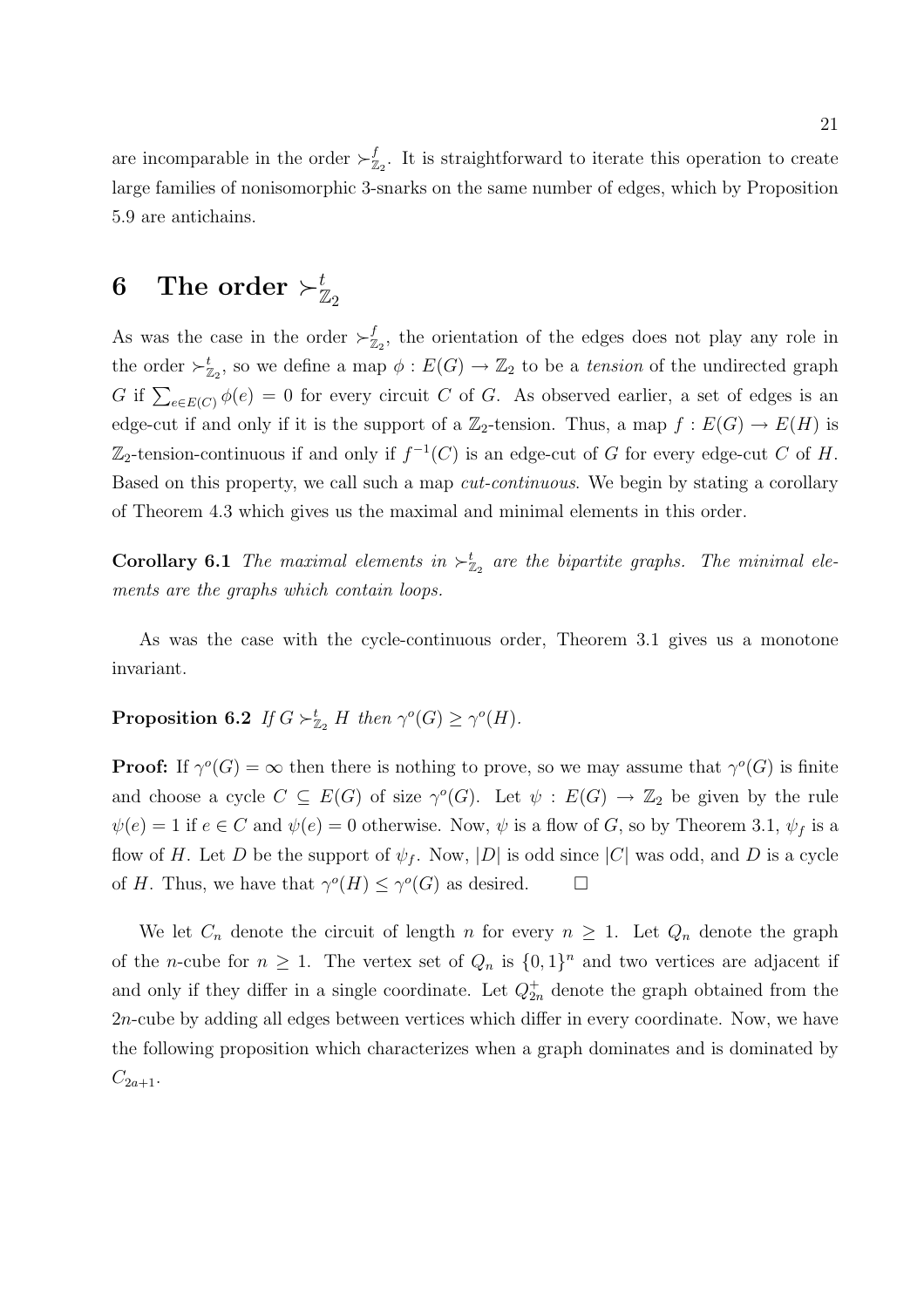are incomparable in the order $\succ^f_{\mathbb{Z}_2}$. It is straightforward to iterate this operation to create large families of nonisomorphic 3-snarks on the same number of edges, which by Proposition 5.9 are antichains.

# 6 The order $\succ^t_{\mathbb{Z}_2}$

As was the case in the order $\succ^f_{\mathbb{Z}_2}$, the orientation of the edges does not play any role in the order $\succ^t_{\mathbb{Z}_2}$, so we define a map $\phi : E(G) \to \mathbb{Z}_2$ to be a *tension* of the undirected graph $G$ if $\sum_{e \in E(C)} \phi(e) = 0$ for every circuit $C$ of $G$. As observed earlier, a set of edges is an edge-cut if and only if it is the support of a $\mathbb{Z}_2$-tension. Thus, a map $f : E(G) \to E(H)$ is $\mathbb{Z}_2$-tension-continuous if and only if $f^{-1}(C)$ is an edge-cut of $G$ for every edge-cut $C$ of $H$. Based on this property, we call such a map *cut-continuous*. We begin by stating a corollary of Theorem 4.3 which gives us the maximal and minimal elements in this order.

**Corollary 6.1** *The maximal elements in $\succ^t_{\mathbb{Z}_2}$ are the bipartite graphs. The minimal elements are the graphs which contain loops.*

As was the case with the cycle-continuous order, Theorem 3.1 gives us a monotone invariant.

**Proposition 6.2** *If $G \succ^t_{\mathbb{Z}_2} H$ then $\gamma^o(G) \geq \gamma^o(H)$.*

**Proof:** If $\gamma^o(G) = \infty$ then there is nothing to prove, so we may assume that $\gamma^o(G)$ is finite and choose a cycle $C \subseteq E(G)$ of size $\gamma^o(G)$. Let $\psi : E(G) \to \mathbb{Z}_2$ be given by the rule $\psi(e) = 1$ if $e \in C$ and $\psi(e) = 0$ otherwise. Now, $\psi$ is a flow of $G$, so by Theorem 3.1, $\psi_f$ is a flow of $H$. Let $D$ be the support of $\psi_f$. Now, $|D|$ is odd since $|C|$ was odd, and $D$ is a cycle of $H$. Thus, we have that $\gamma^o(H) \leq \gamma^o(G)$ as desired. $\square$

We let $C_n$ denote the circuit of length $n$ for every $n \geq 1$. Let $Q_n$ denote the graph of the $n$-cube for $n \geq 1$. The vertex set of $Q_n$ is $\{0,1\}^n$ and two vertices are adjacent if and only if they differ in a single coordinate. Let $Q^+_{2n}$ denote the graph obtained from the $2n$-cube by adding all edges between vertices which differ in every coordinate. Now, we have the following proposition which characterizes when a graph dominates and is dominated by $C_{2a+1}$.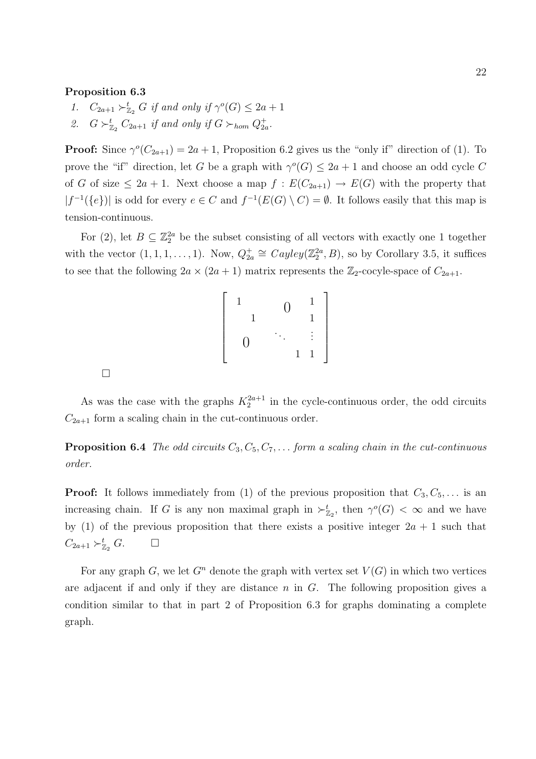**Proposition 6.3**

1. $C_{2a+1} \succ^t_{\mathbb{Z}_2} G$ *if and only if* $\gamma^o(G) \leq 2a+1$
2. $G \succ^t_{\mathbb{Z}_2} C_{2a+1}$ *if and only if* $G \succ_{hom} Q^+_{2a}$.

**Proof:** Since $\gamma^o(C_{2a+1}) = 2a+1$, Proposition 6.2 gives us the "only if" direction of (1). To prove the "if" direction, let $G$ be a graph with $\gamma^o(G) \leq 2a+1$ and choose an odd cycle $C$ of $G$ of size $\leq 2a+1$. Next choose a map $f : E(C_{2a+1}) \to E(G)$ with the property that $|f^{-1}(\{e\})|$ is odd for every $e \in C$ and $f^{-1}(E(G) \setminus C) = \emptyset$. It follows easily that this map is tension-continuous.

For (2), let $B \subseteq \mathbb{Z}_2^{2a}$ be the subset consisting of all vectors with exactly one 1 together with the vector $(1, 1, 1, \ldots, 1)$. Now, $Q^+_{2a} \cong Cayley(\mathbb{Z}_2^{2a}, B)$, so by Corollary 3.5, it suffices to see that the following $2a \times (2a+1)$ matrix represents the $\mathbb{Z}_2$-cocyle-space of $C_{2a+1}$.

$$\begin{bmatrix} 1 & & & & 1 \\ & 1 & & \text{\Large 0} & 1 \\ & & \ddots & & \vdots \\ \text{\Large 0} & & & 1 & 1 \end{bmatrix}$$

□

As was the case with the graphs $K_2^{2a+1}$ in the cycle-continuous order, the odd circuits $C_{2a+1}$ form a scaling chain in the cut-continuous order.

**Proposition 6.4** *The odd circuits $C_3, C_5, C_7, \ldots$ form a scaling chain in the cut-continuous order.*

**Proof:** It follows immediately from (1) of the previous proposition that $C_3, C_5, \ldots$ is an increasing chain. If $G$ is any non maximal graph in $\succ^t_{\mathbb{Z}_2}$, then $\gamma^o(G) < \infty$ and we have by (1) of the previous proposition that there exists a positive integer $2a+1$ such that $C_{2a+1} \succ^t_{\mathbb{Z}_2} G$. □

For any graph $G$, we let $G^n$ denote the graph with vertex set $V(G)$ in which two vertices are adjacent if and only if they are distance $n$ in $G$. The following proposition gives a condition similar to that in part 2 of Proposition 6.3 for graphs dominating a complete graph.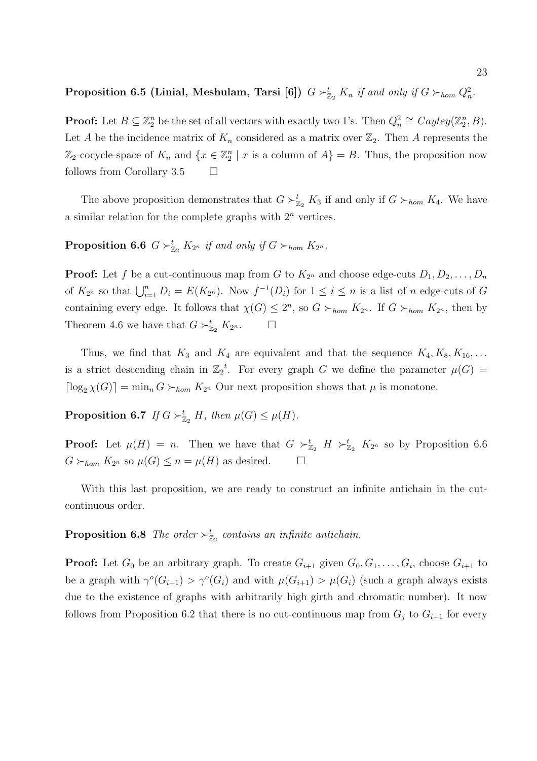**Proposition 6.5 (Linial, Meshulam, Tarsi [6])** *$G \succ^t_{\mathbb{Z}_2} K_n$ if and only if $G \succ_{hom} Q^2_n$.*

**Proof:** Let $B \subseteq \mathbb{Z}_2^n$ be the set of all vectors with exactly two 1's. Then $Q^2_n \cong Cayley(\mathbb{Z}_2^n, B)$. Let $A$ be the incidence matrix of $K_n$ considered as a matrix over $\mathbb{Z}_2$. Then $A$ represents the $\mathbb{Z}_2$-cocycle-space of $K_n$ and $\{x \in \mathbb{Z}_2^n \mid x \text{ is a column of } A\} = B$. Thus, the proposition now follows from Corollary 3.5 $\square$

The above proposition demonstrates that $G \succ^t_{\mathbb{Z}_2} K_3$ if and only if $G \succ_{hom} K_4$. We have a similar relation for the complete graphs with $2^n$ vertices.

**Proposition 6.6** *$G \succ^t_{\mathbb{Z}_2} K_{2^n}$ if and only if $G \succ_{hom} K_{2^n}$.*

**Proof:** Let $f$ be a cut-continuous map from $G$ to $K_{2^n}$ and choose edge-cuts $D_1, D_2, \ldots, D_n$ of $K_{2^n}$ so that $\bigcup_{i=1}^n D_i = E(K_{2^n})$. Now $f^{-1}(D_i)$ for $1 \leq i \leq n$ is a list of $n$ edge-cuts of $G$ containing every edge. It follows that $\chi(G) \leq 2^n$, so $G \succ_{hom} K_{2^n}$. If $G \succ_{hom} K_{2^n}$, then by Theorem 4.6 we have that $G \succ^t_{\mathbb{Z}_2} K_{2^n}$. $\square$

Thus, we find that $K_3$ and $K_4$ are equivalent and that the sequence $K_4, K_8, K_{16}, \ldots$ is a strict descending chain in ${\mathbb{Z}_2}^t$. For every graph $G$ we define the parameter $\mu(G) = \lceil \log_2 \chi(G) \rceil = \min_n G \succ_{hom} K_{2^n}$ Our next proposition shows that $\mu$ is monotone.

**Proposition 6.7** *If $G \succ^t_{\mathbb{Z}_2} H$, then $\mu(G) \leq \mu(H)$.*

**Proof:** Let $\mu(H) = n$. Then we have that $G \succ^t_{\mathbb{Z}_2} H \succ^t_{\mathbb{Z}_2} K_{2^n}$ so by Proposition 6.6 $G \succ_{hom} K_{2^n}$ so $\mu(G) \leq n = \mu(H)$ as desired. $\square$

With this last proposition, we are ready to construct an infinite antichain in the cut-continuous order.

**Proposition 6.8** *The order $\succ^t_{\mathbb{Z}_2}$ contains an infinite antichain.*

**Proof:** Let $G_0$ be an arbitrary graph. To create $G_{i+1}$ given $G_0, G_1, \ldots, G_i$, choose $G_{i+1}$ to be a graph with $\gamma^o(G_{i+1}) > \gamma^o(G_i)$ and with $\mu(G_{i+1}) > \mu(G_i)$ (such a graph always exists due to the existence of graphs with arbitrarily high girth and chromatic number). It now follows from Proposition 6.2 that there is no cut-continuous map from $G_j$ to $G_{i+1}$ for every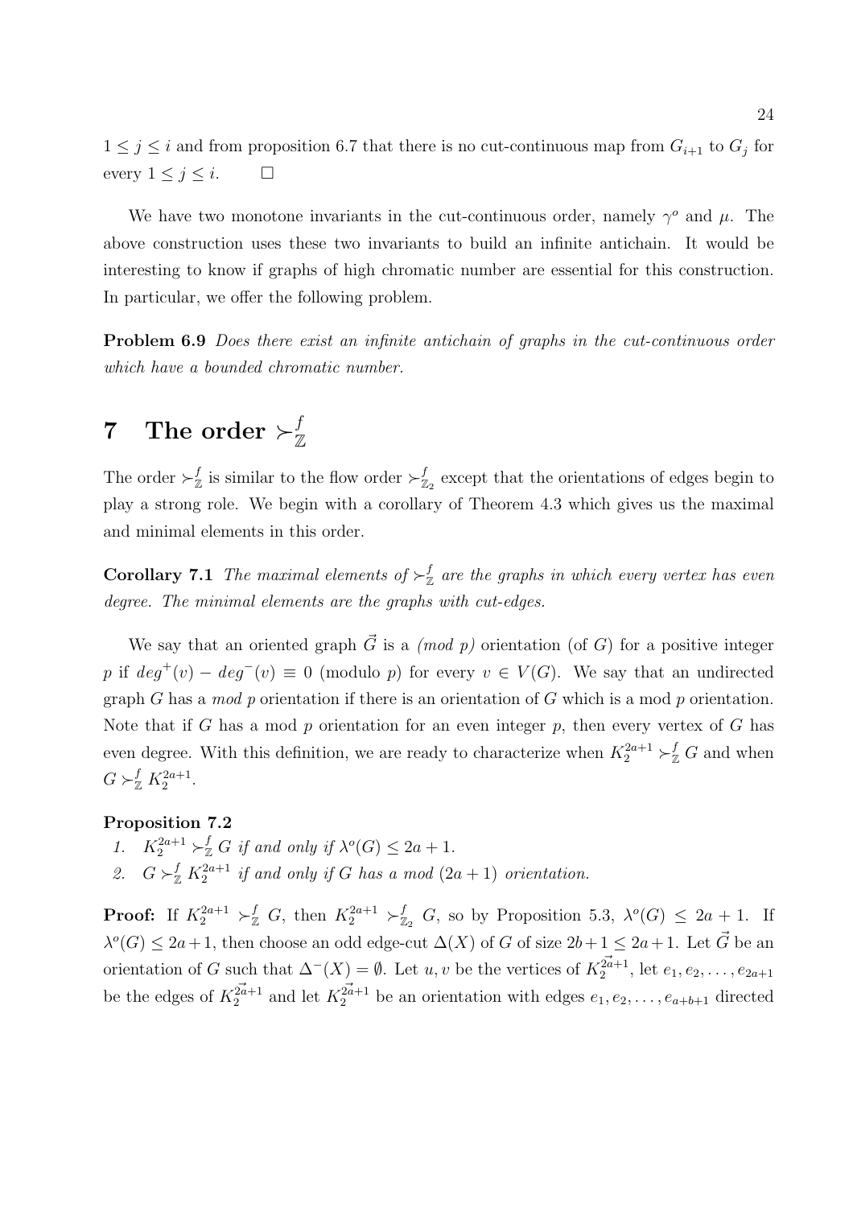$1 \leq j \leq i$ and from proposition 6.7 that there is no cut-continuous map from $G_{i+1}$ to $G_j$ for every $1 \leq j \leq i$. $\square$

We have two monotone invariants in the cut-continuous order, namely $\gamma^o$ and $\mu$. The above construction uses these two invariants to build an infinite antichain. It would be interesting to know if graphs of high chromatic number are essential for this construction. In particular, we offer the following problem.

**Problem 6.9** *Does there exist an infinite antichain of graphs in the cut-continuous order which have a bounded chromatic number.*

# 7 The order $\succ^f_{\mathbb{Z}}$

The order $\succ^f_{\mathbb{Z}}$ is similar to the flow order $\succ^f_{\mathbb{Z}_2}$ except that the orientations of edges begin to play a strong role. We begin with a corollary of Theorem 4.3 which gives us the maximal and minimal elements in this order.

**Corollary 7.1** *The maximal elements of $\succ^f_{\mathbb{Z}}$ are the graphs in which every vertex has even degree. The minimal elements are the graphs with cut-edges.*

We say that an oriented graph $\vec{G}$ is a *(mod p)* orientation (of $G$) for a positive integer $p$ if $deg^+(v) - deg^-(v) \equiv 0$ (modulo $p$) for every $v \in V(G)$. We say that an undirected graph $G$ has a *mod p* orientation if there is an orientation of $G$ which is a mod $p$ orientation. Note that if $G$ has a mod $p$ orientation for an even integer $p$, then every vertex of $G$ has even degree. With this definition, we are ready to characterize when $K_2^{2a+1} \succ^f_{\mathbb{Z}} G$ and when $G \succ^f_{\mathbb{Z}} K_2^{2a+1}$.

**Proposition 7.2**

1. $K_2^{2a+1} \succ^f_{\mathbb{Z}} G$ *if and only if* $\lambda^o(G) \leq 2a+1$.
2. $G \succ^f_{\mathbb{Z}} K_2^{2a+1}$ *if and only if* $G$ *has a mod* $(2a+1)$ *orientation.*

**Proof:** If $K_2^{2a+1} \succ^f_{\mathbb{Z}} G$, then $K_2^{2a+1} \succ^f_{\mathbb{Z}_2} G$, so by Proposition 5.3, $\lambda^o(G) \leq 2a+1$. If $\lambda^o(G) \leq 2a+1$, then choose an odd edge-cut $\Delta(X)$ of $G$ of size $2b+1 \leq 2a+1$. Let $\vec{G}$ be an orientation of $G$ such that $\Delta^-(X) = \emptyset$. Let $u, v$ be the vertices of $\vec{K}_2^{2a+1}$, let $e_1, e_2, \ldots, e_{2a+1}$ be the edges of $\vec{K}_2^{2a+1}$ and let $\vec{K}_2^{2a+1}$ be an orientation with edges $e_1, e_2, \ldots, e_{a+b+1}$ directed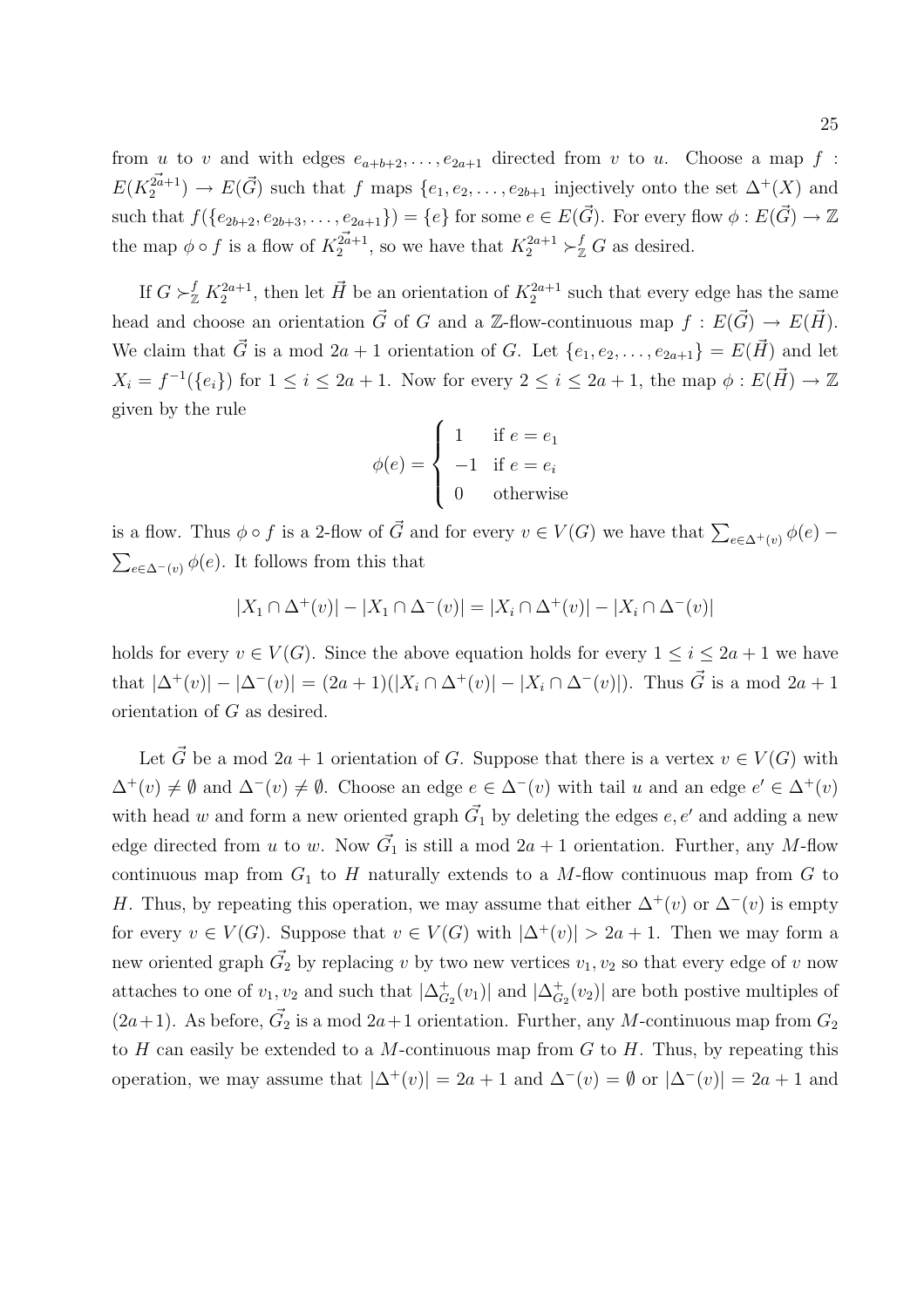from $u$ to $v$ and with edges $e_{a+b+2}, \ldots, e_{2a+1}$ directed from $v$ to $u$. Choose a map $f : E(\vec{K_2^{2a+1}}) \to E(\vec{G})$ such that $f$ maps $\{e_1, e_2, \ldots, e_{2b+1}$ injectively onto the set $\Delta^+(X)$ and such that $f(\{e_{2b+2}, e_{2b+3}, \ldots, e_{2a+1}\}) = \{e\}$ for some $e \in E(\vec{G})$. For every flow $\phi : E(\vec{G}) \to \mathbb{Z}$ the map $\phi \circ f$ is a flow of $\vec{K_2^{2a+1}}$, so we have that $K_2^{2a+1} \succ_{\mathbb{Z}}^f G$ as desired.

If $G \succ_{\mathbb{Z}}^f K_2^{2a+1}$, then let $\vec{H}$ be an orientation of $K_2^{2a+1}$ such that every edge has the same head and choose an orientation $\vec{G}$ of $G$ and a $\mathbb{Z}$-flow-continuous map $f : E(\vec{G}) \to E(\vec{H})$. We claim that $\vec{G}$ is a mod $2a+1$ orientation of $G$. Let $\{e_1, e_2, \ldots, e_{2a+1}\} = E(\vec{H})$ and let $X_i = f^{-1}(\{e_i\})$ for $1 \leq i \leq 2a+1$. Now for every $2 \leq i \leq 2a+1$, the map $\phi : E(\vec{H}) \to \mathbb{Z}$ given by the rule

$$\phi(e) = \begin{cases} 1 & \text{if } e = e_1 \\ -1 & \text{if } e = e_i \\ 0 & \text{otherwise} \end{cases}$$

is a flow. Thus $\phi \circ f$ is a 2-flow of $\vec{G}$ and for every $v \in V(G)$ we have that $\sum_{e \in \Delta^+(v)} \phi(e) - \sum_{e \in \Delta^-(v)} \phi(e)$. It follows from this that

$$|X_1 \cap \Delta^+(v)| - |X_1 \cap \Delta^-(v)| = |X_i \cap \Delta^+(v)| - |X_i \cap \Delta^-(v)|$$

holds for every $v \in V(G)$. Since the above equation holds for every $1 \leq i \leq 2a+1$ we have that $|\Delta^+(v)| - |\Delta^-(v)| = (2a+1)(|X_i \cap \Delta^+(v)| - |X_i \cap \Delta^-(v)|)$. Thus $\vec{G}$ is a mod $2a+1$ orientation of $G$ as desired.

Let $\vec{G}$ be a mod $2a+1$ orientation of $G$. Suppose that there is a vertex $v \in V(G)$ with $\Delta^+(v) \neq \emptyset$ and $\Delta^-(v) \neq \emptyset$. Choose an edge $e \in \Delta^-(v)$ with tail $u$ and an edge $e' \in \Delta^+(v)$ with head $w$ and form a new oriented graph $\vec{G_1}$ by deleting the edges $e, e'$ and adding a new edge directed from $u$ to $w$. Now $\vec{G_1}$ is still a mod $2a+1$ orientation. Further, any $M$-flow continuous map from $G_1$ to $H$ naturally extends to a $M$-flow continuous map from $G$ to $H$. Thus, by repeating this operation, we may assume that either $\Delta^+(v)$ or $\Delta^-(v)$ is empty for every $v \in V(G)$. Suppose that $v \in V(G)$ with $|\Delta^+(v)| > 2a+1$. Then we may form a new oriented graph $\vec{G_2}$ by replacing $v$ by two new vertices $v_1, v_2$ so that every edge of $v$ now attaches to one of $v_1, v_2$ and such that $|\Delta^+_{G_2}(v_1)|$ and $|\Delta^+_{G_2}(v_2)|$ are both postive multiples of $(2a+1)$. As before, $\vec{G_2}$ is a mod $2a+1$ orientation. Further, any $M$-continuous map from $G_2$ to $H$ can easily be extended to a $M$-continuous map from $G$ to $H$. Thus, by repeating this operation, we may assume that $|\Delta^+(v)| = 2a+1$ and $\Delta^-(v) = \emptyset$ or $|\Delta^-(v)| = 2a+1$ and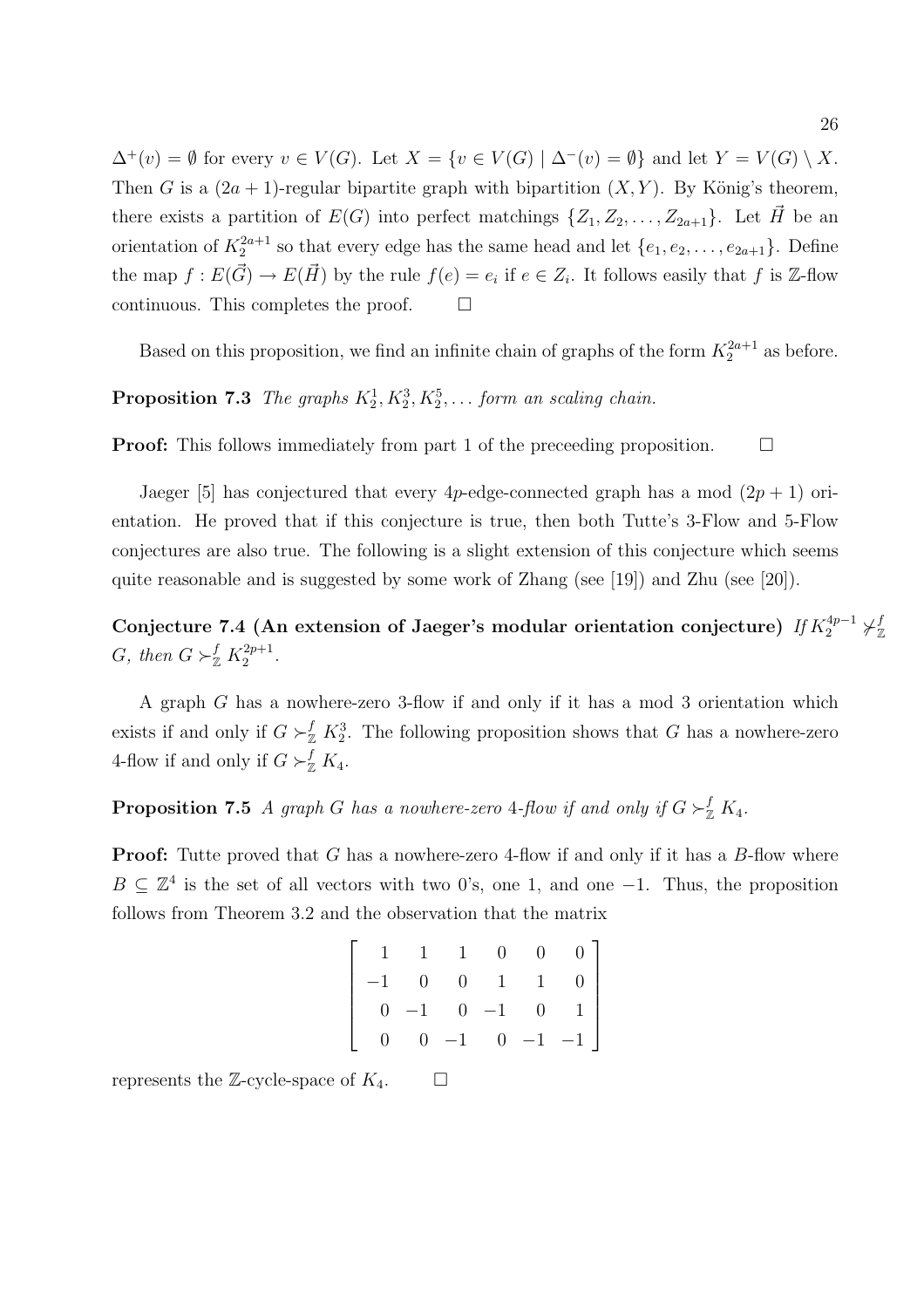$\Delta^+(v) = \emptyset$ for every $v \in V(G)$. Let $X = \{v \in V(G) \mid \Delta^-(v) = \emptyset\}$ and let $Y = V(G) \setminus X$. Then $G$ is a $(2a+1)$-regular bipartite graph with bipartition $(X, Y)$. By König's theorem, there exists a partition of $E(G)$ into perfect matchings $\{Z_1, Z_2, \ldots, Z_{2a+1}\}$. Let $\vec{H}$ be an orientation of $K_2^{2a+1}$ so that every edge has the same head and let $\{e_1, e_2, \ldots, e_{2a+1}\}$. Define the map $f : E(\vec{G}) \to E(\vec{H})$ by the rule $f(e) = e_i$ if $e \in Z_i$. It follows easily that $f$ is $\mathbb{Z}$-flow continuous. This completes the proof. $\square$

Based on this proposition, we find an infinite chain of graphs of the form $K_2^{2a+1}$ as before.

**Proposition 7.3** *The graphs $K_2^1, K_2^3, K_2^5, \ldots$ form an scaling chain.*

**Proof:** This follows immediately from part 1 of the preceeding proposition. $\square$

Jaeger [5] has conjectured that every $4p$-edge-connected graph has a mod $(2p+1)$ orientation. He proved that if this conjecture is true, then both Tutte's 3-Flow and 5-Flow conjectures are also true. The following is a slight extension of this conjecture which seems quite reasonable and is suggested by some work of Zhang (see [19]) and Zhu (see [20]).

**Conjecture 7.4 (An extension of Jaeger's modular orientation conjecture)** *If $K_2^{4p-1} \not\succ_{\mathbb{Z}}^f G$, then $G \succ_{\mathbb{Z}}^f K_2^{2p+1}$.*

A graph $G$ has a nowhere-zero 3-flow if and only if it has a mod 3 orientation which exists if and only if $G \succ_{\mathbb{Z}}^f K_2^3$. The following proposition shows that $G$ has a nowhere-zero 4-flow if and only if $G \succ_{\mathbb{Z}}^f K_4$.

**Proposition 7.5** *A graph $G$ has a nowhere-zero 4-flow if and only if $G \succ_{\mathbb{Z}}^f K_4$.*

**Proof:** Tutte proved that $G$ has a nowhere-zero 4-flow if and only if it has a $B$-flow where $B \subseteq \mathbb{Z}^4$ is the set of all vectors with two 0's, one 1, and one $-1$. Thus, the proposition follows from Theorem 3.2 and the observation that the matrix

$$\begin{bmatrix} 1 & 1 & 1 & 0 & 0 & 0 \\ -1 & 0 & 0 & 1 & 1 & 0 \\ 0 & -1 & 0 & -1 & 0 & 1 \\ 0 & 0 & -1 & 0 & -1 & -1 \end{bmatrix}$$

represents the $\mathbb{Z}$-cycle-space of $K_4$. $\square$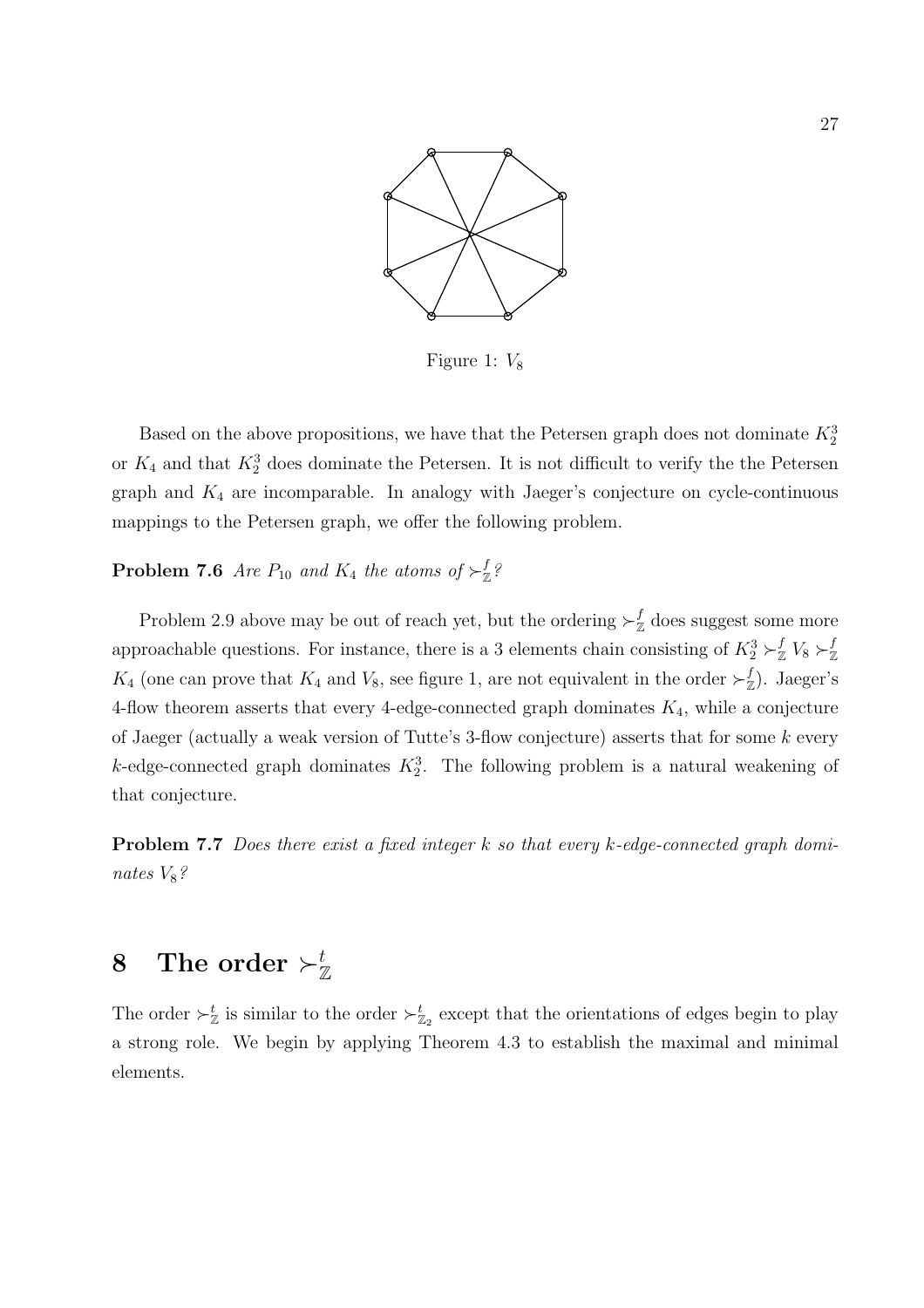Figure 1: $V_8$

Based on the above propositions, we have that the Petersen graph does not dominate $K_2^3$ or $K_4$ and that $K_2^3$ does dominate the Petersen. It is not difficult to verify the the Petersen graph and $K_4$ are incomparable. In analogy with Jaeger's conjecture on cycle-continuous mappings to the Petersen graph, we offer the following problem.

**Problem 7.6** *Are $P_{10}$ and $K_4$ the atoms of $\succ_{\mathbb{Z}}^{f}$?*

Problem 2.9 above may be out of reach yet, but the ordering $\succ_{\mathbb{Z}}^{f}$ does suggest some more approachable questions. For instance, there is a 3 elements chain consisting of $K_2^3 \succ_{\mathbb{Z}}^{f} V_8 \succ_{\mathbb{Z}}^{f} K_4$ (one can prove that $K_4$ and $V_8$, see figure 1, are not equivalent in the order $\succ_{\mathbb{Z}}^{f}$). Jaeger's 4-flow theorem asserts that every 4-edge-connected graph dominates $K_4$, while a conjecture of Jaeger (actually a weak version of Tutte's 3-flow conjecture) asserts that for some $k$ every $k$-edge-connected graph dominates $K_2^3$. The following problem is a natural weakening of that conjecture.

**Problem 7.7** *Does there exist a fixed integer $k$ so that every $k$-edge-connected graph dominates $V_8$?*

# 8 The order $\succ_{\mathbb{Z}}^{t}$

The order $\succ_{\mathbb{Z}}^{t}$ is similar to the order $\succ_{\mathbb{Z}_2}^{t}$ except that the orientations of edges begin to play a strong role. We begin by applying Theorem 4.3 to establish the maximal and minimal elements.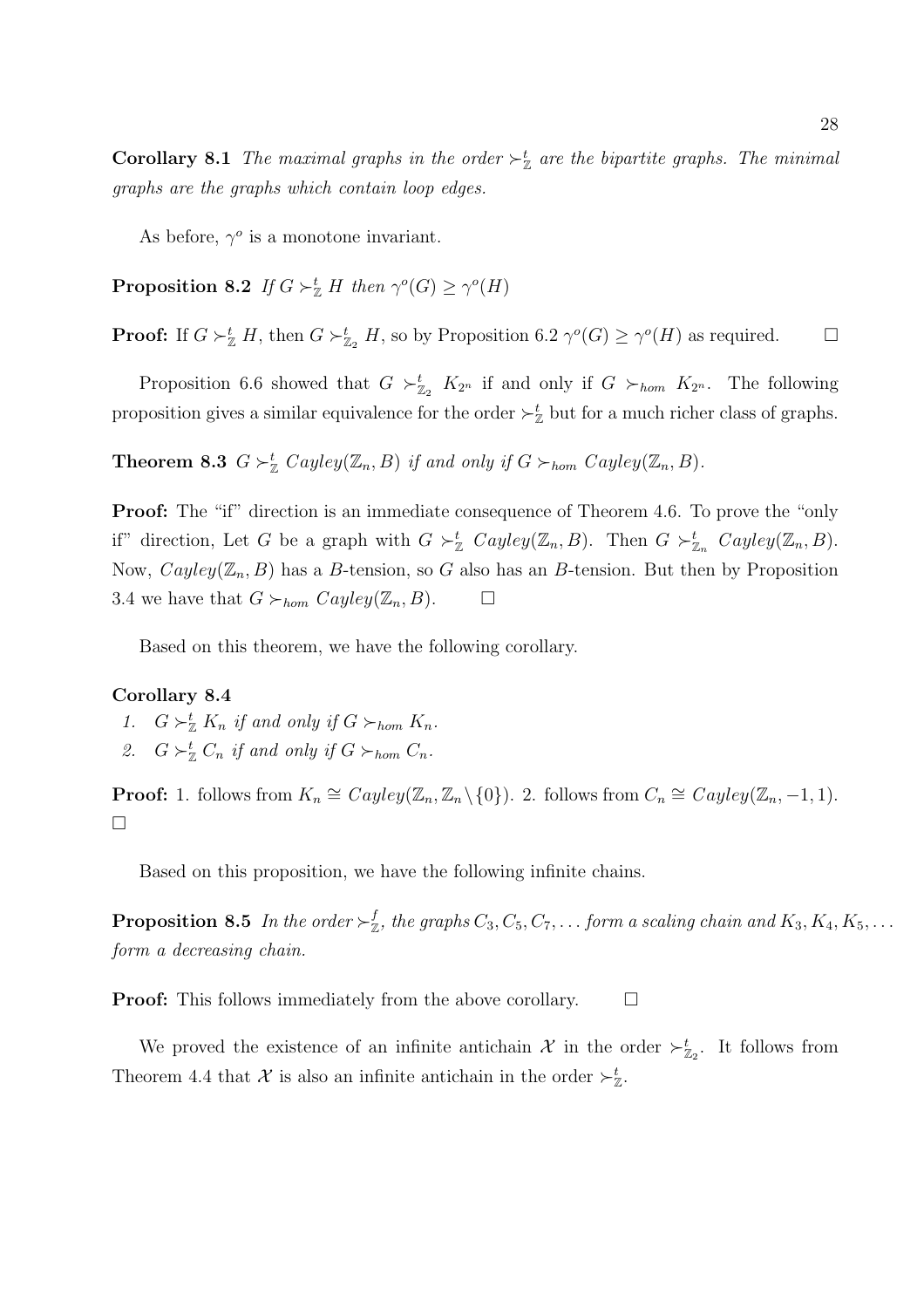**Corollary 8.1** *The maximal graphs in the order $\succ^t_{\mathbb{Z}}$ are the bipartite graphs. The minimal graphs are the graphs which contain loop edges.*

As before, $\gamma^o$ is a monotone invariant.

**Proposition 8.2** *If $G \succ^t_{\mathbb{Z}} H$ then $\gamma^o(G) \geq \gamma^o(H)$*

**Proof:** If $G \succ^t_{\mathbb{Z}} H$, then $G \succ^t_{\mathbb{Z}_2} H$, so by Proposition 6.2 $\gamma^o(G) \geq \gamma^o(H)$ as required. $\square$

Proposition 6.6 showed that $G \succ^t_{\mathbb{Z}_2} K_{2^n}$ if and only if $G \succ_{hom} K_{2^n}$. The following proposition gives a similar equivalence for the order $\succ^t_{\mathbb{Z}}$ but for a much richer class of graphs.

**Theorem 8.3** *$G \succ^t_{\mathbb{Z}} Cayley(\mathbb{Z}_n, B)$ if and only if $G \succ_{hom} Cayley(\mathbb{Z}_n, B)$.*

**Proof:** The "if" direction is an immediate consequence of Theorem 4.6. To prove the "only if" direction, Let $G$ be a graph with $G \succ^t_{\mathbb{Z}} Cayley(\mathbb{Z}_n, B)$. Then $G \succ^t_{\mathbb{Z}_n} Cayley(\mathbb{Z}_n, B)$. Now, $Cayley(\mathbb{Z}_n, B)$ has a $B$-tension, so $G$ also has an $B$-tension. But then by Proposition 3.4 we have that $G \succ_{hom} Cayley(\mathbb{Z}_n, B)$. $\square$

Based on this theorem, we have the following corollary.

**Corollary 8.4**

1. *$G \succ^t_{\mathbb{Z}} K_n$ if and only if $G \succ_{hom} K_n$.*
2. *$G \succ^t_{\mathbb{Z}} C_n$ if and only if $G \succ_{hom} C_n$.*

**Proof:** 1. follows from $K_n \cong Cayley(\mathbb{Z}_n, \mathbb{Z}_n \setminus \{0\})$. 2. follows from $C_n \cong Cayley(\mathbb{Z}_n, -1, 1)$. $\square$

Based on this proposition, we have the following infinite chains.

**Proposition 8.5** *In the order $\succ^f_{\mathbb{Z}}$, the graphs $C_3, C_5, C_7, \ldots$ form a scaling chain and $K_3, K_4, K_5, \ldots$ form a decreasing chain.*

**Proof:** This follows immediately from the above corollary. $\square$

We proved the existence of an infinite antichain $\mathcal{X}$ in the order $\succ^t_{\mathbb{Z}_2}$. It follows from Theorem 4.4 that $\mathcal{X}$ is also an infinite antichain in the order $\succ^t_{\mathbb{Z}}$.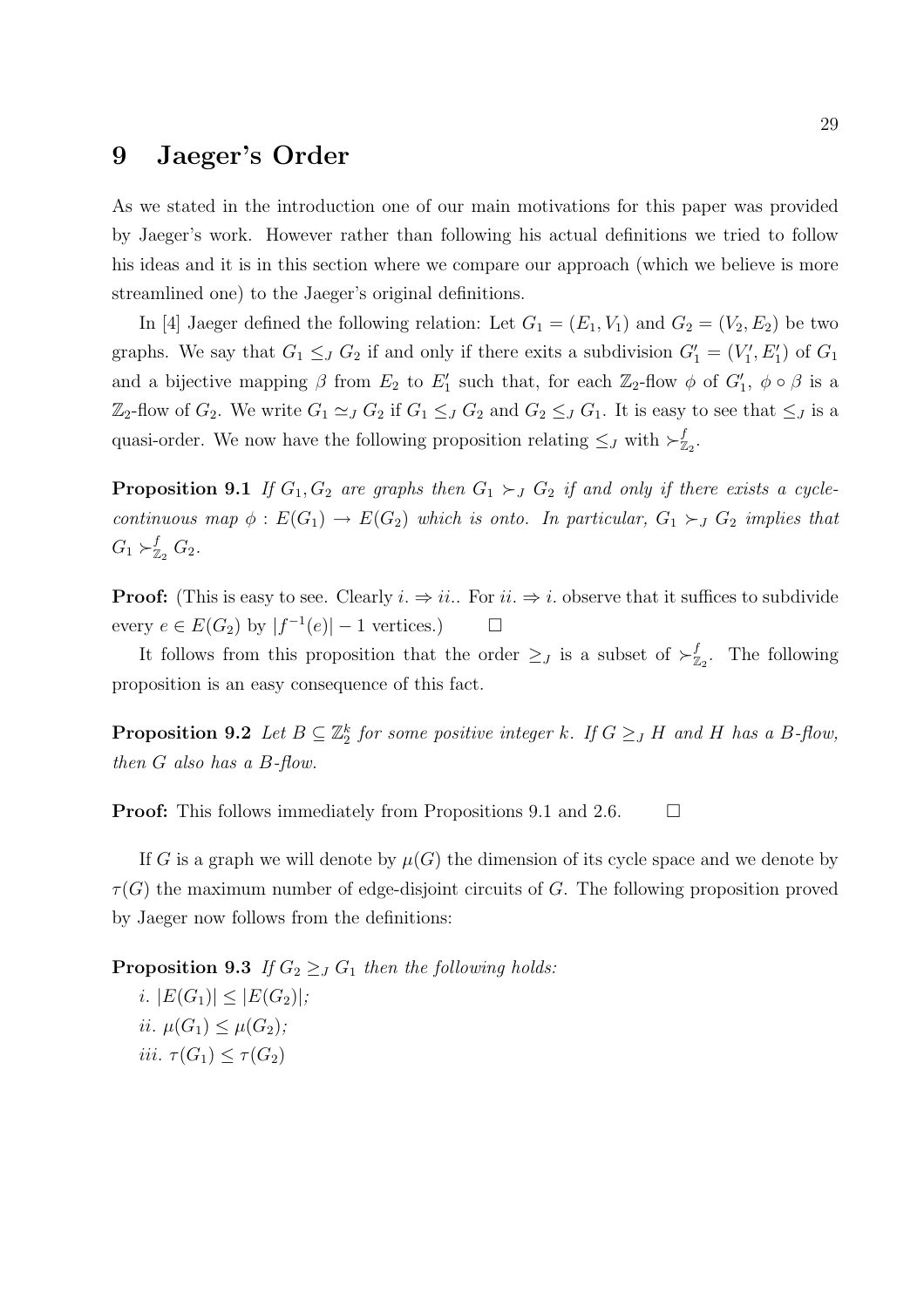## 9 Jaeger's Order

As we stated in the introduction one of our main motivations for this paper was provided by Jaeger's work. However rather than following his actual definitions we tried to follow his ideas and it is in this section where we compare our approach (which we believe is more streamlined one) to the Jaeger's original definitions.

In [4] Jaeger defined the following relation: Let $G_1 = (E_1, V_1)$ and $G_2 = (V_2, E_2)$ be two graphs. We say that $G_1 \leq_J G_2$ if and only if there exits a subdivision $G_1' = (V_1', E_1')$ of $G_1$ and a bijective mapping $\beta$ from $E_2$ to $E_1'$ such that, for each $\mathbb{Z}_2$-flow $\phi$ of $G_1'$, $\phi \circ \beta$ is a $\mathbb{Z}_2$-flow of $G_2$. We write $G_1 \simeq_J G_2$ if $G_1 \leq_J G_2$ and $G_2 \leq_J G_1$. It is easy to see that $\leq_J$ is a quasi-order. We now have the following proposition relating $\leq_J$ with $\succ_{\mathbb{Z}_2}^f$.

**Proposition 9.1** *If $G_1, G_2$ are graphs then $G_1 \succ_J G_2$ if and only if there exists a cycle-continuous map $\phi : E(G_1) \to E(G_2)$ which is onto. In particular, $G_1 \succ_J G_2$ implies that $G_1 \succ_{\mathbb{Z}_2}^f G_2$.*

**Proof:** (This is easy to see. Clearly $i. \Rightarrow ii.$. For $ii. \Rightarrow i.$ observe that it suffices to subdivide every $e \in E(G_2)$ by $|f^{-1}(e)| - 1$ vertices.) $\square$

It follows from this proposition that the order $\geq_J$ is a subset of $\succ_{\mathbb{Z}_2}^f$. The following proposition is an easy consequence of this fact.

**Proposition 9.2** *Let $B \subseteq \mathbb{Z}_2^k$ for some positive integer $k$. If $G \geq_J H$ and $H$ has a $B$-flow, then $G$ also has a $B$-flow.*

**Proof:** This follows immediately from Propositions 9.1 and 2.6. $\square$

If $G$ is a graph we will denote by $\mu(G)$ the dimension of its cycle space and we denote by $\tau(G)$ the maximum number of edge-disjoint circuits of $G$. The following proposition proved by Jaeger now follows from the definitions:

**Proposition 9.3** *If $G_2 \geq_J G_1$ then the following holds:*

*i.* $|E(G_1)| \leq |E(G_2)|$;

*ii.* $\mu(G_1) \leq \mu(G_2)$;

*iii.* $\tau(G_1) \leq \tau(G_2)$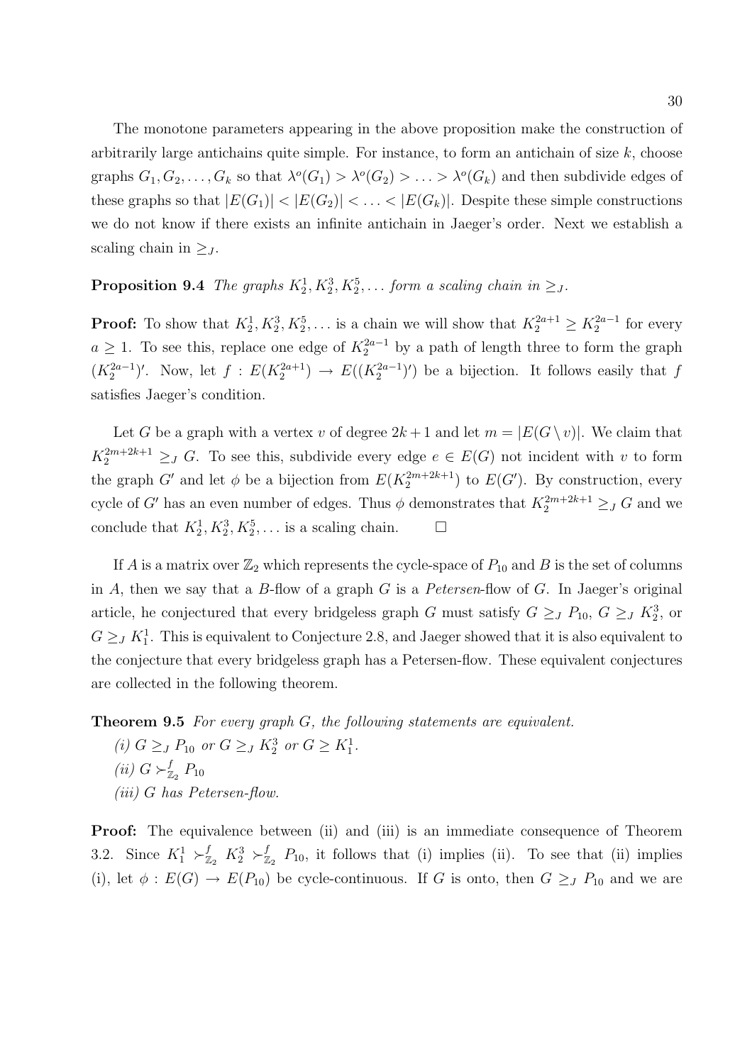The monotone parameters appearing in the above proposition make the construction of arbitrarily large antichains quite simple. For instance, to form an antichain of size $k$, choose graphs $G_1, G_2, \ldots, G_k$ so that $\lambda^o(G_1) > \lambda^o(G_2) > \ldots > \lambda^o(G_k)$ and then subdivide edges of these graphs so that $|E(G_1)| < |E(G_2)| < \ldots < |E(G_k)|$. Despite these simple constructions we do not know if there exists an infinite antichain in Jaeger's order. Next we establish a scaling chain in $\geq_J$.

**Proposition 9.4** *The graphs $K_2^1, K_2^3, K_2^5, \ldots$ form a scaling chain in $\geq_J$.*

**Proof:** To show that $K_2^1, K_2^3, K_2^5, \ldots$ is a chain we will show that $K_2^{2a+1} \geq K_2^{2a-1}$ for every $a \geq 1$. To see this, replace one edge of $K_2^{2a-1}$ by a path of length three to form the graph $(K_2^{2a-1})'$. Now, let $f : E(K_2^{2a+1}) \to E((K_2^{2a-1})')$ be a bijection. It follows easily that $f$ satisfies Jaeger's condition.

Let $G$ be a graph with a vertex $v$ of degree $2k+1$ and let $m = |E(G \setminus v)|$. We claim that $K_2^{2m+2k+1} \geq_J G$. To see this, subdivide every edge $e \in E(G)$ not incident with $v$ to form the graph $G'$ and let $\phi$ be a bijection from $E(K_2^{2m+2k+1})$ to $E(G')$. By construction, every cycle of $G'$ has an even number of edges. Thus $\phi$ demonstrates that $K_2^{2m+2k+1} \geq_J G$ and we conclude that $K_2^1, K_2^3, K_2^5, \ldots$ is a scaling chain. $\square$

If $A$ is a matrix over $\mathbb{Z}_2$ which represents the cycle-space of $P_{10}$ and $B$ is the set of columns in $A$, then we say that a $B$-flow of a graph $G$ is a *Petersen*-flow of $G$. In Jaeger's original article, he conjectured that every bridgeless graph $G$ must satisfy $G \geq_J P_{10}$, $G \geq_J K_2^3$, or $G \geq_J K_1^1$. This is equivalent to Conjecture 2.8, and Jaeger showed that it is also equivalent to the conjecture that every bridgeless graph has a Petersen-flow. These equivalent conjectures are collected in the following theorem.

**Theorem 9.5** *For every graph $G$, the following statements are equivalent.*

*(i) $G \geq_J P_{10}$ or $G \geq_J K_2^3$ or $G \geq K_1^1$.*

*(ii) $G \succ_{\mathbb{Z}_2}^f P_{10}$*

*(iii) $G$ has Petersen-flow.*

**Proof:** The equivalence between (ii) and (iii) is an immediate consequence of Theorem 3.2. Since $K_1^1 \succ_{\mathbb{Z}_2}^f K_2^3 \succ_{\mathbb{Z}_2}^f P_{10}$, it follows that (i) implies (ii). To see that (ii) implies (i), let $\phi : E(G) \to E(P_{10})$ be cycle-continuous. If $G$ is onto, then $G \geq_J P_{10}$ and we are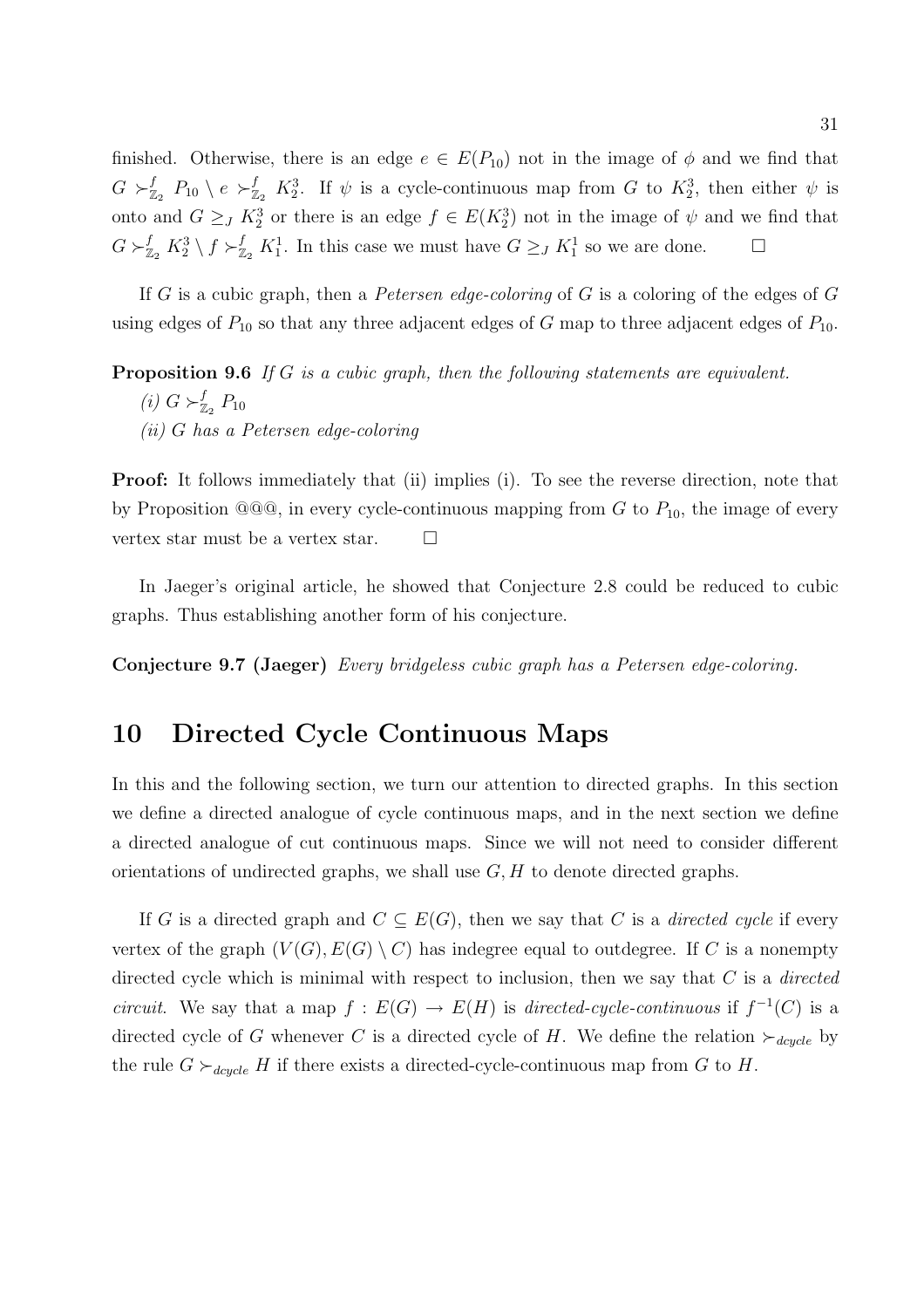finished. Otherwise, there is an edge $e \in E(P_{10})$ not in the image of $\phi$ and we find that $G \succ^f_{\mathbb{Z}_2} P_{10} \setminus e \succ^f_{\mathbb{Z}_2} K_2^3$. If $\psi$ is a cycle-continuous map from $G$ to $K_2^3$, then either $\psi$ is onto and $G \geq_J K_2^3$ or there is an edge $f \in E(K_2^3)$ not in the image of $\psi$ and we find that $G \succ^f_{\mathbb{Z}_2} K_2^3 \setminus f \succ^f_{\mathbb{Z}_2} K_1^1$. In this case we must have $G \geq_J K_1^1$ so we are done. □

If $G$ is a cubic graph, then a *Petersen edge-coloring* of $G$ is a coloring of the edges of $G$ using edges of $P_{10}$ so that any three adjacent edges of $G$ map to three adjacent edges of $P_{10}$.

**Proposition 9.6** *If $G$ is a cubic graph, then the following statements are equivalent.*

*(i) $G \succ^f_{\mathbb{Z}_2} P_{10}$*

*(ii) $G$ has a Petersen edge-coloring*

**Proof:** It follows immediately that (ii) implies (i). To see the reverse direction, note that by Proposition @@@, in every cycle-continuous mapping from $G$ to $P_{10}$, the image of every vertex star must be a vertex star. □

In Jaeger's original article, he showed that Conjecture 2.8 could be reduced to cubic graphs. Thus establishing another form of his conjecture.

**Conjecture 9.7 (Jaeger)** *Every bridgeless cubic graph has a Petersen edge-coloring.*

# 10 Directed Cycle Continuous Maps

In this and the following section, we turn our attention to directed graphs. In this section we define a directed analogue of cycle continuous maps, and in the next section we define a directed analogue of cut continuous maps. Since we will not need to consider different orientations of undirected graphs, we shall use $G, H$ to denote directed graphs.

If $G$ is a directed graph and $C \subseteq E(G)$, then we say that $C$ is a *directed cycle* if every vertex of the graph $(V(G), E(G) \setminus C)$ has indegree equal to outdegree. If $C$ is a nonempty directed cycle which is minimal with respect to inclusion, then we say that $C$ is a *directed circuit*. We say that a map $f : E(G) \to E(H)$ is *directed-cycle-continuous* if $f^{-1}(C)$ is a directed cycle of $G$ whenever $C$ is a directed cycle of $H$. We define the relation $\succ_{dcycle}$ by the rule $G \succ_{dcycle} H$ if there exists a directed-cycle-continuous map from $G$ to $H$.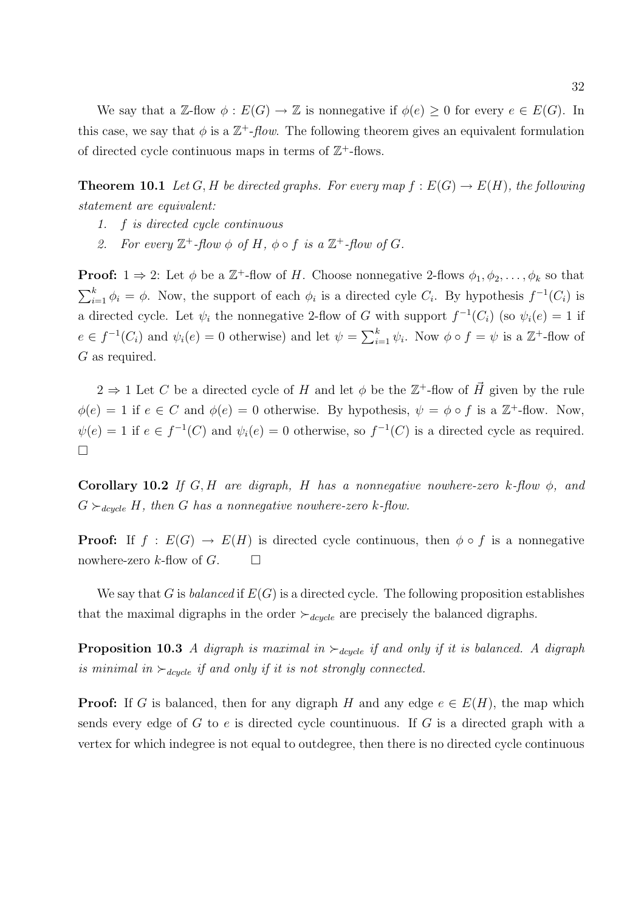We say that a $\mathbb{Z}$-flow $\phi : E(G) \to \mathbb{Z}$ is nonnegative if $\phi(e) \geq 0$ for every $e \in E(G)$. In this case, we say that $\phi$ is a $\mathbb{Z}^+$-*flow*. The following theorem gives an equivalent formulation of directed cycle continuous maps in terms of $\mathbb{Z}^+$-flows.

**Theorem 10.1** *Let $G, H$ be directed graphs. For every map $f : E(G) \to E(H)$, the following statement are equivalent:*

1. *$f$ is directed cycle continuous*
2. *For every $\mathbb{Z}^+$-flow $\phi$ of $H$, $\phi \circ f$ is a $\mathbb{Z}^+$-flow of $G$.*

**Proof:** $1 \Rightarrow 2$: Let $\phi$ be a $\mathbb{Z}^+$-flow of $H$. Choose nonnegative 2-flows $\phi_1, \phi_2, \ldots, \phi_k$ so that $\sum_{i=1}^k \phi_i = \phi$. Now, the support of each $\phi_i$ is a directed cyle $C_i$. By hypothesis $f^{-1}(C_i)$ is a directed cycle. Let $\psi_i$ the nonnegative 2-flow of $G$ with support $f^{-1}(C_i)$ (so $\psi_i(e) = 1$ if $e \in f^{-1}(C_i)$ and $\psi_i(e) = 0$ otherwise) and let $\psi = \sum_{i=1}^k \psi_i$. Now $\phi \circ f = \psi$ is a $\mathbb{Z}^+$-flow of $G$ as required.

$2 \Rightarrow 1$ Let $C$ be a directed cycle of $H$ and let $\phi$ be the $\mathbb{Z}^+$-flow of $\vec{H}$ given by the rule $\phi(e) = 1$ if $e \in C$ and $\phi(e) = 0$ otherwise. By hypothesis, $\psi = \phi \circ f$ is a $\mathbb{Z}^+$-flow. Now, $\psi(e) = 1$ if $e \in f^{-1}(C)$ and $\psi_i(e) = 0$ otherwise, so $f^{-1}(C)$ is a directed cycle as required. $\square$

**Corollary 10.2** *If $G, H$ are digraph, $H$ has a nonnegative nowhere-zero $k$-flow $\phi$, and $G \succ_{dcycle} H$, then $G$ has a nonnegative nowhere-zero $k$-flow.*

**Proof:** If $f : E(G) \to E(H)$ is directed cycle continuous, then $\phi \circ f$ is a nonnegative nowhere-zero $k$-flow of $G$. $\square$

We say that $G$ is *balanced* if $E(G)$ is a directed cycle. The following proposition establishes that the maximal digraphs in the order $\succ_{dcycle}$ are precisely the balanced digraphs.

**Proposition 10.3** *A digraph is maximal in $\succ_{dcycle}$ if and only if it is balanced. A digraph is minimal in $\succ_{dcycle}$ if and only if it is not strongly connected.*

**Proof:** If $G$ is balanced, then for any digraph $H$ and any edge $e \in E(H)$, the map which sends every edge of $G$ to $e$ is directed cycle countinuous. If $G$ is a directed graph with a vertex for which indegree is not equal to outdegree, then there is no directed cycle continuous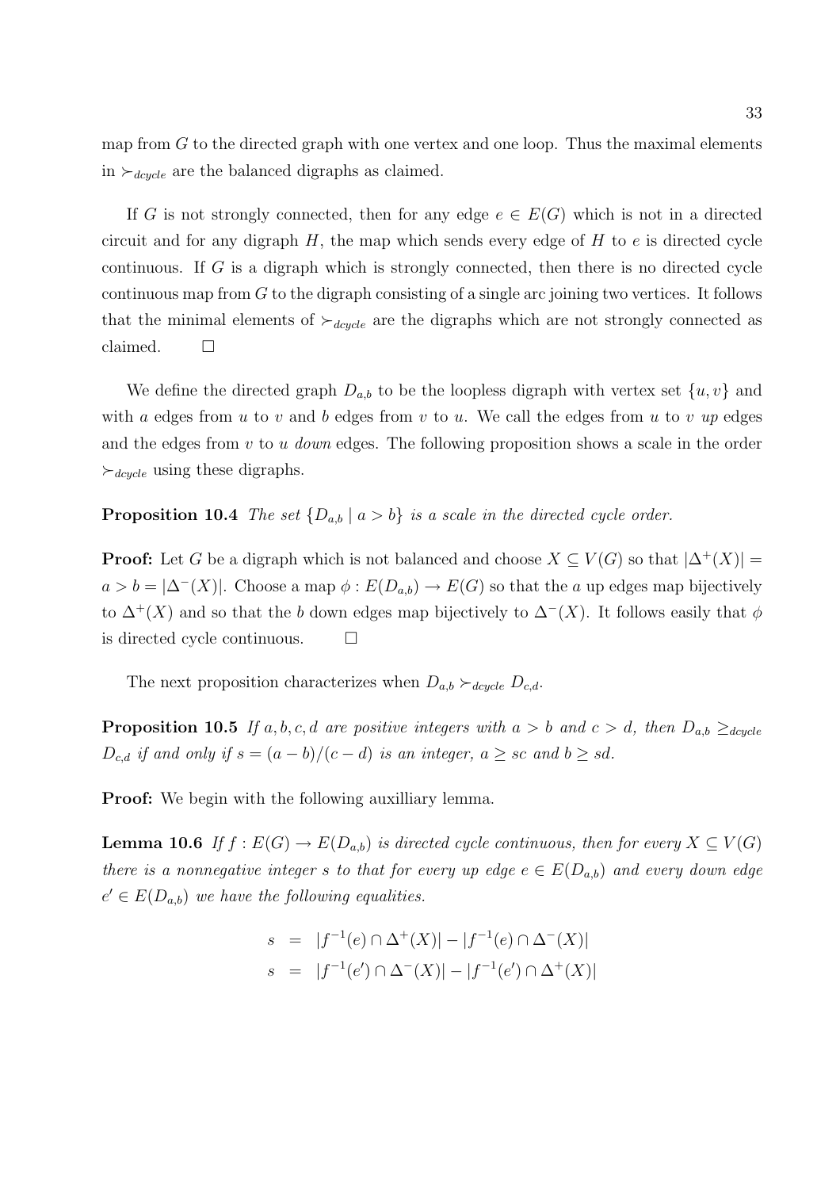map from $G$ to the directed graph with one vertex and one loop. Thus the maximal elements in $\succ_{dcycle}$ are the balanced digraphs as claimed.

If $G$ is not strongly connected, then for any edge $e \in E(G)$ which is not in a directed circuit and for any digraph $H$, the map which sends every edge of $H$ to $e$ is directed cycle continuous. If $G$ is a digraph which is strongly connected, then there is no directed cycle continuous map from $G$ to the digraph consisting of a single arc joining two vertices. It follows that the minimal elements of $\succ_{dcycle}$ are the digraphs which are not strongly connected as claimed. $\square$

We define the directed graph $D_{a,b}$ to be the loopless digraph with vertex set $\{u, v\}$ and with $a$ edges from $u$ to $v$ and $b$ edges from $v$ to $u$. We call the edges from $u$ to $v$ *up* edges and the edges from $v$ to $u$ *down* edges. The following proposition shows a scale in the order $\succ_{dcycle}$ using these digraphs.

**Proposition 10.4** *The set $\{D_{a,b} \mid a > b\}$ is a scale in the directed cycle order.*

**Proof:** Let $G$ be a digraph which is not balanced and choose $X \subseteq V(G)$ so that $|\Delta^+(X)| = a > b = |\Delta^-(X)|$. Choose a map $\phi : E(D_{a,b}) \to E(G)$ so that the $a$ up edges map bijectively to $\Delta^+(X)$ and so that the $b$ down edges map bijectively to $\Delta^-(X)$. It follows easily that $\phi$ is directed cycle continuous. $\square$

The next proposition characterizes when $D_{a,b} \succ_{dcycle} D_{c,d}$.

**Proposition 10.5** *If $a, b, c, d$ are positive integers with $a > b$ and $c > d$, then $D_{a,b} \geq_{dcycle} D_{c,d}$ if and only if $s = (a - b)/(c - d)$ is an integer, $a \geq sc$ and $b \geq sd$.*

**Proof:** We begin with the following auxilliary lemma.

**Lemma 10.6** *If $f : E(G) \to E(D_{a,b})$ is directed cycle continuous, then for every $X \subseteq V(G)$ there is a nonnegative integer $s$ to that for every up edge $e \in E(D_{a,b})$ and every down edge $e' \in E(D_{a,b})$ we have the following equalities.*

$$
\begin{aligned}
s &= |f^{-1}(e) \cap \Delta^+(X)| - |f^{-1}(e) \cap \Delta^-(X)| \\
s &= |f^{-1}(e') \cap \Delta^-(X)| - |f^{-1}(e') \cap \Delta^+(X)|
\end{aligned}
$$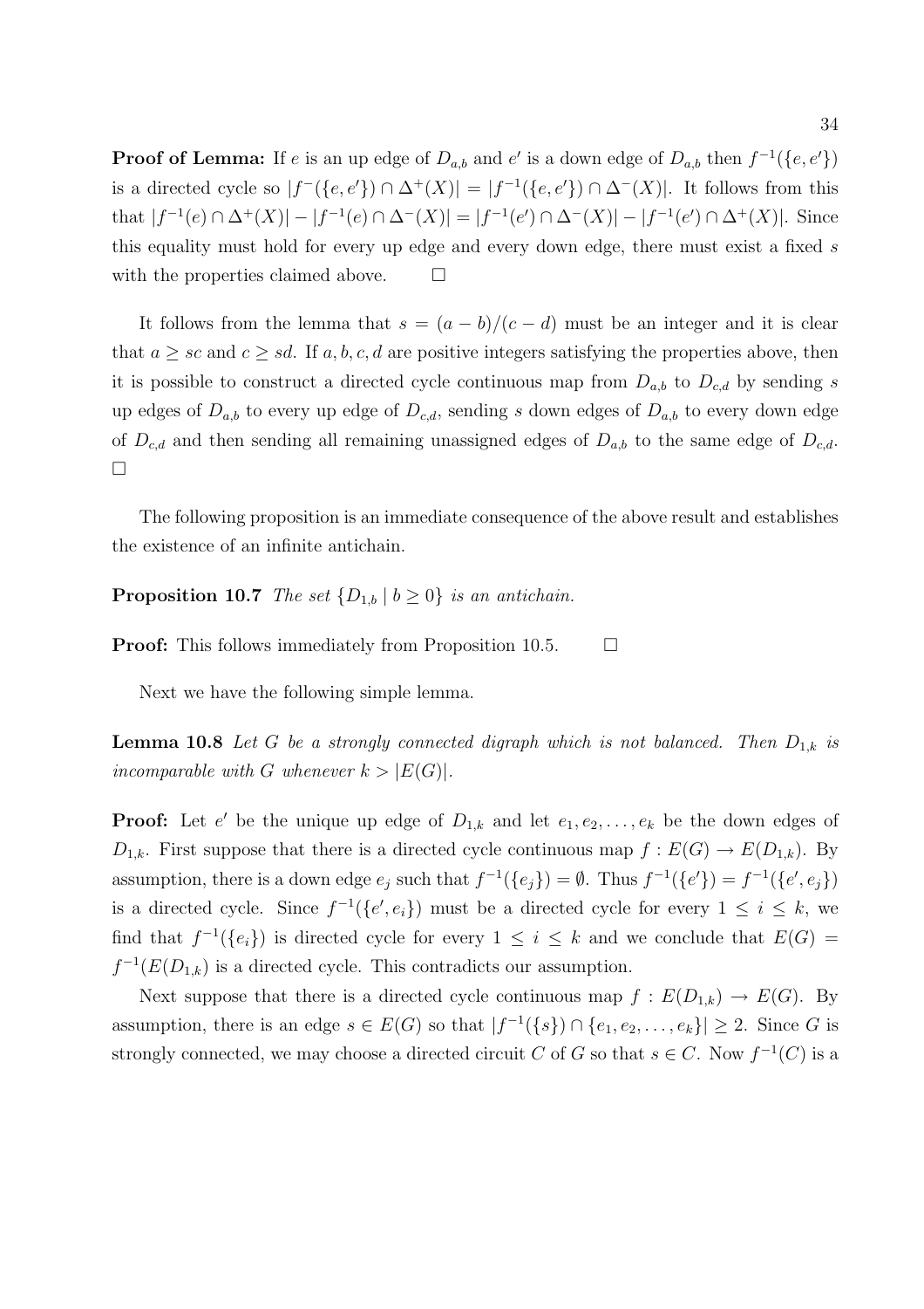**Proof of Lemma:** If $e$ is an up edge of $D_{a,b}$ and $e'$ is a down edge of $D_{a,b}$ then $f^{-1}(\{e, e'\})$ is a directed cycle so $|f^{-}(\{e, e'\}) \cap \Delta^{+}(X)| = |f^{-1}(\{e, e'\}) \cap \Delta^{-}(X)|$. It follows from this that $|f^{-1}(e) \cap \Delta^{+}(X)| - |f^{-1}(e) \cap \Delta^{-}(X)| = |f^{-1}(e') \cap \Delta^{-}(X)| - |f^{-1}(e') \cap \Delta^{+}(X)|$. Since this equality must hold for every up edge and every down edge, there must exist a fixed $s$ with the properties claimed above. $\square$

It follows from the lemma that $s = (a - b)/(c - d)$ must be an integer and it is clear that $a \geq sc$ and $c \geq sd$. If $a, b, c, d$ are positive integers satisfying the properties above, then it is possible to construct a directed cycle continuous map from $D_{a,b}$ to $D_{c,d}$ by sending $s$ up edges of $D_{a,b}$ to every up edge of $D_{c,d}$, sending $s$ down edges of $D_{a,b}$ to every down edge of $D_{c,d}$ and then sending all remaining unassigned edges of $D_{a,b}$ to the same edge of $D_{c,d}$. $\square$

The following proposition is an immediate consequence of the above result and establishes the existence of an infinite antichain.

**Proposition 10.7** *The set $\{D_{1,b} \mid b \geq 0\}$ is an antichain.*

**Proof:** This follows immediately from Proposition 10.5. $\square$

Next we have the following simple lemma.

**Lemma 10.8** *Let $G$ be a strongly connected digraph which is not balanced. Then $D_{1,k}$ is incomparable with $G$ whenever $k > |E(G)|$.*

**Proof:** Let $e'$ be the unique up edge of $D_{1,k}$ and let $e_1, e_2, \ldots, e_k$ be the down edges of $D_{1,k}$. First suppose that there is a directed cycle continuous map $f : E(G) \to E(D_{1,k})$. By assumption, there is a down edge $e_j$ such that $f^{-1}(\{e_j\}) = \emptyset$. Thus $f^{-1}(\{e'\}) = f^{-1}(\{e', e_j\})$ is a directed cycle. Since $f^{-1}(\{e', e_i\})$ must be a directed cycle for every $1 \leq i \leq k$, we find that $f^{-1}(\{e_i\})$ is directed cycle for every $1 \leq i \leq k$ and we conclude that $E(G) = f^{-1}(E(D_{1,k})$ is a directed cycle. This contradicts our assumption.

Next suppose that there is a directed cycle continuous map $f : E(D_{1,k}) \to E(G)$. By assumption, there is an edge $s \in E(G)$ so that $|f^{-1}(\{s\}) \cap \{e_1, e_2, \ldots, e_k\}| \geq 2$. Since $G$ is strongly connected, we may choose a directed circuit $C$ of $G$ so that $s \in C$. Now $f^{-1}(C)$ is a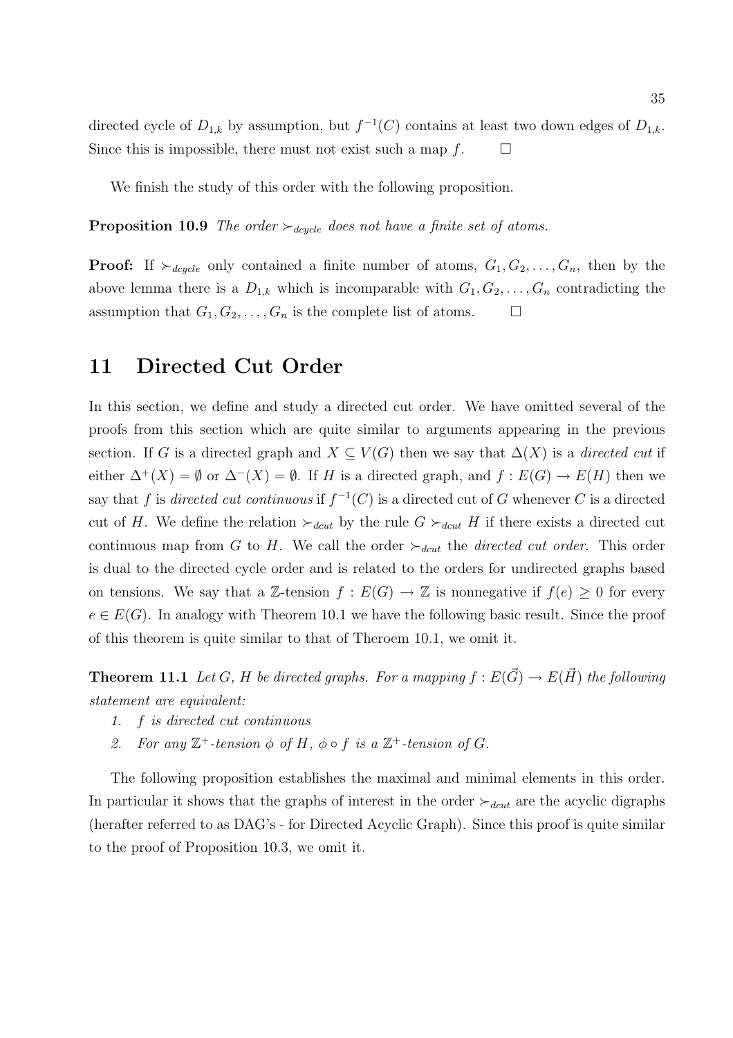directed cycle of $D_{1,k}$ by assumption, but $f^{-1}(C)$ contains at least two down edges of $D_{1,k}$. Since this is impossible, there must not exist such a map $f$. $\square$

We finish the study of this order with the following proposition.

**Proposition 10.9** *The order $\succ_{dcycle}$ does not have a finite set of atoms.*

**Proof:** If $\succ_{dcycle}$ only contained a finite number of atoms, $G_1, G_2, \ldots, G_n$, then by the above lemma there is a $D_{1,k}$ which is incomparable with $G_1, G_2, \ldots, G_n$ contradicting the assumption that $G_1, G_2, \ldots, G_n$ is the complete list of atoms. $\square$

# 11 Directed Cut Order

In this section, we define and study a directed cut order. We have omitted several of the proofs from this section which are quite similar to arguments appearing in the previous section. If $G$ is a directed graph and $X \subseteq V(G)$ then we say that $\Delta(X)$ is a *directed cut* if either $\Delta^+(X) = \emptyset$ or $\Delta^-(X) = \emptyset$. If $H$ is a directed graph, and $f : E(G) \to E(H)$ then we say that $f$ is *directed cut continuous* if $f^{-1}(C)$ is a directed cut of $G$ whenever $C$ is a directed cut of $H$. We define the relation $\succ_{dcut}$ by the rule $G \succ_{dcut} H$ if there exists a directed cut continuous map from $G$ to $H$. We call the order $\succ_{dcut}$ the *directed cut order*. This order is dual to the directed cycle order and is related to the orders for undirected graphs based on tensions. We say that a $\mathbb{Z}$-tension $f : E(G) \to \mathbb{Z}$ is nonnegative if $f(e) \geq 0$ for every $e \in E(G)$. In analogy with Theorem 10.1 we have the following basic result. Since the proof of this theorem is quite similar to that of Theroem 10.1, we omit it.

**Theorem 11.1** *Let $G$, $H$ be directed graphs. For a mapping $f : E(\vec{G}) \to E(\vec{H})$ the following statement are equivalent:*

1. *$f$ is directed cut continuous*
2. *For any $\mathbb{Z}^+$-tension $\phi$ of $H$, $\phi \circ f$ is a $\mathbb{Z}^+$-tension of $G$.*

The following proposition establishes the maximal and minimal elements in this order. In particular it shows that the graphs of interest in the order $\succ_{dcut}$ are the acyclic digraphs (herafter referred to as DAG's - for Directed Acyclic Graph). Since this proof is quite similar to the proof of Proposition 10.3, we omit it.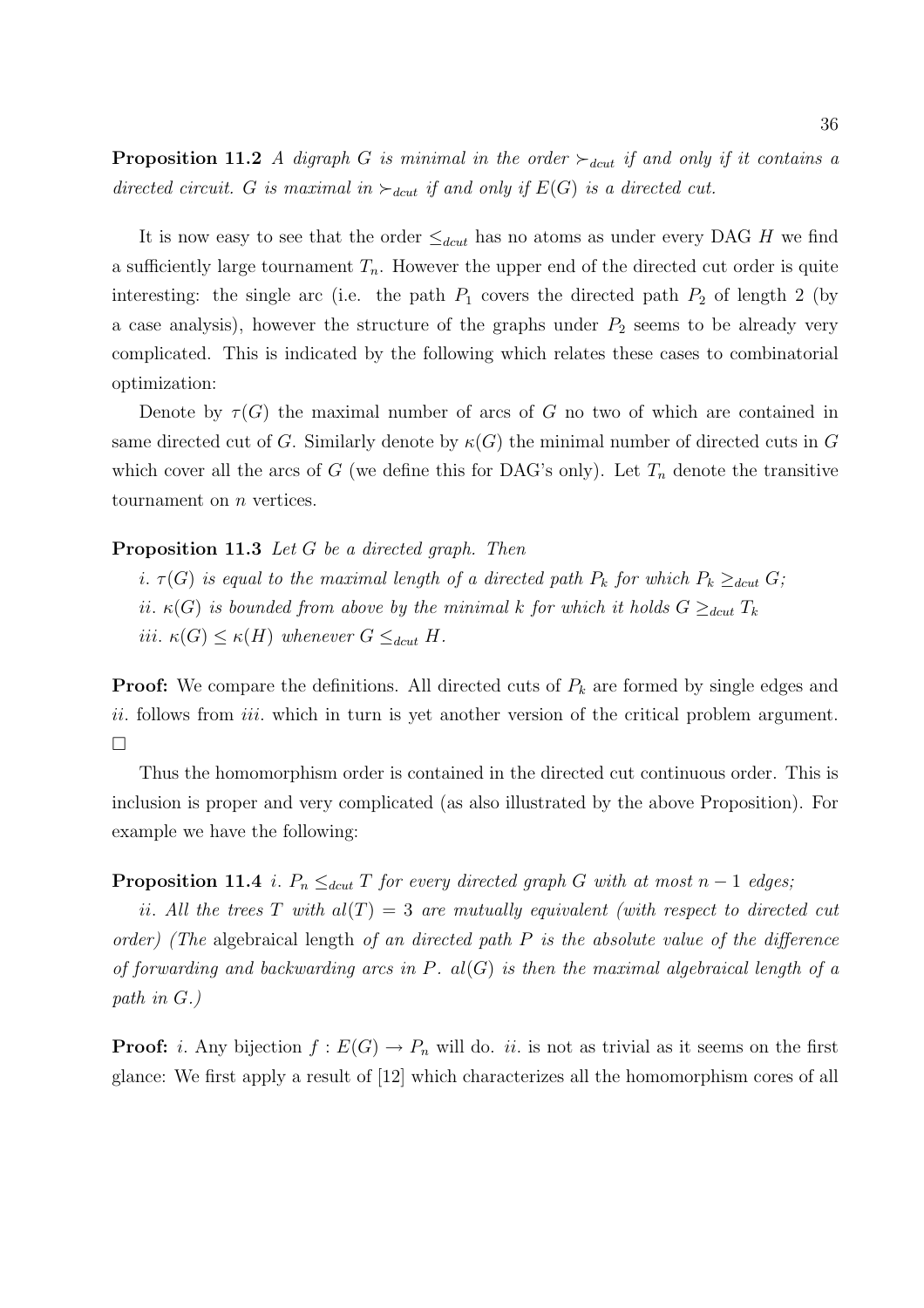**Proposition 11.2** *A digraph $G$ is minimal in the order $\succ_{dcut}$ if and only if it contains a directed circuit. $G$ is maximal in $\succ_{dcut}$ if and only if $E(G)$ is a directed cut.*

It is now easy to see that the order $\leq_{dcut}$ has no atoms as under every DAG $H$ we find a sufficiently large tournament $T_n$. However the upper end of the directed cut order is quite interesting: the single arc (i.e. the path $P_1$ covers the directed path $P_2$ of length 2 (by a case analysis), however the structure of the graphs under $P_2$ seems to be already very complicated. This is indicated by the following which relates these cases to combinatorial optimization:

Denote by $\tau(G)$ the maximal number of arcs of $G$ no two of which are contained in same directed cut of $G$. Similarly denote by $\kappa(G)$ the minimal number of directed cuts in $G$ which cover all the arcs of $G$ (we define this for DAG's only). Let $T_n$ denote the transitive tournament on $n$ vertices.

**Proposition 11.3** *Let $G$ be a directed graph. Then*

*i. $\tau(G)$ is equal to the maximal length of a directed path $P_k$ for which $P_k \geq_{dcut} G$;*

*ii. $\kappa(G)$ is bounded from above by the minimal $k$ for which it holds $G \geq_{dcut} T_k$*

*iii. $\kappa(G) \leq \kappa(H)$ whenever $G \leq_{dcut} H$.*

**Proof:** We compare the definitions. All directed cuts of $P_k$ are formed by single edges and *ii.* follows from *iii.* which in turn is yet another version of the critical problem argument. □

Thus the homomorphism order is contained in the directed cut continuous order. This is inclusion is proper and very complicated (as also illustrated by the above Proposition). For example we have the following:

**Proposition 11.4** *i. $P_n \leq_{dcut} T$ for every directed graph $G$ with at most $n-1$ edges;*

*ii. All the trees $T$ with $al(T) = 3$ are mutually equivalent (with respect to directed cut order) (The* algebraical length *of an directed path $P$ is the absolute value of the difference of forwarding and backwarding arcs in $P$. $al(G)$ is then the maximal algebraical length of a path in $G$.)*

**Proof:** *i.* Any bijection $f : E(G) \to P_n$ will do. *ii.* is not as trivial as it seems on the first glance: We first apply a result of [12] which characterizes all the homomorphism cores of all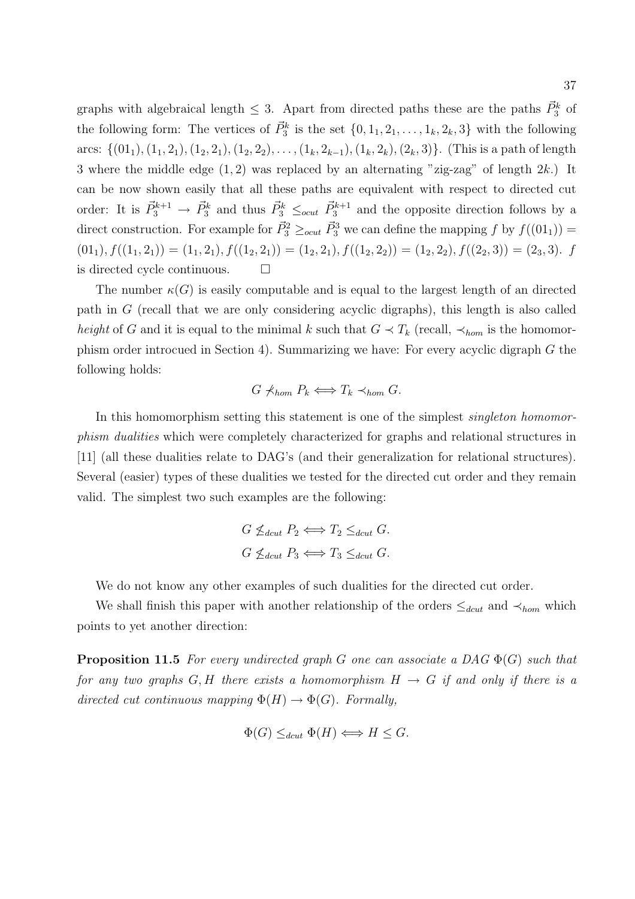graphs with algebraical length $\leq 3$. Apart from directed paths these are the paths $\vec{P}_3^k$ of the following form: The vertices of $\vec{P}_3^k$ is the set $\{0, 1_1, 2_1, \ldots, 1_k, 2_k, 3\}$ with the following arcs: $\{(01_1), (1_1, 2_1), (1_2, 2_1), (1_2, 2_2), \ldots, (1_k, 2_{k-1}), (1_k, 2_k), (2_k, 3)\}$. (This is a path of length 3 where the middle edge $(1, 2)$ was replaced by an alternating "zig-zag" of length $2k$.) It can be now shown easily that all these paths are equivalent with respect to directed cut order: It is $\vec{P}_3^{k+1} \to \vec{P}_3^k$ and thus $\vec{P}_3^k \leq_{ocut} \vec{P}_3^{k+1}$ and the opposite direction follows by a direct construction. For example for $\vec{P}_3^2 \geq_{ocut} \vec{P}_3^3$ we can define the mapping $f$ by $f((01_1)) = (01_1), f((1_1, 2_1)) = (1_1, 2_1), f((1_2, 2_1)) = (1_2, 2_1), f((1_2, 2_2)) = (1_2, 2_2), f((2_2, 3)) = (2_3, 3)$. $f$ is directed cycle continuous. $\square$

The number $\kappa(G)$ is easily computable and is equal to the largest length of an directed path in $G$ (recall that we are only considering acyclic digraphs), this length is also called *height* of $G$ and it is equal to the minimal $k$ such that $G \prec T_k$ (recall, $\prec_{hom}$ is the homomorphism order introcued in Section 4). Summarizing we have: For every acyclic digraph $G$ the following holds:

$$G \not\prec_{hom} P_k \Longleftrightarrow T_k \prec_{hom} G.$$

In this homomorphism setting this statement is one of the simplest *singleton homomorphism dualities* which were completely characterized for graphs and relational structures in [11] (all these dualities relate to DAG's (and their generalization for relational structures). Several (easier) types of these dualities we tested for the directed cut order and they remain valid. The simplest two such examples are the following:

$$G \not\leq_{dcut} P_2 \Longleftrightarrow T_2 \leq_{dcut} G.$$
$$G \not\leq_{dcut} P_3 \Longleftrightarrow T_3 \leq_{dcut} G.$$

We do not know any other examples of such dualities for the directed cut order.

We shall finish this paper with another relationship of the orders $\leq_{dcut}$ and $\prec_{hom}$ which points to yet another direction:

**Proposition 11.5** *For every undirected graph $G$ one can associate a DAG $\Phi(G)$ such that for any two graphs $G, H$ there exists a homomorphism $H \to G$ if and only if there is a directed cut continuous mapping $\Phi(H) \to \Phi(G)$. Formally,*

$$\Phi(G) \leq_{dcut} \Phi(H) \Longleftrightarrow H \leq G.$$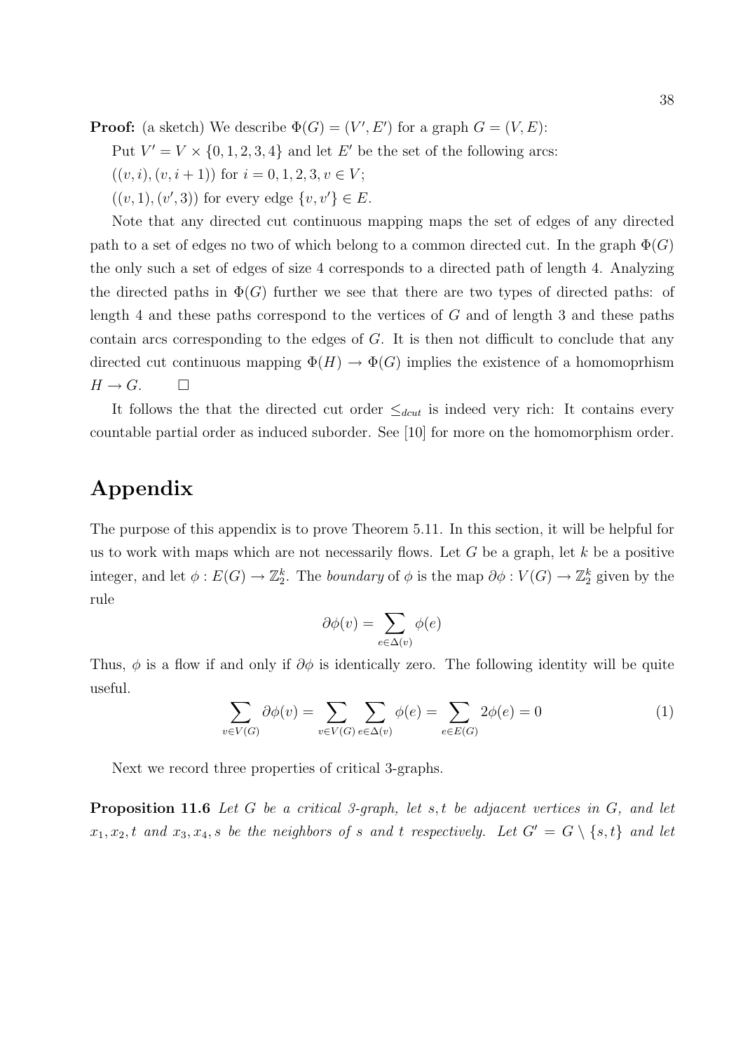**Proof:** (a sketch) We describe $\Phi(G) = (V', E')$ for a graph $G = (V, E)$:

Put $V' = V \times \{0, 1, 2, 3, 4\}$ and let $E'$ be the set of the following arcs:

$((v, i), (v, i + 1))$ for $i = 0, 1, 2, 3, v \in V$;

$((v, 1), (v', 3))$ for every edge $\{v, v'\} \in E$.

Note that any directed cut continuous mapping maps the set of edges of any directed path to a set of edges no two of which belong to a common directed cut. In the graph $\Phi(G)$ the only such a set of edges of size 4 corresponds to a directed path of length 4. Analyzing the directed paths in $\Phi(G)$ further we see that there are two types of directed paths: of length 4 and these paths correspond to the vertices of $G$ and of length 3 and these paths contain arcs corresponding to the edges of $G$. It is then not difficult to conclude that any directed cut continuous mapping $\Phi(H) \to \Phi(G)$ implies the existence of a homomoprhism $H \to G$. $\square$

It follows the that the directed cut order $\leq_{dcut}$ is indeed very rich: It contains every countable partial order as induced suborder. See [10] for more on the homomorphism order.

# Appendix

The purpose of this appendix is to prove Theorem 5.11. In this section, it will be helpful for us to work with maps which are not necessarily flows. Let $G$ be a graph, let $k$ be a positive integer, and let $\phi : E(G) \to \mathbb{Z}_2^k$. The *boundary* of $\phi$ is the map $\partial\phi : V(G) \to \mathbb{Z}_2^k$ given by the rule

$$\partial\phi(v) = \sum_{e \in \Delta(v)} \phi(e)$$

Thus, $\phi$ is a flow if and only if $\partial\phi$ is identically zero. The following identity will be quite useful.

$$\sum_{v \in V(G)} \partial\phi(v) = \sum_{v \in V(G)} \sum_{e \in \Delta(v)} \phi(e) = \sum_{e \in E(G)} 2\phi(e) = 0 \tag{1}$$

Next we record three properties of critical 3-graphs.

**Proposition 11.6** *Let $G$ be a critical 3-graph, let $s, t$ be adjacent vertices in $G$, and let $x_1, x_2, t$ and $x_3, x_4, s$ be the neighbors of $s$ and $t$ respectively. Let $G' = G \setminus \{s, t\}$ and let*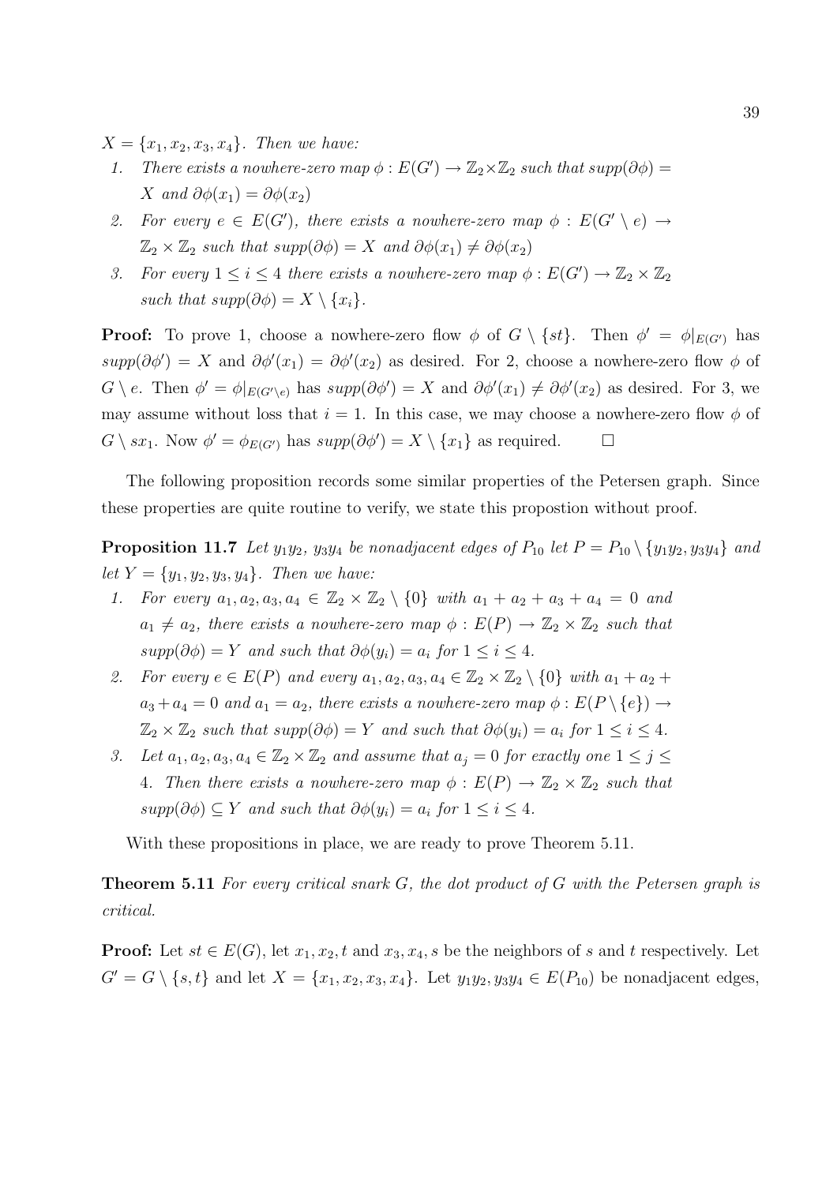$X = \{x_1, x_2, x_3, x_4\}$. *Then we have:*

1. *There exists a nowhere-zero map* $\phi : E(G') \to \mathbb{Z}_2 \times \mathbb{Z}_2$ *such that* $supp(\partial\phi) = X$ *and* $\partial\phi(x_1) = \partial\phi(x_2)$
2. *For every* $e \in E(G')$*, there exists a nowhere-zero map* $\phi : E(G' \setminus e) \to \mathbb{Z}_2 \times \mathbb{Z}_2$ *such that* $supp(\partial\phi) = X$ *and* $\partial\phi(x_1) \neq \partial\phi(x_2)$
3. *For every* $1 \leq i \leq 4$ *there exists a nowhere-zero map* $\phi : E(G') \to \mathbb{Z}_2 \times \mathbb{Z}_2$ *such that* $supp(\partial\phi) = X \setminus \{x_i\}$.

**Proof:** To prove 1, choose a nowhere-zero flow $\phi$ of $G \setminus \{st\}$. Then $\phi' = \phi|_{E(G')}$ has $supp(\partial\phi') = X$ and $\partial\phi'(x_1) = \partial\phi'(x_2)$ as desired. For 2, choose a nowhere-zero flow $\phi$ of $G \setminus e$. Then $\phi' = \phi|_{E(G' \setminus e)}$ has $supp(\partial\phi') = X$ and $\partial\phi'(x_1) \neq \partial\phi'(x_2)$ as desired. For 3, we may assume without loss that $i = 1$. In this case, we may choose a nowhere-zero flow $\phi$ of $G \setminus sx_1$. Now $\phi' = \phi_{E(G')}$ has $supp(\partial\phi') = X \setminus \{x_1\}$ as required. □

The following proposition records some similar properties of the Petersen graph. Since these properties are quite routine to verify, we state this propostion without proof.

**Proposition 11.7** *Let* $y_1y_2$*,* $y_3y_4$ *be nonadjacent edges of* $P_{10}$ *let* $P = P_{10} \setminus \{y_1y_2, y_3y_4\}$ *and let* $Y = \{y_1, y_2, y_3, y_4\}$. *Then we have:*

1. *For every* $a_1, a_2, a_3, a_4 \in \mathbb{Z}_2 \times \mathbb{Z}_2 \setminus \{0\}$ *with* $a_1 + a_2 + a_3 + a_4 = 0$ *and* $a_1 \neq a_2$*, there exists a nowhere-zero map* $\phi : E(P) \to \mathbb{Z}_2 \times \mathbb{Z}_2$ *such that* $supp(\partial\phi) = Y$ *and such that* $\partial\phi(y_i) = a_i$ *for* $1 \leq i \leq 4$.
2. *For every* $e \in E(P)$ *and every* $a_1, a_2, a_3, a_4 \in \mathbb{Z}_2 \times \mathbb{Z}_2 \setminus \{0\}$ *with* $a_1 + a_2 + a_3 + a_4 = 0$ *and* $a_1 = a_2$*, there exists a nowhere-zero map* $\phi : E(P \setminus \{e\}) \to \mathbb{Z}_2 \times \mathbb{Z}_2$ *such that* $supp(\partial\phi) = Y$ *and such that* $\partial\phi(y_i) = a_i$ *for* $1 \leq i \leq 4$.
3. *Let* $a_1, a_2, a_3, a_4 \in \mathbb{Z}_2 \times \mathbb{Z}_2$ *and assume that* $a_j = 0$ *for exactly one* $1 \leq j \leq 4$. *Then there exists a nowhere-zero map* $\phi : E(P) \to \mathbb{Z}_2 \times \mathbb{Z}_2$ *such that* $supp(\partial\phi) \subseteq Y$ *and such that* $\partial\phi(y_i) = a_i$ *for* $1 \leq i \leq 4$.

With these propositions in place, we are ready to prove Theorem 5.11.

**Theorem 5.11** *For every critical snark* $G$*, the dot product of* $G$ *with the Petersen graph is critical.*

**Proof:** Let $st \in E(G)$, let $x_1, x_2, t$ and $x_3, x_4, s$ be the neighbors of $s$ and $t$ respectively. Let $G' = G \setminus \{s, t\}$ and let $X = \{x_1, x_2, x_3, x_4\}$. Let $y_1y_2, y_3y_4 \in E(P_{10})$ be nonadjacent edges,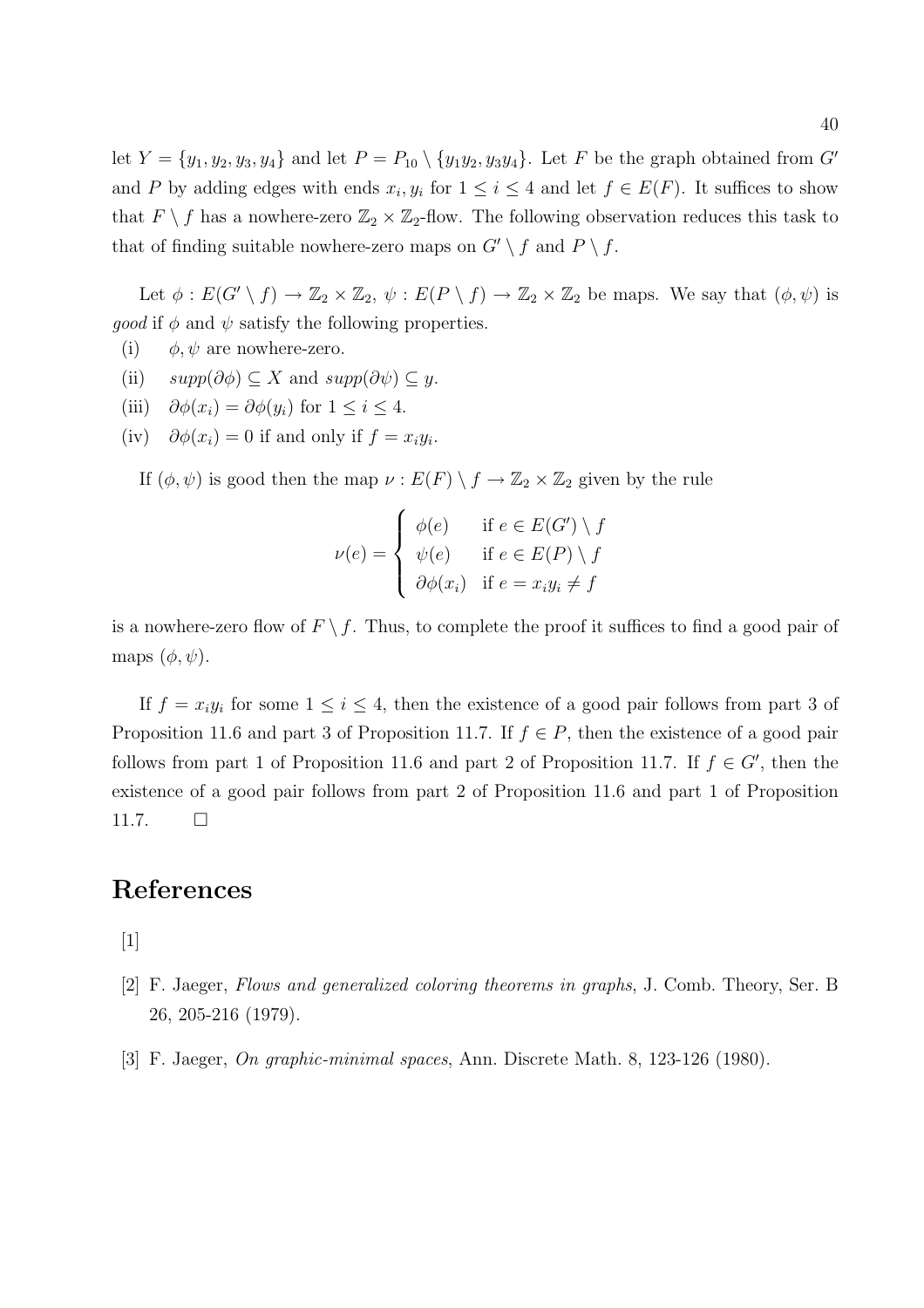let $Y = \{y_1, y_2, y_3, y_4\}$ and let $P = P_{10} \setminus \{y_1y_2, y_3y_4\}$. Let $F$ be the graph obtained from $G'$ and $P$ by adding edges with ends $x_i, y_i$ for $1 \leq i \leq 4$ and let $f \in E(F)$. It suffices to show that $F \setminus f$ has a nowhere-zero $\mathbb{Z}_2 \times \mathbb{Z}_2$-flow. The following observation reduces this task to that of finding suitable nowhere-zero maps on $G' \setminus f$ and $P \setminus f$.

Let $\phi : E(G' \setminus f) \to \mathbb{Z}_2 \times \mathbb{Z}_2$, $\psi : E(P \setminus f) \to \mathbb{Z}_2 \times \mathbb{Z}_2$ be maps. We say that $(\phi, \psi)$ is *good* if $\phi$ and $\psi$ satisfy the following properties.

(i) $\phi, \psi$ are nowhere-zero.

(ii) $supp(\partial\phi) \subseteq X$ and $supp(\partial\psi) \subseteq y$.

(iii) $\partial\phi(x_i) = \partial\phi(y_i)$ for $1 \leq i \leq 4$.

(iv) $\partial\phi(x_i) = 0$ if and only if $f = x_iy_i$.

If $(\phi, \psi)$ is good then the map $\nu : E(F) \setminus f \to \mathbb{Z}_2 \times \mathbb{Z}_2$ given by the rule

$$\nu(e) = \begin{cases} \phi(e) & \text{if } e \in E(G') \setminus f \\ \psi(e) & \text{if } e \in E(P) \setminus f \\ \partial\phi(x_i) & \text{if } e = x_iy_i \neq f \end{cases}$$

is a nowhere-zero flow of $F \setminus f$. Thus, to complete the proof it suffices to find a good pair of maps $(\phi, \psi)$.

If $f = x_iy_i$ for some $1 \leq i \leq 4$, then the existence of a good pair follows from part 3 of Proposition 11.6 and part 3 of Proposition 11.7. If $f \in P$, then the existence of a good pair follows from part 1 of Proposition 11.6 and part 2 of Proposition 11.7. If $f \in G'$, then the existence of a good pair follows from part 2 of Proposition 11.6 and part 1 of Proposition 11.7. □

# References

[1]

[2] F. Jaeger, *Flows and generalized coloring theorems in graphs*, J. Comb. Theory, Ser. B 26, 205-216 (1979).

[3] F. Jaeger, *On graphic-minimal spaces*, Ann. Discrete Math. 8, 123-126 (1980).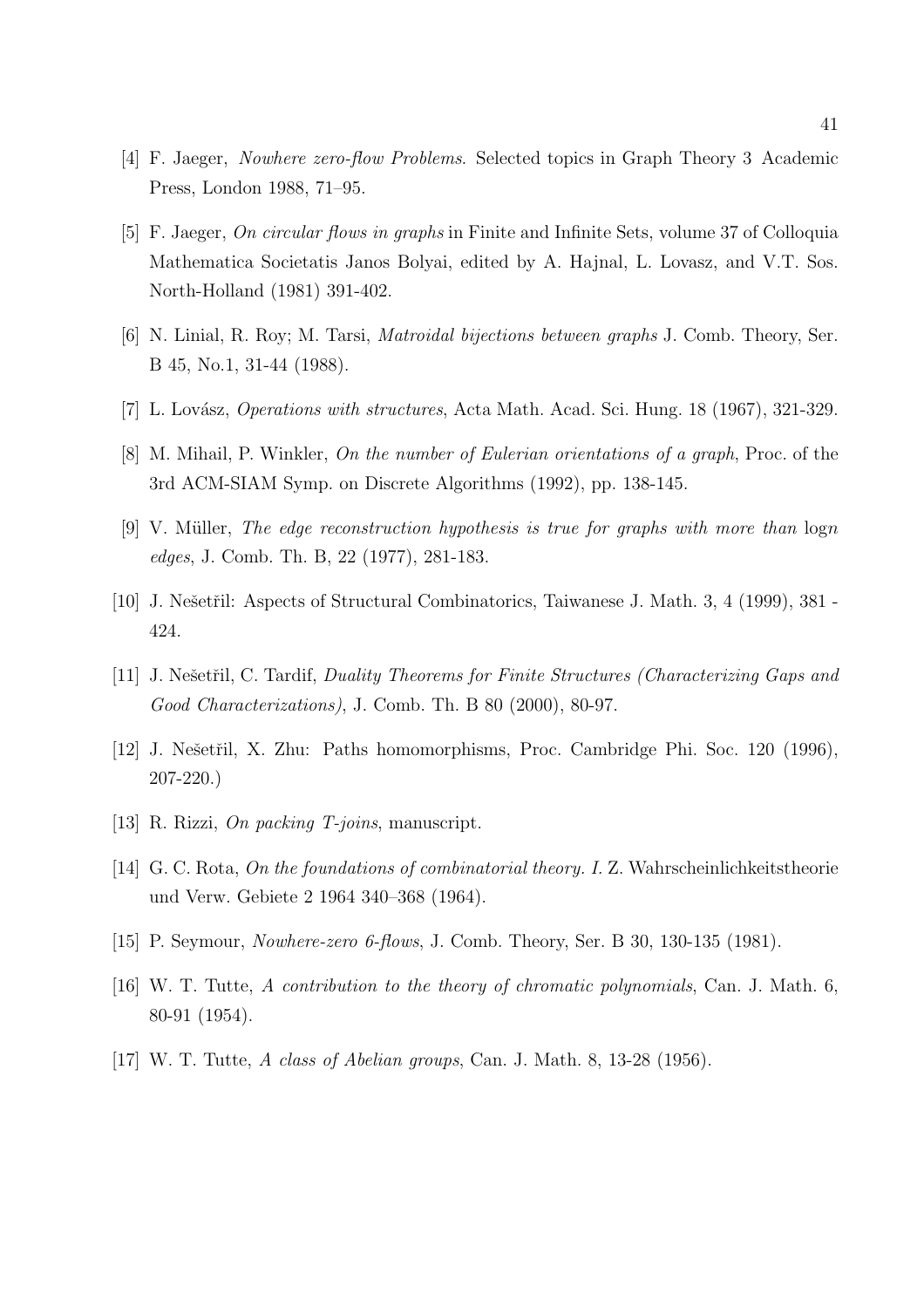[4] F. Jaeger, *Nowhere zero-flow Problems*. Selected topics in Graph Theory 3 Academic Press, London 1988, 71–95.

[5] F. Jaeger, *On circular flows in graphs* in Finite and Infinite Sets, volume 37 of Colloquia Mathematica Societatis Janos Bolyai, edited by A. Hajnal, L. Lovasz, and V.T. Sos. North-Holland (1981) 391-402.

[6] N. Linial, R. Roy; M. Tarsi, *Matroidal bijections between graphs* J. Comb. Theory, Ser. B 45, No.1, 31-44 (1988).

[7] L. Lovász, *Operations with structures*, Acta Math. Acad. Sci. Hung. 18 (1967), 321-329.

[8] M. Mihail, P. Winkler, *On the number of Eulerian orientations of a graph*, Proc. of the 3rd ACM-SIAM Symp. on Discrete Algorithms (1992), pp. 138-145.

[9] V. Müller, *The edge reconstruction hypothesis is true for graphs with more than* $\log n$ *edges*, J. Comb. Th. B, 22 (1977), 281-183.

[10] J. Nešetřil: Aspects of Structural Combinatorics, Taiwanese J. Math. 3, 4 (1999), 381 - 424.

[11] J. Nešetřil, C. Tardif, *Duality Theorems for Finite Structures (Characterizing Gaps and Good Characterizations)*, J. Comb. Th. B 80 (2000), 80-97.

[12] J. Nešetřil, X. Zhu: Paths homomorphisms, Proc. Cambridge Phi. Soc. 120 (1996), 207-220.)

[13] R. Rizzi, *On packing T-joins*, manuscript.

[14] G. C. Rota, *On the foundations of combinatorial theory. I.* Z. Wahrscheinlichkeitstheorie und Verw. Gebiete 2 1964 340–368 (1964).

[15] P. Seymour, *Nowhere-zero 6-flows*, J. Comb. Theory, Ser. B 30, 130-135 (1981).

[16] W. T. Tutte, *A contribution to the theory of chromatic polynomials*, Can. J. Math. 6, 80-91 (1954).

[17] W. T. Tutte, *A class of Abelian groups*, Can. J. Math. 8, 13-28 (1956).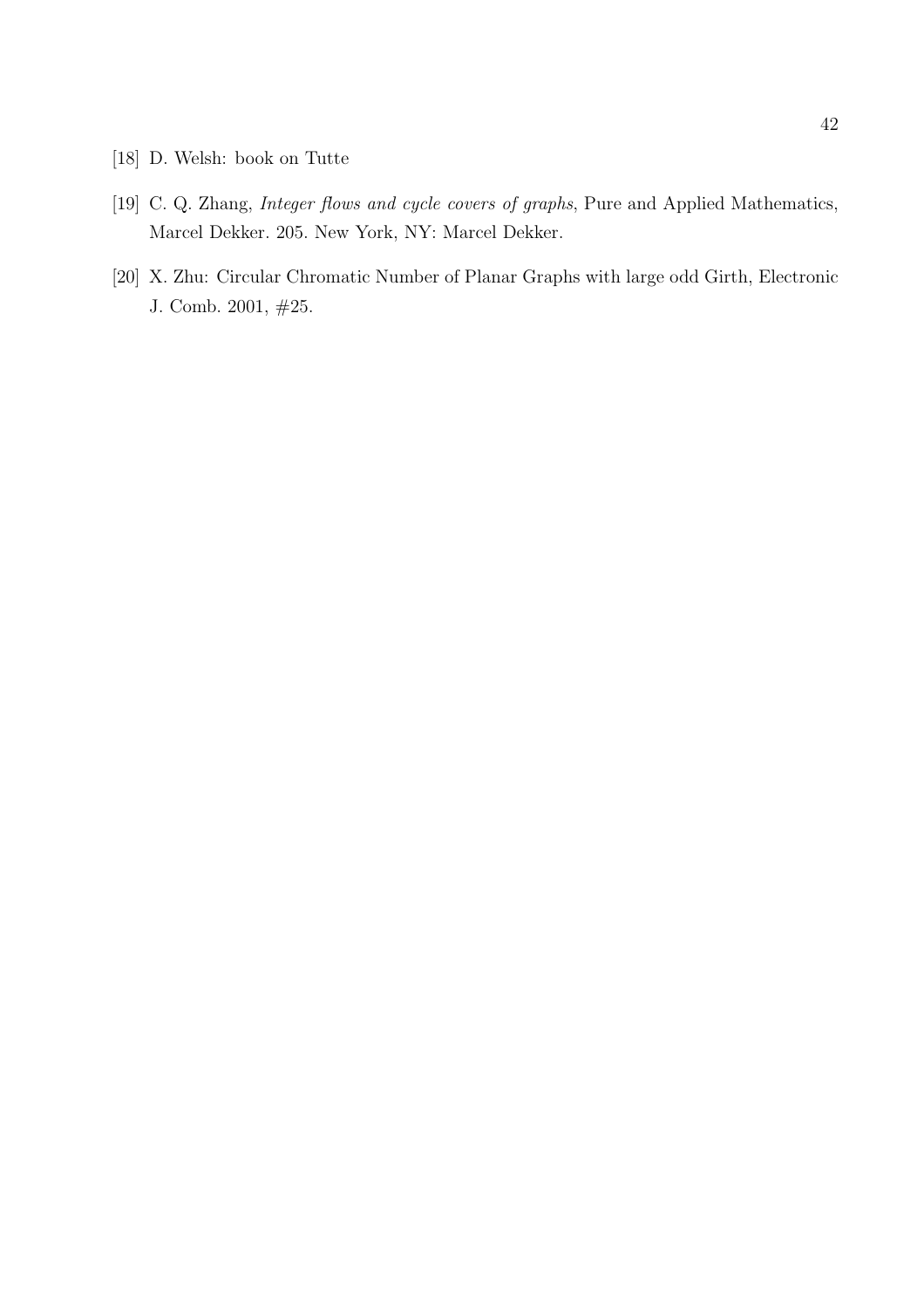[18] D. Welsh: book on Tutte

[19] C. Q. Zhang, *Integer flows and cycle covers of graphs*, Pure and Applied Mathematics, Marcel Dekker. 205. New York, NY: Marcel Dekker.

[20] X. Zhu: Circular Chromatic Number of Planar Graphs with large odd Girth, Electronic J. Comb. 2001, #25.